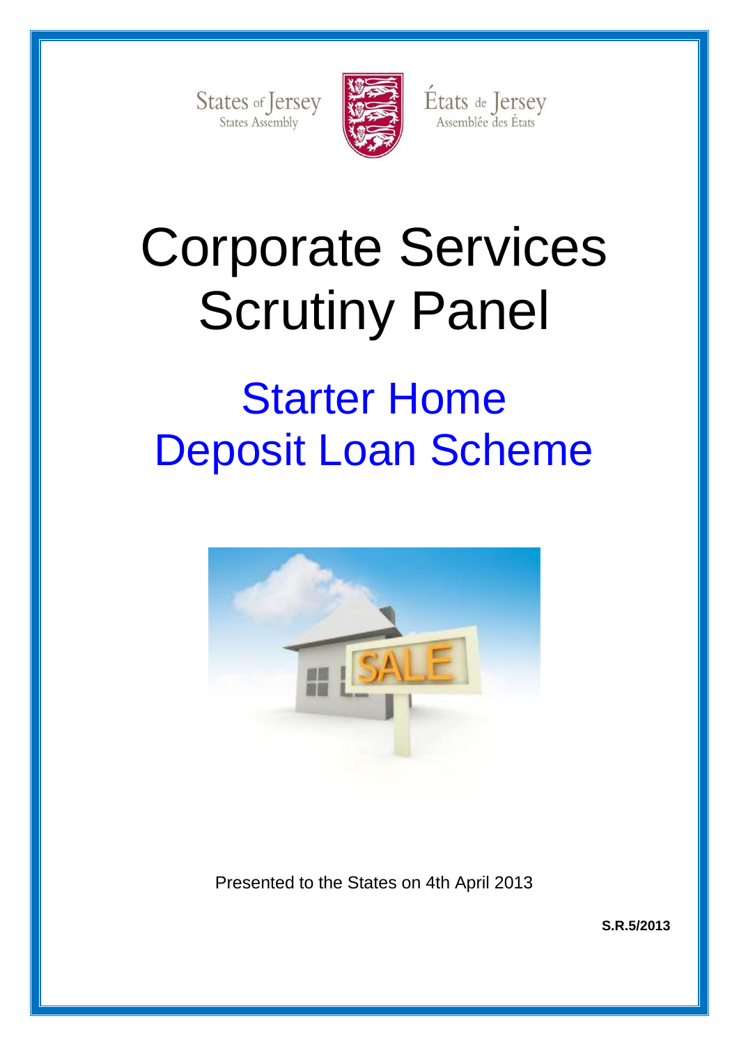States of Jersey
States Assembly

États de Jersey
Assemblée des États

# Corporate Services Scrutiny Panel

## Starter Home Deposit Loan Scheme

Presented to the States on 4th April 2013

**S.R.5/2013**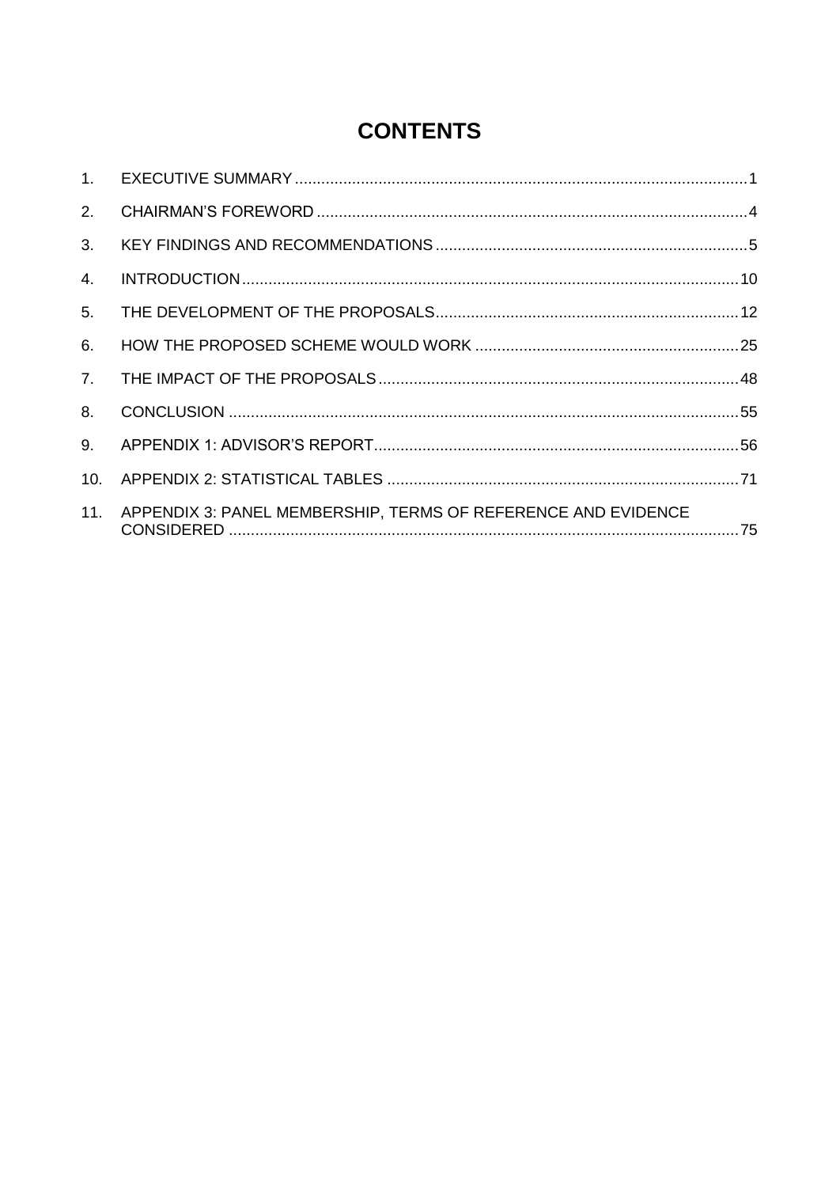# CONTENTS

1. EXECUTIVE SUMMARY ........ 1
2. CHAIRMAN'S FOREWORD ........ 4
3. KEY FINDINGS AND RECOMMENDATIONS ........ 5
4. INTRODUCTION ........ 10
5. THE DEVELOPMENT OF THE PROPOSALS ........ 12
6. HOW THE PROPOSED SCHEME WOULD WORK ........ 25
7. THE IMPACT OF THE PROPOSALS ........ 48
8. CONCLUSION ........ 55
9. APPENDIX 1: ADVISOR'S REPORT ........ 56
10. APPENDIX 2: STATISTICAL TABLES ........ 71
11. APPENDIX 3: PANEL MEMBERSHIP, TERMS OF REFERENCE AND EVIDENCE CONSIDERED ........ 75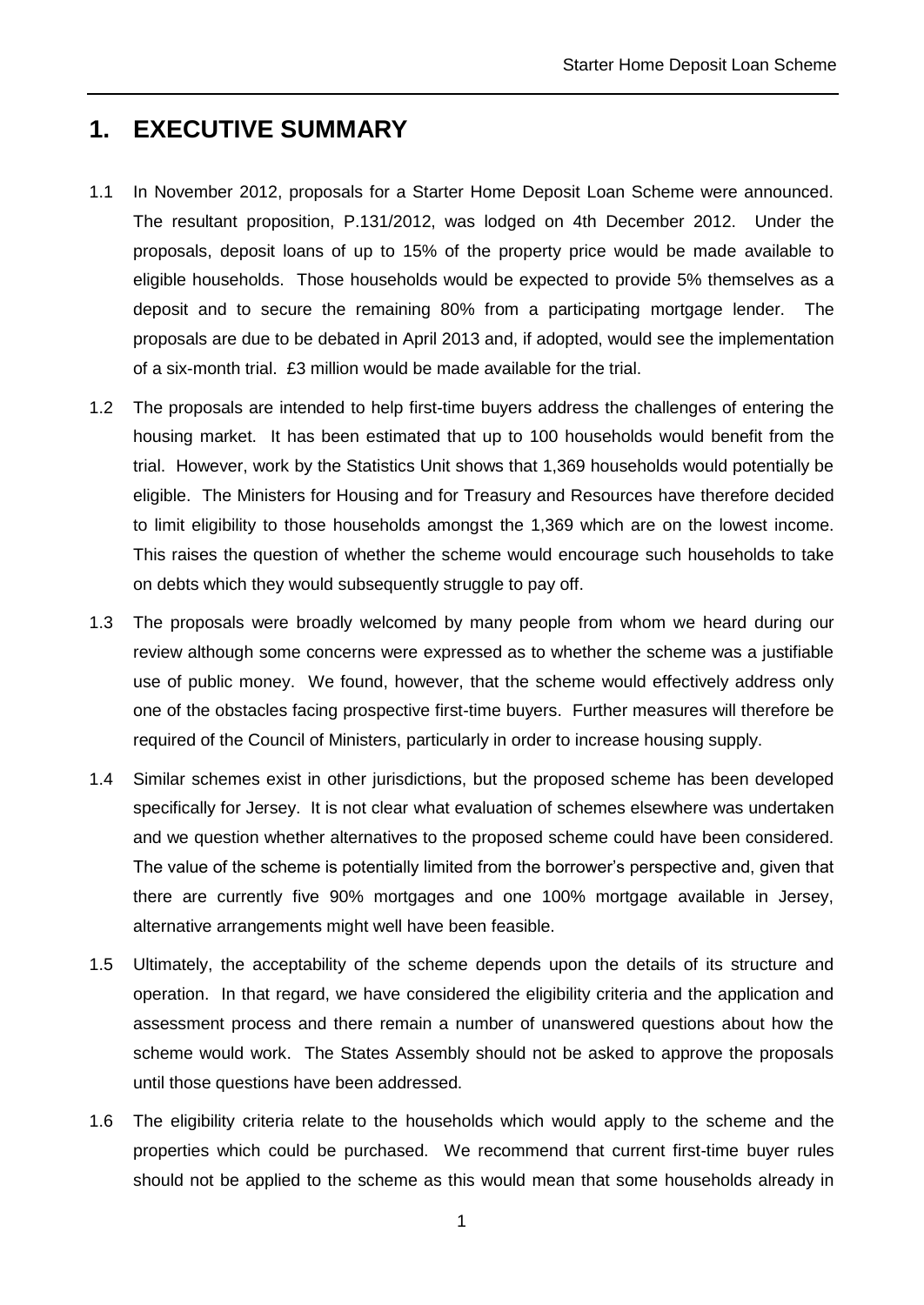# 1. EXECUTIVE SUMMARY

1.1 In November 2012, proposals for a Starter Home Deposit Loan Scheme were announced. The resultant proposition, P.131/2012, was lodged on 4th December 2012. Under the proposals, deposit loans of up to 15% of the property price would be made available to eligible households. Those households would be expected to provide 5% themselves as a deposit and to secure the remaining 80% from a participating mortgage lender. The proposals are due to be debated in April 2013 and, if adopted, would see the implementation of a six-month trial. £3 million would be made available for the trial.

1.2 The proposals are intended to help first-time buyers address the challenges of entering the housing market. It has been estimated that up to 100 households would benefit from the trial. However, work by the Statistics Unit shows that 1,369 households would potentially be eligible. The Ministers for Housing and for Treasury and Resources have therefore decided to limit eligibility to those households amongst the 1,369 which are on the lowest income. This raises the question of whether the scheme would encourage such households to take on debts which they would subsequently struggle to pay off.

1.3 The proposals were broadly welcomed by many people from whom we heard during our review although some concerns were expressed as to whether the scheme was a justifiable use of public money. We found, however, that the scheme would effectively address only one of the obstacles facing prospective first-time buyers. Further measures will therefore be required of the Council of Ministers, particularly in order to increase housing supply.

1.4 Similar schemes exist in other jurisdictions, but the proposed scheme has been developed specifically for Jersey. It is not clear what evaluation of schemes elsewhere was undertaken and we question whether alternatives to the proposed scheme could have been considered. The value of the scheme is potentially limited from the borrower's perspective and, given that there are currently five 90% mortgages and one 100% mortgage available in Jersey, alternative arrangements might well have been feasible.

1.5 Ultimately, the acceptability of the scheme depends upon the details of its structure and operation. In that regard, we have considered the eligibility criteria and the application and assessment process and there remain a number of unanswered questions about how the scheme would work. The States Assembly should not be asked to approve the proposals until those questions have been addressed.

1.6 The eligibility criteria relate to the households which would apply to the scheme and the properties which could be purchased. We recommend that current first-time buyer rules should not be applied to the scheme as this would mean that some households already in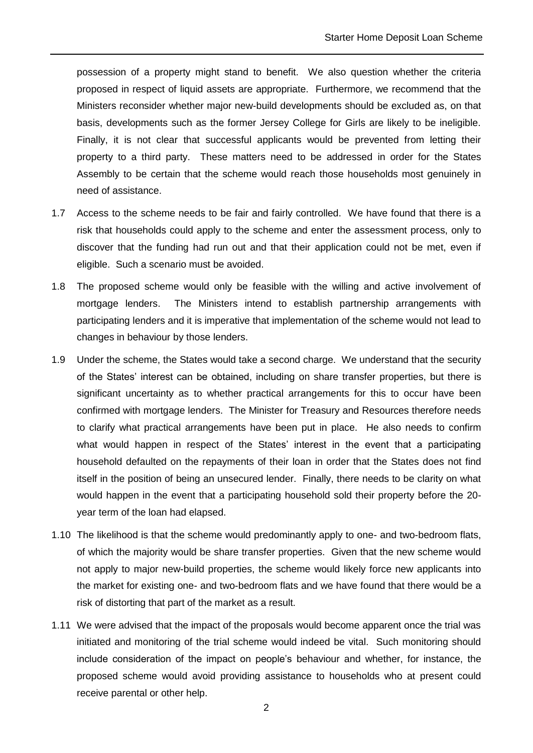possession of a property might stand to benefit. We also question whether the criteria proposed in respect of liquid assets are appropriate. Furthermore, we recommend that the Ministers reconsider whether major new-build developments should be excluded as, on that basis, developments such as the former Jersey College for Girls are likely to be ineligible. Finally, it is not clear that successful applicants would be prevented from letting their property to a third party. These matters need to be addressed in order for the States Assembly to be certain that the scheme would reach those households most genuinely in need of assistance.

1.7 Access to the scheme needs to be fair and fairly controlled. We have found that there is a risk that households could apply to the scheme and enter the assessment process, only to discover that the funding had run out and that their application could not be met, even if eligible. Such a scenario must be avoided.

1.8 The proposed scheme would only be feasible with the willing and active involvement of mortgage lenders. The Ministers intend to establish partnership arrangements with participating lenders and it is imperative that implementation of the scheme would not lead to changes in behaviour by those lenders.

1.9 Under the scheme, the States would take a second charge. We understand that the security of the States' interest can be obtained, including on share transfer properties, but there is significant uncertainty as to whether practical arrangements for this to occur have been confirmed with mortgage lenders. The Minister for Treasury and Resources therefore needs to clarify what practical arrangements have been put in place. He also needs to confirm what would happen in respect of the States' interest in the event that a participating household defaulted on the repayments of their loan in order that the States does not find itself in the position of being an unsecured lender. Finally, there needs to be clarity on what would happen in the event that a participating household sold their property before the 20-year term of the loan had elapsed.

1.10 The likelihood is that the scheme would predominantly apply to one- and two-bedroom flats, of which the majority would be share transfer properties. Given that the new scheme would not apply to major new-build properties, the scheme would likely force new applicants into the market for existing one- and two-bedroom flats and we have found that there would be a risk of distorting that part of the market as a result.

1.11 We were advised that the impact of the proposals would become apparent once the trial was initiated and monitoring of the trial scheme would indeed be vital. Such monitoring should include consideration of the impact on people's behaviour and whether, for instance, the proposed scheme would avoid providing assistance to households who at present could receive parental or other help.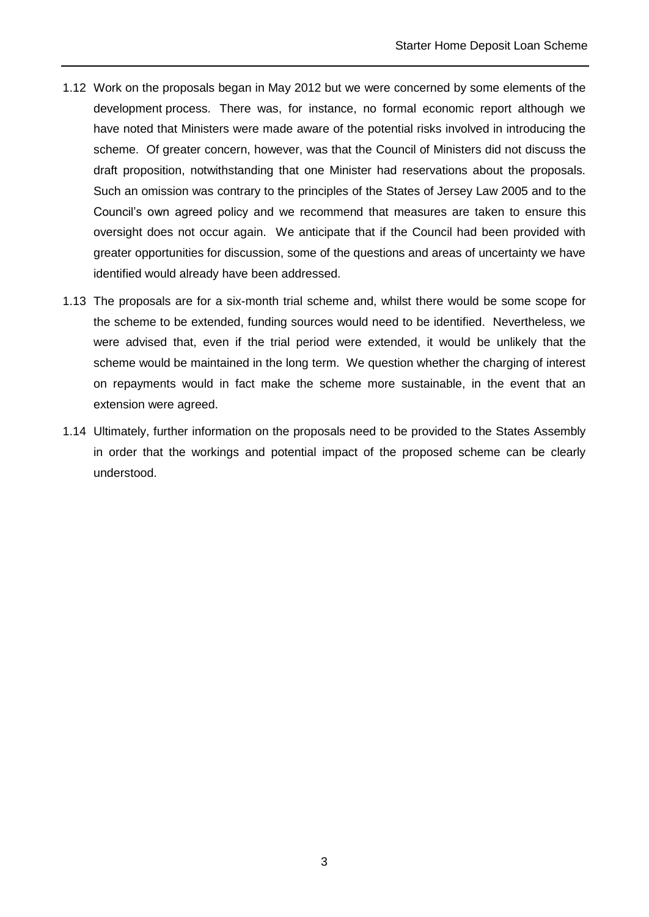1.12 Work on the proposals began in May 2012 but we were concerned by some elements of the development process. There was, for instance, no formal economic report although we have noted that Ministers were made aware of the potential risks involved in introducing the scheme. Of greater concern, however, was that the Council of Ministers did not discuss the draft proposition, notwithstanding that one Minister had reservations about the proposals. Such an omission was contrary to the principles of the States of Jersey Law 2005 and to the Council's own agreed policy and we recommend that measures are taken to ensure this oversight does not occur again. We anticipate that if the Council had been provided with greater opportunities for discussion, some of the questions and areas of uncertainty we have identified would already have been addressed.

1.13 The proposals are for a six-month trial scheme and, whilst there would be some scope for the scheme to be extended, funding sources would need to be identified. Nevertheless, we were advised that, even if the trial period were extended, it would be unlikely that the scheme would be maintained in the long term. We question whether the charging of interest on repayments would in fact make the scheme more sustainable, in the event that an extension were agreed.

1.14 Ultimately, further information on the proposals need to be provided to the States Assembly in order that the workings and potential impact of the proposed scheme can be clearly understood.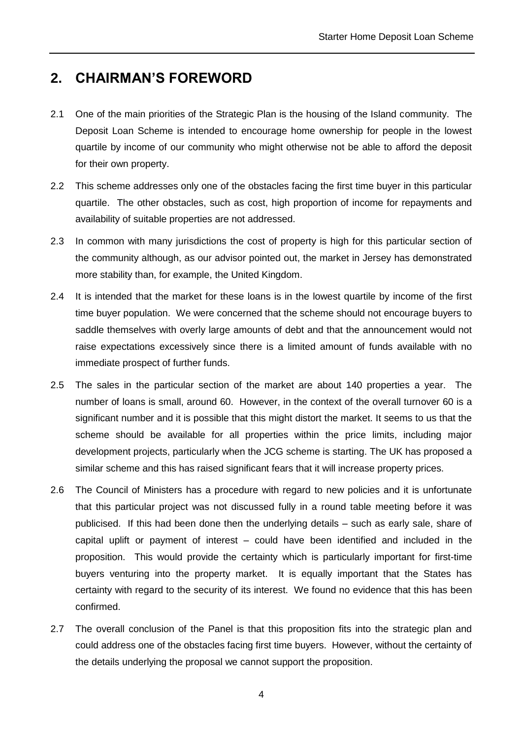## 2. CHAIRMAN'S FOREWORD

2.1 One of the main priorities of the Strategic Plan is the housing of the Island community. The Deposit Loan Scheme is intended to encourage home ownership for people in the lowest quartile by income of our community who might otherwise not be able to afford the deposit for their own property.

2.2 This scheme addresses only one of the obstacles facing the first time buyer in this particular quartile. The other obstacles, such as cost, high proportion of income for repayments and availability of suitable properties are not addressed.

2.3 In common with many jurisdictions the cost of property is high for this particular section of the community although, as our advisor pointed out, the market in Jersey has demonstrated more stability than, for example, the United Kingdom.

2.4 It is intended that the market for these loans is in the lowest quartile by income of the first time buyer population. We were concerned that the scheme should not encourage buyers to saddle themselves with overly large amounts of debt and that the announcement would not raise expectations excessively since there is a limited amount of funds available with no immediate prospect of further funds.

2.5 The sales in the particular section of the market are about 140 properties a year. The number of loans is small, around 60. However, in the context of the overall turnover 60 is a significant number and it is possible that this might distort the market. It seems to us that the scheme should be available for all properties within the price limits, including major development projects, particularly when the JCG scheme is starting. The UK has proposed a similar scheme and this has raised significant fears that it will increase property prices.

2.6 The Council of Ministers has a procedure with regard to new policies and it is unfortunate that this particular project was not discussed fully in a round table meeting before it was publicised. If this had been done then the underlying details – such as early sale, share of capital uplift or payment of interest – could have been identified and included in the proposition. This would provide the certainty which is particularly important for first-time buyers venturing into the property market. It is equally important that the States has certainty with regard to the security of its interest. We found no evidence that this has been confirmed.

2.7 The overall conclusion of the Panel is that this proposition fits into the strategic plan and could address one of the obstacles facing first time buyers. However, without the certainty of the details underlying the proposal we cannot support the proposition.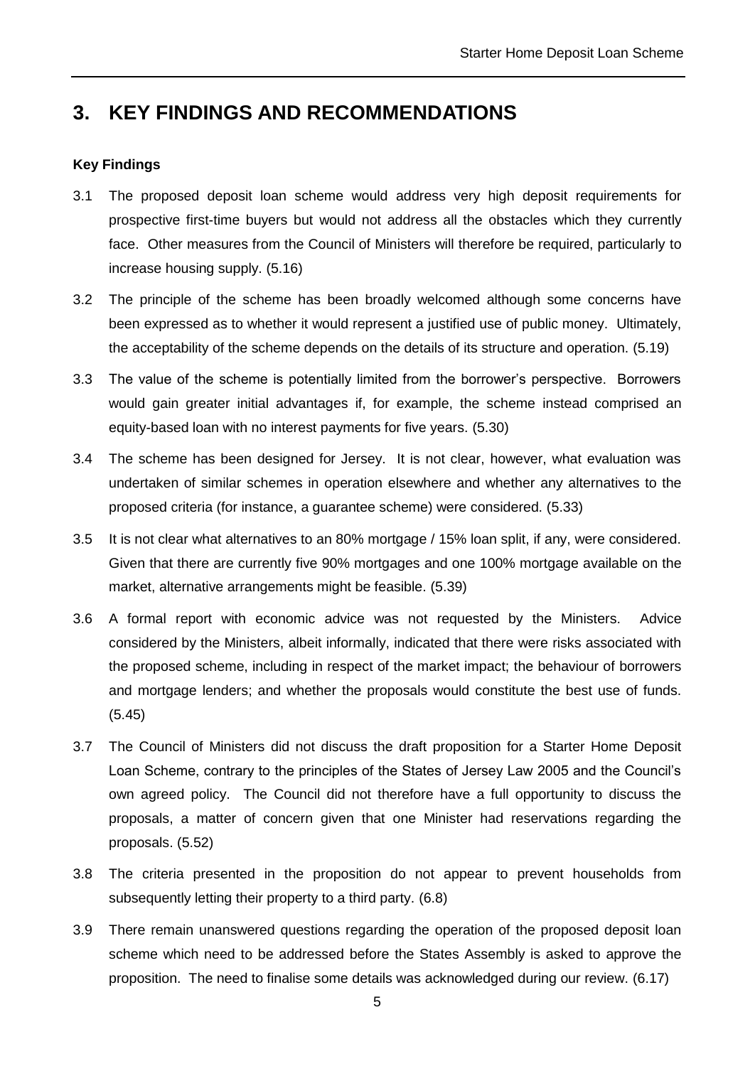# 3. KEY FINDINGS AND RECOMMENDATIONS

**Key Findings**

3.1 The proposed deposit loan scheme would address very high deposit requirements for prospective first-time buyers but would not address all the obstacles which they currently face. Other measures from the Council of Ministers will therefore be required, particularly to increase housing supply. (5.16)

3.2 The principle of the scheme has been broadly welcomed although some concerns have been expressed as to whether it would represent a justified use of public money. Ultimately, the acceptability of the scheme depends on the details of its structure and operation. (5.19)

3.3 The value of the scheme is potentially limited from the borrower's perspective. Borrowers would gain greater initial advantages if, for example, the scheme instead comprised an equity-based loan with no interest payments for five years. (5.30)

3.4 The scheme has been designed for Jersey. It is not clear, however, what evaluation was undertaken of similar schemes in operation elsewhere and whether any alternatives to the proposed criteria (for instance, a guarantee scheme) were considered. (5.33)

3.5 It is not clear what alternatives to an 80% mortgage / 15% loan split, if any, were considered. Given that there are currently five 90% mortgages and one 100% mortgage available on the market, alternative arrangements might be feasible. (5.39)

3.6 A formal report with economic advice was not requested by the Ministers. Advice considered by the Ministers, albeit informally, indicated that there were risks associated with the proposed scheme, including in respect of the market impact; the behaviour of borrowers and mortgage lenders; and whether the proposals would constitute the best use of funds. (5.45)

3.7 The Council of Ministers did not discuss the draft proposition for a Starter Home Deposit Loan Scheme, contrary to the principles of the States of Jersey Law 2005 and the Council's own agreed policy. The Council did not therefore have a full opportunity to discuss the proposals, a matter of concern given that one Minister had reservations regarding the proposals. (5.52)

3.8 The criteria presented in the proposition do not appear to prevent households from subsequently letting their property to a third party. (6.8)

3.9 There remain unanswered questions regarding the operation of the proposed deposit loan scheme which need to be addressed before the States Assembly is asked to approve the proposition. The need to finalise some details was acknowledged during our review. (6.17)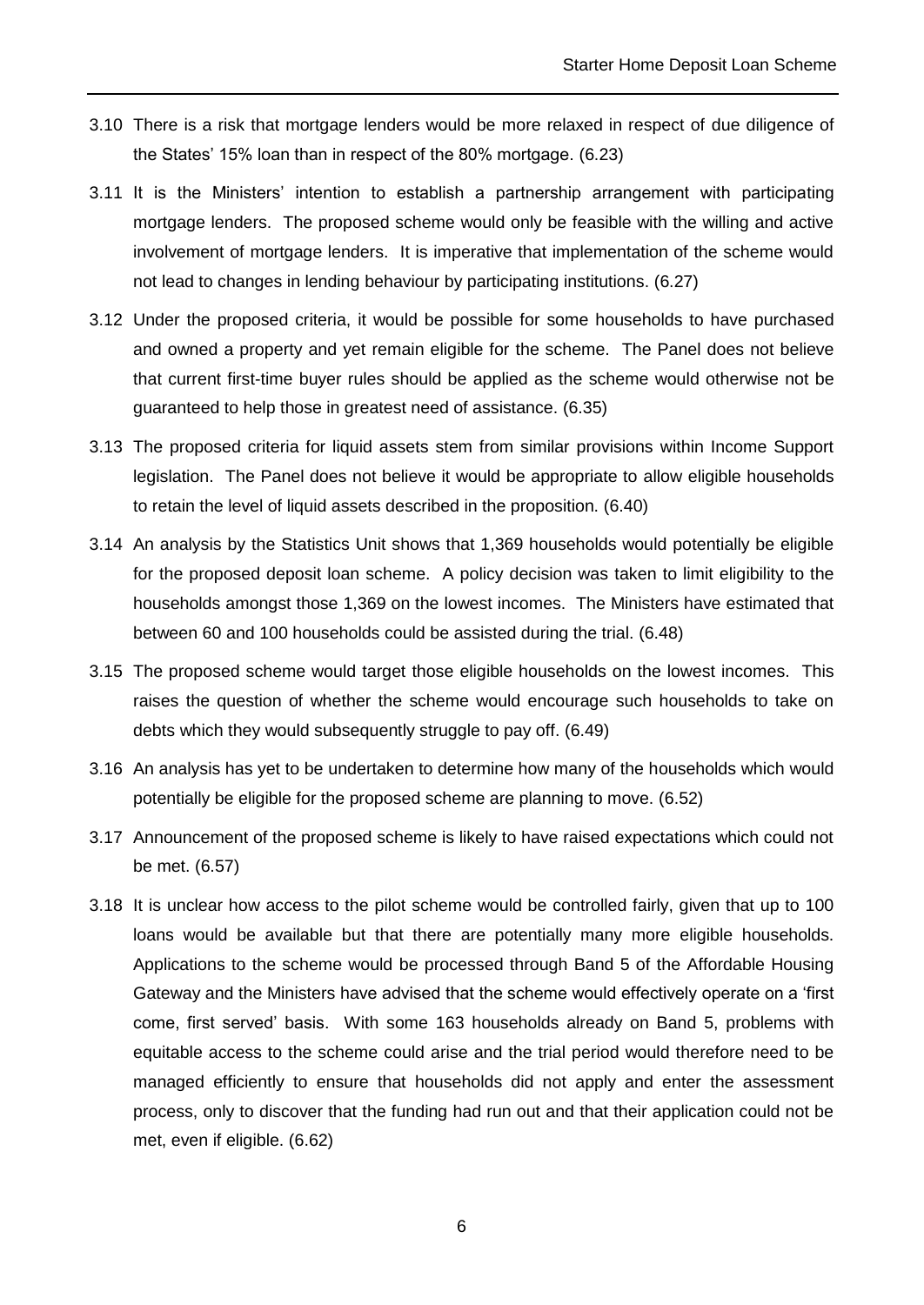3.10 There is a risk that mortgage lenders would be more relaxed in respect of due diligence of the States' 15% loan than in respect of the 80% mortgage. (6.23)

3.11 It is the Ministers' intention to establish a partnership arrangement with participating mortgage lenders. The proposed scheme would only be feasible with the willing and active involvement of mortgage lenders. It is imperative that implementation of the scheme would not lead to changes in lending behaviour by participating institutions. (6.27)

3.12 Under the proposed criteria, it would be possible for some households to have purchased and owned a property and yet remain eligible for the scheme. The Panel does not believe that current first-time buyer rules should be applied as the scheme would otherwise not be guaranteed to help those in greatest need of assistance. (6.35)

3.13 The proposed criteria for liquid assets stem from similar provisions within Income Support legislation. The Panel does not believe it would be appropriate to allow eligible households to retain the level of liquid assets described in the proposition. (6.40)

3.14 An analysis by the Statistics Unit shows that 1,369 households would potentially be eligible for the proposed deposit loan scheme. A policy decision was taken to limit eligibility to the households amongst those 1,369 on the lowest incomes. The Ministers have estimated that between 60 and 100 households could be assisted during the trial. (6.48)

3.15 The proposed scheme would target those eligible households on the lowest incomes. This raises the question of whether the scheme would encourage such households to take on debts which they would subsequently struggle to pay off. (6.49)

3.16 An analysis has yet to be undertaken to determine how many of the households which would potentially be eligible for the proposed scheme are planning to move. (6.52)

3.17 Announcement of the proposed scheme is likely to have raised expectations which could not be met. (6.57)

3.18 It is unclear how access to the pilot scheme would be controlled fairly, given that up to 100 loans would be available but that there are potentially many more eligible households. Applications to the scheme would be processed through Band 5 of the Affordable Housing Gateway and the Ministers have advised that the scheme would effectively operate on a 'first come, first served' basis. With some 163 households already on Band 5, problems with equitable access to the scheme could arise and the trial period would therefore need to be managed efficiently to ensure that households did not apply and enter the assessment process, only to discover that the funding had run out and that their application could not be met, even if eligible. (6.62)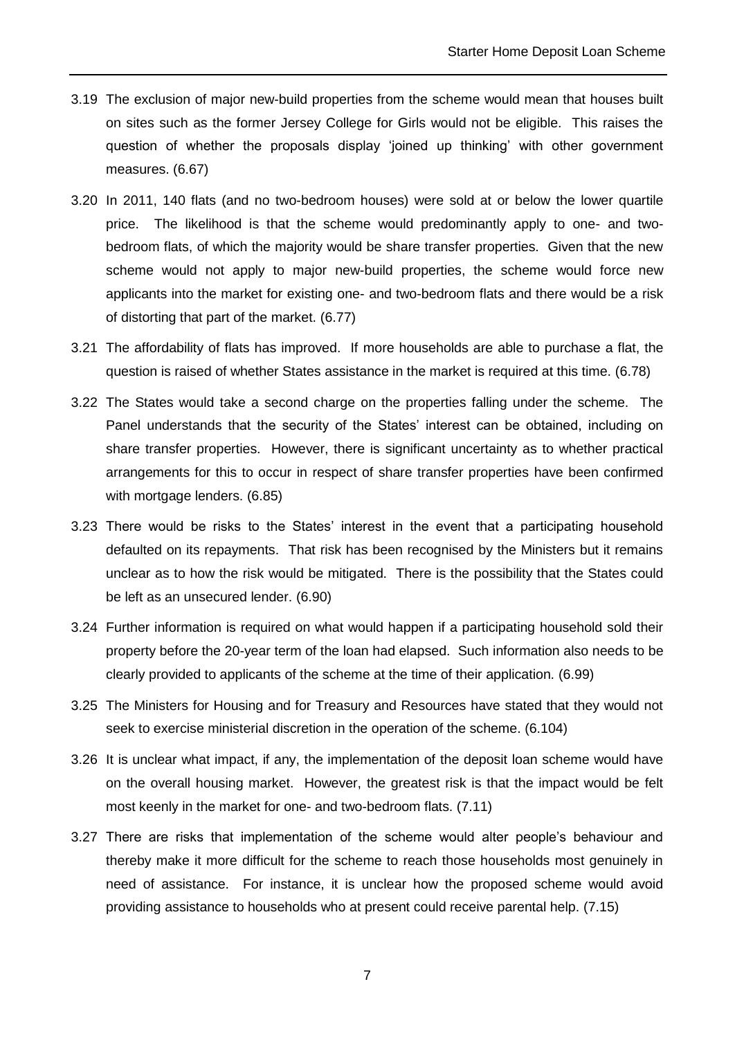3.19 The exclusion of major new-build properties from the scheme would mean that houses built on sites such as the former Jersey College for Girls would not be eligible. This raises the question of whether the proposals display 'joined up thinking' with other government measures. (6.67)

3.20 In 2011, 140 flats (and no two-bedroom houses) were sold at or below the lower quartile price. The likelihood is that the scheme would predominantly apply to one- and two-bedroom flats, of which the majority would be share transfer properties. Given that the new scheme would not apply to major new-build properties, the scheme would force new applicants into the market for existing one- and two-bedroom flats and there would be a risk of distorting that part of the market. (6.77)

3.21 The affordability of flats has improved. If more households are able to purchase a flat, the question is raised of whether States assistance in the market is required at this time. (6.78)

3.22 The States would take a second charge on the properties falling under the scheme. The Panel understands that the security of the States' interest can be obtained, including on share transfer properties. However, there is significant uncertainty as to whether practical arrangements for this to occur in respect of share transfer properties have been confirmed with mortgage lenders. (6.85)

3.23 There would be risks to the States' interest in the event that a participating household defaulted on its repayments. That risk has been recognised by the Ministers but it remains unclear as to how the risk would be mitigated. There is the possibility that the States could be left as an unsecured lender. (6.90)

3.24 Further information is required on what would happen if a participating household sold their property before the 20-year term of the loan had elapsed. Such information also needs to be clearly provided to applicants of the scheme at the time of their application. (6.99)

3.25 The Ministers for Housing and for Treasury and Resources have stated that they would not seek to exercise ministerial discretion in the operation of the scheme. (6.104)

3.26 It is unclear what impact, if any, the implementation of the deposit loan scheme would have on the overall housing market. However, the greatest risk is that the impact would be felt most keenly in the market for one- and two-bedroom flats. (7.11)

3.27 There are risks that implementation of the scheme would alter people's behaviour and thereby make it more difficult for the scheme to reach those households most genuinely in need of assistance. For instance, it is unclear how the proposed scheme would avoid providing assistance to households who at present could receive parental help. (7.15)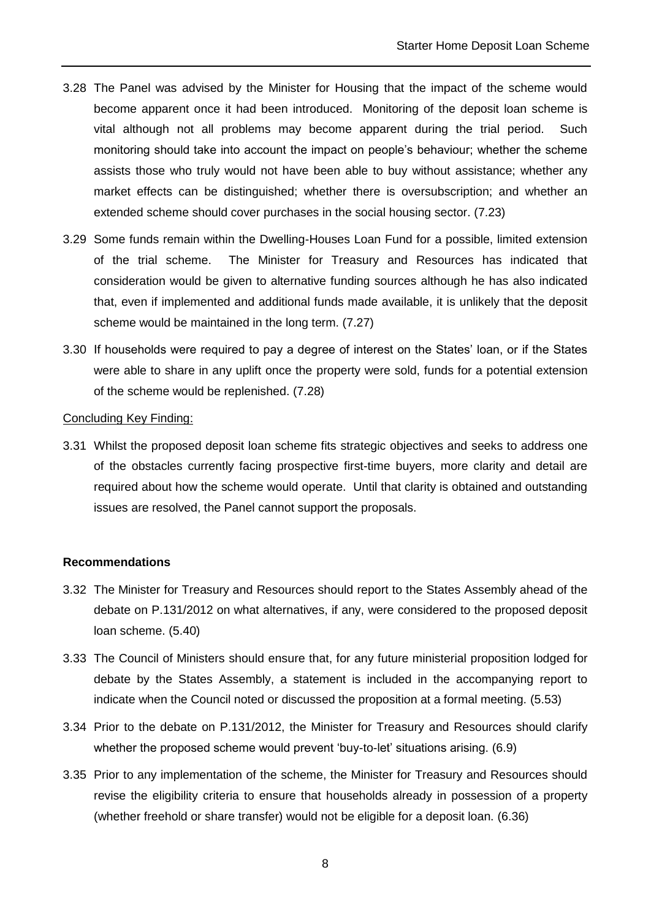3.28 The Panel was advised by the Minister for Housing that the impact of the scheme would become apparent once it had been introduced. Monitoring of the deposit loan scheme is vital although not all problems may become apparent during the trial period. Such monitoring should take into account the impact on people's behaviour; whether the scheme assists those who truly would not have been able to buy without assistance; whether any market effects can be distinguished; whether there is oversubscription; and whether an extended scheme should cover purchases in the social housing sector. (7.23)

3.29 Some funds remain within the Dwelling-Houses Loan Fund for a possible, limited extension of the trial scheme. The Minister for Treasury and Resources has indicated that consideration would be given to alternative funding sources although he has also indicated that, even if implemented and additional funds made available, it is unlikely that the deposit scheme would be maintained in the long term. (7.27)

3.30 If households were required to pay a degree of interest on the States' loan, or if the States were able to share in any uplift once the property were sold, funds for a potential extension of the scheme would be replenished. (7.28)

<u>Concluding Key Finding:</u>

3.31 Whilst the proposed deposit loan scheme fits strategic objectives and seeks to address one of the obstacles currently facing prospective first-time buyers, more clarity and detail are required about how the scheme would operate. Until that clarity is obtained and outstanding issues are resolved, the Panel cannot support the proposals.

**Recommendations**

3.32 The Minister for Treasury and Resources should report to the States Assembly ahead of the debate on P.131/2012 on what alternatives, if any, were considered to the proposed deposit loan scheme. (5.40)

3.33 The Council of Ministers should ensure that, for any future ministerial proposition lodged for debate by the States Assembly, a statement is included in the accompanying report to indicate when the Council noted or discussed the proposition at a formal meeting. (5.53)

3.34 Prior to the debate on P.131/2012, the Minister for Treasury and Resources should clarify whether the proposed scheme would prevent 'buy-to-let' situations arising. (6.9)

3.35 Prior to any implementation of the scheme, the Minister for Treasury and Resources should revise the eligibility criteria to ensure that households already in possession of a property (whether freehold or share transfer) would not be eligible for a deposit loan. (6.36)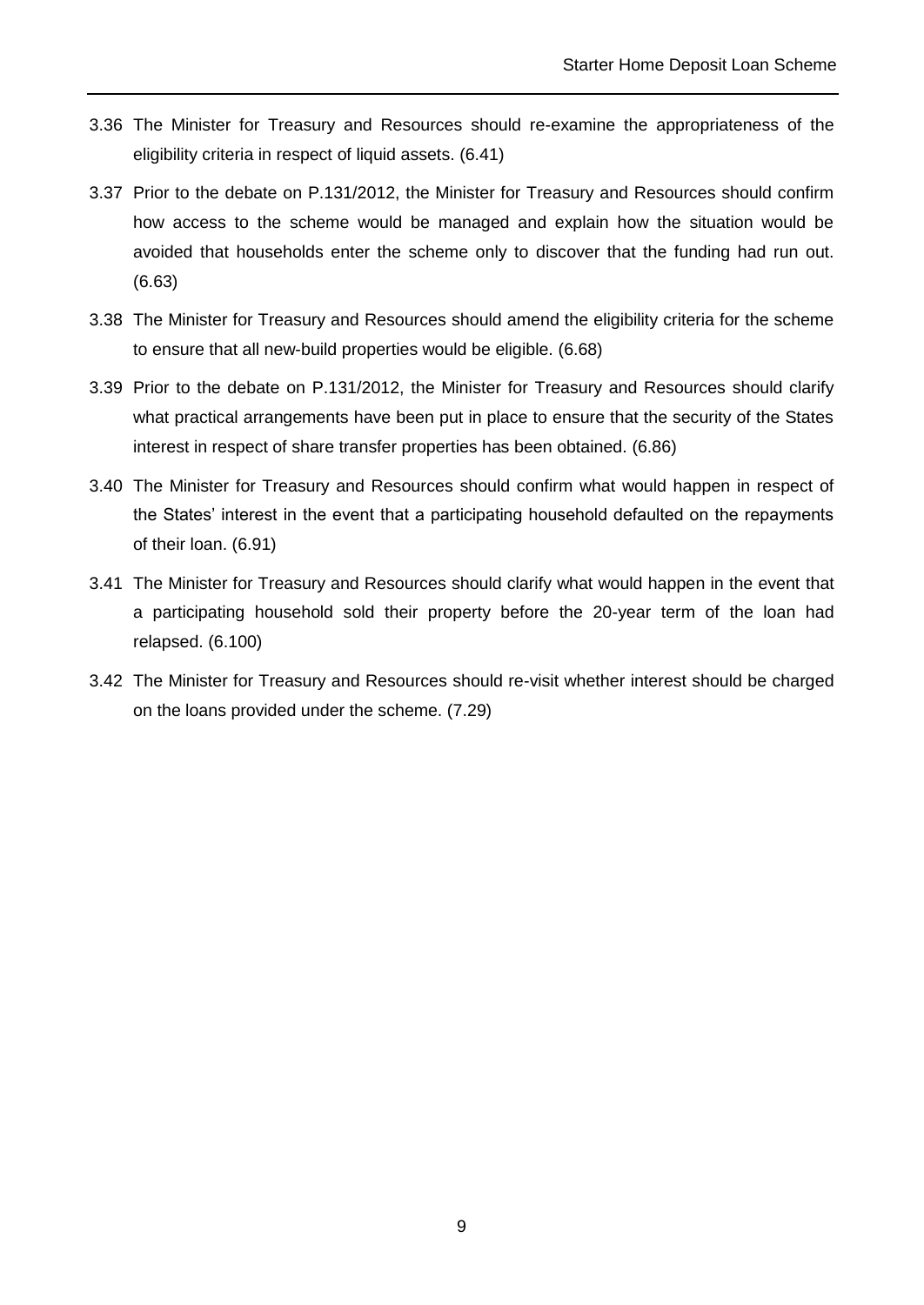3.36 The Minister for Treasury and Resources should re-examine the appropriateness of the eligibility criteria in respect of liquid assets. (6.41)

3.37 Prior to the debate on P.131/2012, the Minister for Treasury and Resources should confirm how access to the scheme would be managed and explain how the situation would be avoided that households enter the scheme only to discover that the funding had run out. (6.63)

3.38 The Minister for Treasury and Resources should amend the eligibility criteria for the scheme to ensure that all new-build properties would be eligible. (6.68)

3.39 Prior to the debate on P.131/2012, the Minister for Treasury and Resources should clarify what practical arrangements have been put in place to ensure that the security of the States interest in respect of share transfer properties has been obtained. (6.86)

3.40 The Minister for Treasury and Resources should confirm what would happen in respect of the States' interest in the event that a participating household defaulted on the repayments of their loan. (6.91)

3.41 The Minister for Treasury and Resources should clarify what would happen in the event that a participating household sold their property before the 20-year term of the loan had relapsed. (6.100)

3.42 The Minister for Treasury and Resources should re-visit whether interest should be charged on the loans provided under the scheme. (7.29)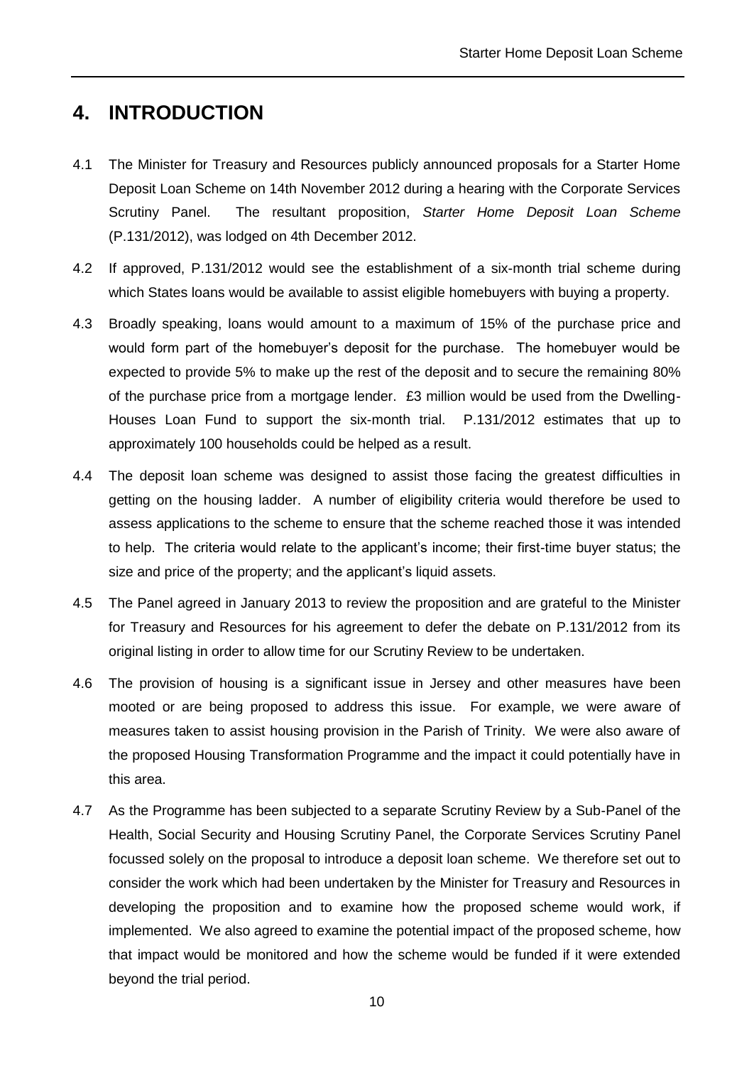# 4. INTRODUCTION

4.1 The Minister for Treasury and Resources publicly announced proposals for a Starter Home Deposit Loan Scheme on 14th November 2012 during a hearing with the Corporate Services Scrutiny Panel. The resultant proposition, *Starter Home Deposit Loan Scheme* (P.131/2012), was lodged on 4th December 2012.

4.2 If approved, P.131/2012 would see the establishment of a six-month trial scheme during which States loans would be available to assist eligible homebuyers with buying a property.

4.3 Broadly speaking, loans would amount to a maximum of 15% of the purchase price and would form part of the homebuyer's deposit for the purchase. The homebuyer would be expected to provide 5% to make up the rest of the deposit and to secure the remaining 80% of the purchase price from a mortgage lender. £3 million would be used from the Dwelling-Houses Loan Fund to support the six-month trial. P.131/2012 estimates that up to approximately 100 households could be helped as a result.

4.4 The deposit loan scheme was designed to assist those facing the greatest difficulties in getting on the housing ladder. A number of eligibility criteria would therefore be used to assess applications to the scheme to ensure that the scheme reached those it was intended to help. The criteria would relate to the applicant's income; their first-time buyer status; the size and price of the property; and the applicant's liquid assets.

4.5 The Panel agreed in January 2013 to review the proposition and are grateful to the Minister for Treasury and Resources for his agreement to defer the debate on P.131/2012 from its original listing in order to allow time for our Scrutiny Review to be undertaken.

4.6 The provision of housing is a significant issue in Jersey and other measures have been mooted or are being proposed to address this issue. For example, we were aware of measures taken to assist housing provision in the Parish of Trinity. We were also aware of the proposed Housing Transformation Programme and the impact it could potentially have in this area.

4.7 As the Programme has been subjected to a separate Scrutiny Review by a Sub-Panel of the Health, Social Security and Housing Scrutiny Panel, the Corporate Services Scrutiny Panel focussed solely on the proposal to introduce a deposit loan scheme. We therefore set out to consider the work which had been undertaken by the Minister for Treasury and Resources in developing the proposition and to examine how the proposed scheme would work, if implemented. We also agreed to examine the potential impact of the proposed scheme, how that impact would be monitored and how the scheme would be funded if it were extended beyond the trial period.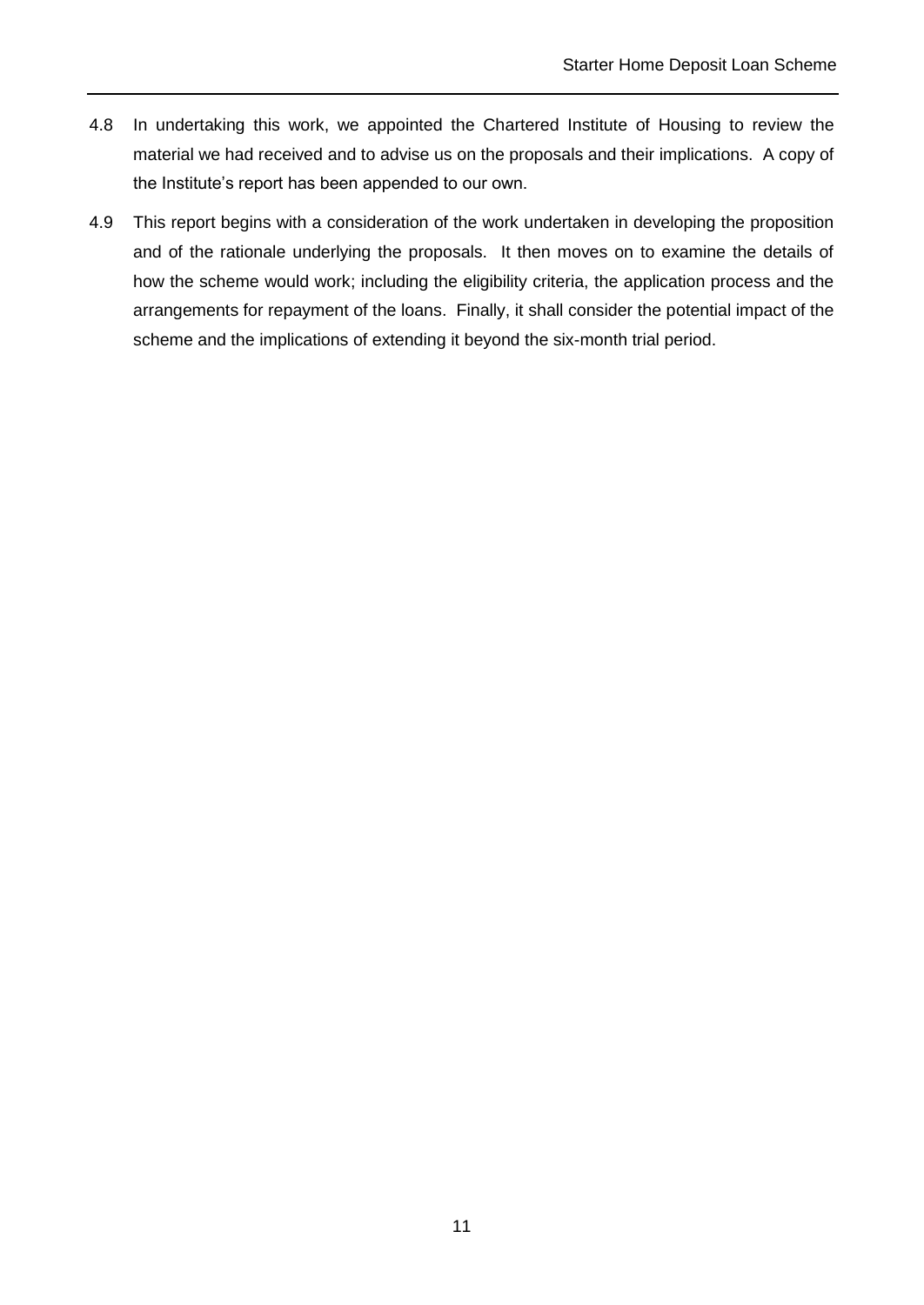4.8 In undertaking this work, we appointed the Chartered Institute of Housing to review the material we had received and to advise us on the proposals and their implications. A copy of the Institute's report has been appended to our own.

4.9 This report begins with a consideration of the work undertaken in developing the proposition and of the rationale underlying the proposals. It then moves on to examine the details of how the scheme would work; including the eligibility criteria, the application process and the arrangements for repayment of the loans. Finally, it shall consider the potential impact of the scheme and the implications of extending it beyond the six-month trial period.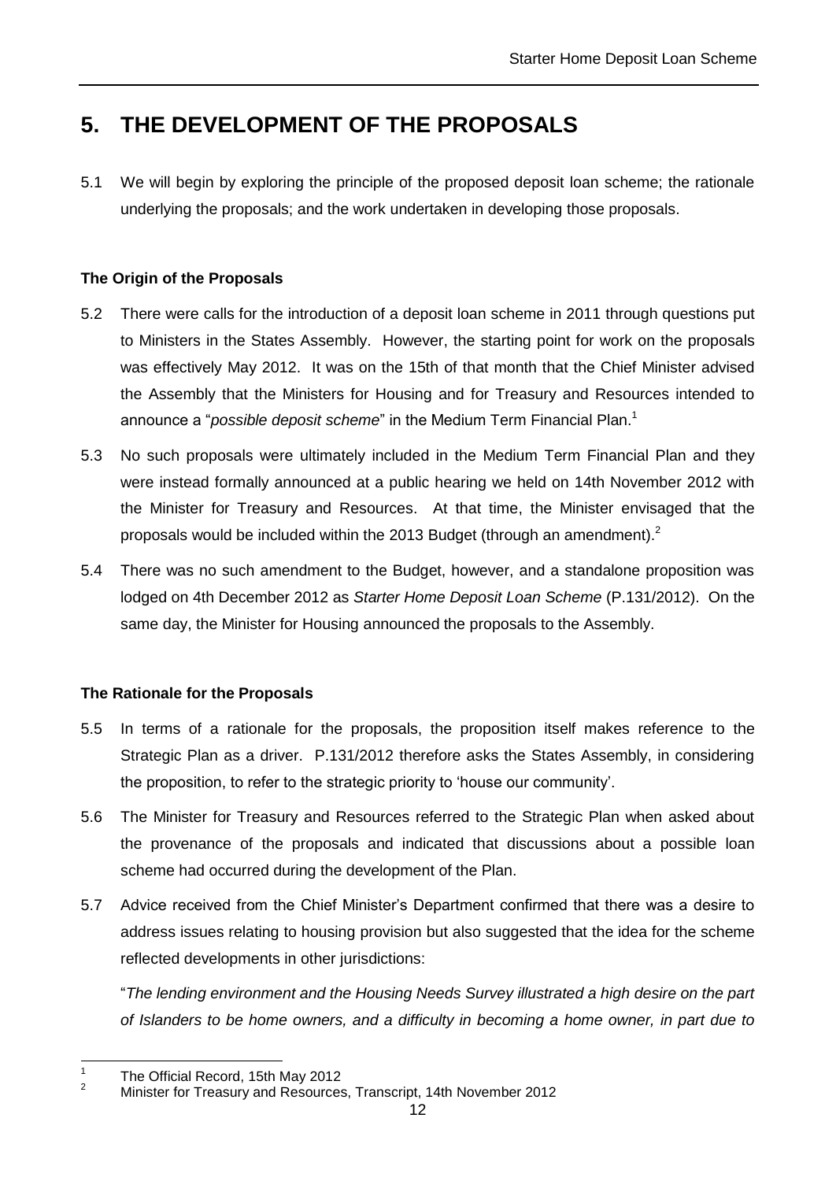# 5. THE DEVELOPMENT OF THE PROPOSALS

5.1 We will begin by exploring the principle of the proposed deposit loan scheme; the rationale underlying the proposals; and the work undertaken in developing those proposals.

### The Origin of the Proposals

5.2 There were calls for the introduction of a deposit loan scheme in 2011 through questions put to Ministers in the States Assembly. However, the starting point for work on the proposals was effectively May 2012. It was on the 15th of that month that the Chief Minister advised the Assembly that the Ministers for Housing and for Treasury and Resources intended to announce a "*possible deposit scheme*" in the Medium Term Financial Plan.[1]

5.3 No such proposals were ultimately included in the Medium Term Financial Plan and they were instead formally announced at a public hearing we held on 14th November 2012 with the Minister for Treasury and Resources. At that time, the Minister envisaged that the proposals would be included within the 2013 Budget (through an amendment).[2]

5.4 There was no such amendment to the Budget, however, and a standalone proposition was lodged on 4th December 2012 as *Starter Home Deposit Loan Scheme* (P.131/2012). On the same day, the Minister for Housing announced the proposals to the Assembly.

### The Rationale for the Proposals

5.5 In terms of a rationale for the proposals, the proposition itself makes reference to the Strategic Plan as a driver. P.131/2012 therefore asks the States Assembly, in considering the proposition, to refer to the strategic priority to 'house our community'.

5.6 The Minister for Treasury and Resources referred to the Strategic Plan when asked about the provenance of the proposals and indicated that discussions about a possible loan scheme had occurred during the development of the Plan.

5.7 Advice received from the Chief Minister's Department confirmed that there was a desire to address issues relating to housing provision but also suggested that the idea for the scheme reflected developments in other jurisdictions:

"*The lending environment and the Housing Needs Survey illustrated a high desire on the part of Islanders to be home owners, and a difficulty in becoming a home owner, in part due to*

---

[1] The Official Record, 15th May 2012

[2] Minister for Treasury and Resources, Transcript, 14th November 2012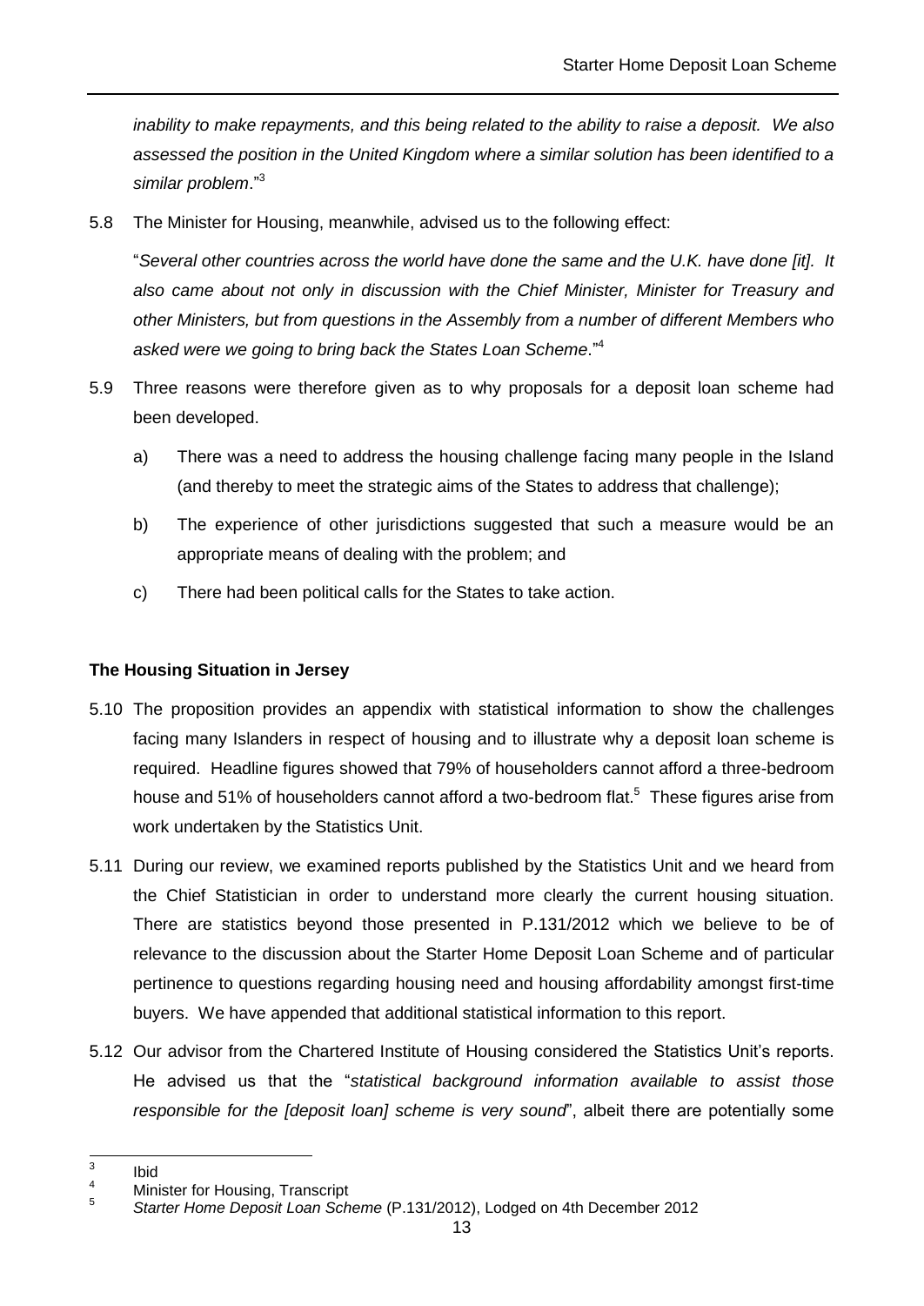*inability to make repayments, and this being related to the ability to raise a deposit. We also assessed the position in the United Kingdom where a similar solution has been identified to a similar problem*."[3]

5.8 The Minister for Housing, meanwhile, advised us to the following effect:

"*Several other countries across the world have done the same and the U.K. have done [it]. It also came about not only in discussion with the Chief Minister, Minister for Treasury and other Ministers, but from questions in the Assembly from a number of different Members who asked were we going to bring back the States Loan Scheme*."[4]

5.9 Three reasons were therefore given as to why proposals for a deposit loan scheme had been developed.

a) There was a need to address the housing challenge facing many people in the Island (and thereby to meet the strategic aims of the States to address that challenge);

b) The experience of other jurisdictions suggested that such a measure would be an appropriate means of dealing with the problem; and

c) There had been political calls for the States to take action.

**The Housing Situation in Jersey**

5.10 The proposition provides an appendix with statistical information to show the challenges facing many Islanders in respect of housing and to illustrate why a deposit loan scheme is required. Headline figures showed that 79% of householders cannot afford a three-bedroom house and 51% of householders cannot afford a two-bedroom flat.[5] These figures arise from work undertaken by the Statistics Unit.

5.11 During our review, we examined reports published by the Statistics Unit and we heard from the Chief Statistician in order to understand more clearly the current housing situation. There are statistics beyond those presented in P.131/2012 which we believe to be of relevance to the discussion about the Starter Home Deposit Loan Scheme and of particular pertinence to questions regarding housing need and housing affordability amongst first-time buyers. We have appended that additional statistical information to this report.

5.12 Our advisor from the Chartered Institute of Housing considered the Statistics Unit's reports. He advised us that the "*statistical background information available to assist those responsible for the [deposit loan] scheme is very sound*", albeit there are potentially some

---

[3] Ibid

[4] Minister for Housing, Transcript

[5] *Starter Home Deposit Loan Scheme* (P.131/2012), Lodged on 4th December 2012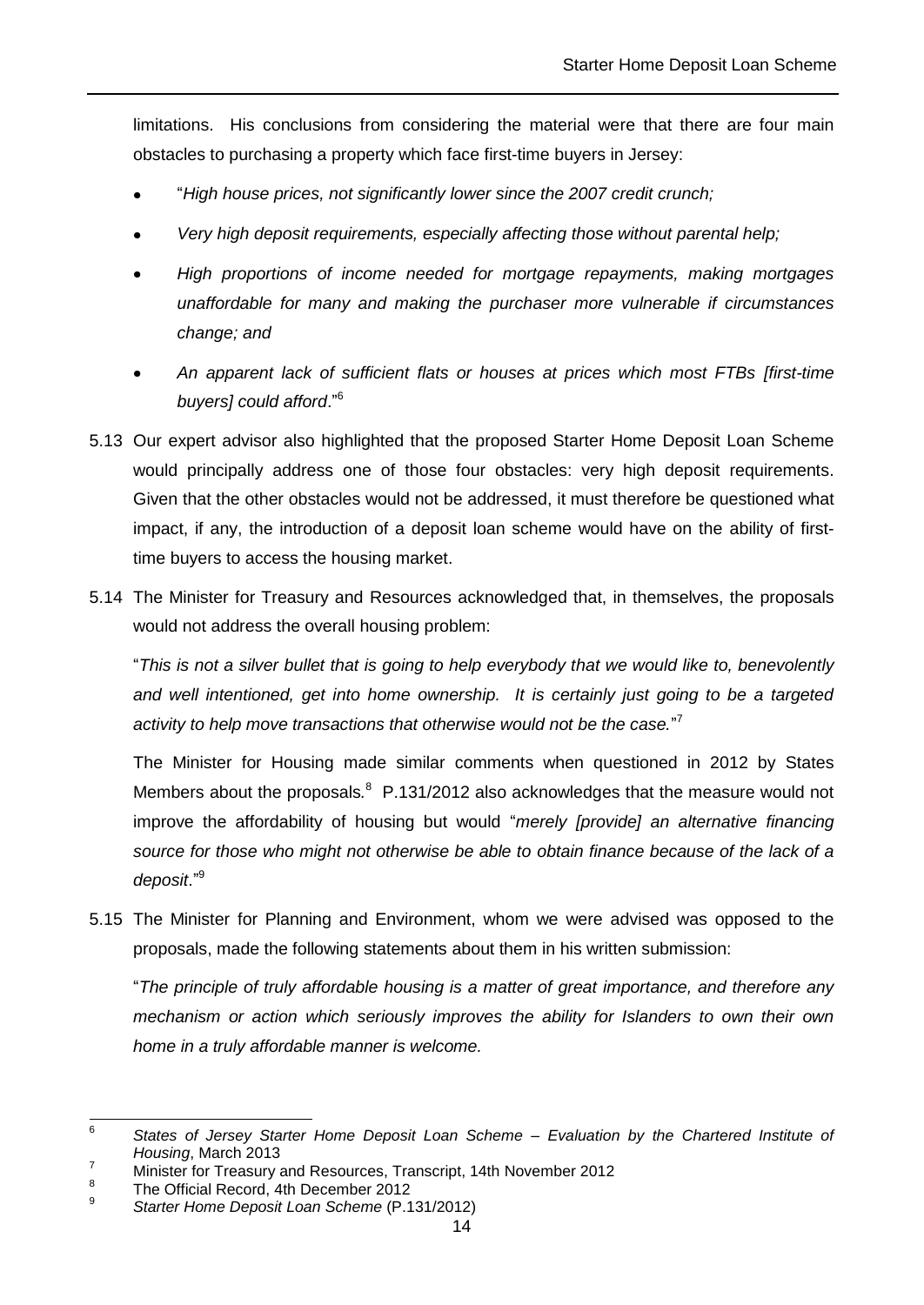limitations. His conclusions from considering the material were that there are four main obstacles to purchasing a property which face first-time buyers in Jersey:

- "*High house prices, not significantly lower since the 2007 credit crunch;*
- *Very high deposit requirements, especially affecting those without parental help;*
- *High proportions of income needed for mortgage repayments, making mortgages unaffordable for many and making the purchaser more vulnerable if circumstances change; and*
- *An apparent lack of sufficient flats or houses at prices which most FTBs [first-time buyers] could afford*."[6]

5.13 Our expert advisor also highlighted that the proposed Starter Home Deposit Loan Scheme would principally address one of those four obstacles: very high deposit requirements. Given that the other obstacles would not be addressed, it must therefore be questioned what impact, if any, the introduction of a deposit loan scheme would have on the ability of first-time buyers to access the housing market.

5.14 The Minister for Treasury and Resources acknowledged that, in themselves, the proposals would not address the overall housing problem:

"*This is not a silver bullet that is going to help everybody that we would like to, benevolently and well intentioned, get into home ownership. It is certainly just going to be a targeted activity to help move transactions that otherwise would not be the case.*"[7]

The Minister for Housing made similar comments when questioned in 2012 by States Members about the proposals.[8] P.131/2012 also acknowledges that the measure would not improve the affordability of housing but would "*merely [provide] an alternative financing source for those who might not otherwise be able to obtain finance because of the lack of a deposit*."[9]

5.15 The Minister for Planning and Environment, whom we were advised was opposed to the proposals, made the following statements about them in his written submission:

"*The principle of truly affordable housing is a matter of great importance, and therefore any mechanism or action which seriously improves the ability for Islanders to own their own home in a truly affordable manner is welcome.*

---

[6] *States of Jersey Starter Home Deposit Loan Scheme – Evaluation by the Chartered Institute of Housing*, March 2013

[7] Minister for Treasury and Resources, Transcript, 14th November 2012

[8] The Official Record, 4th December 2012

[9] *Starter Home Deposit Loan Scheme* (P.131/2012)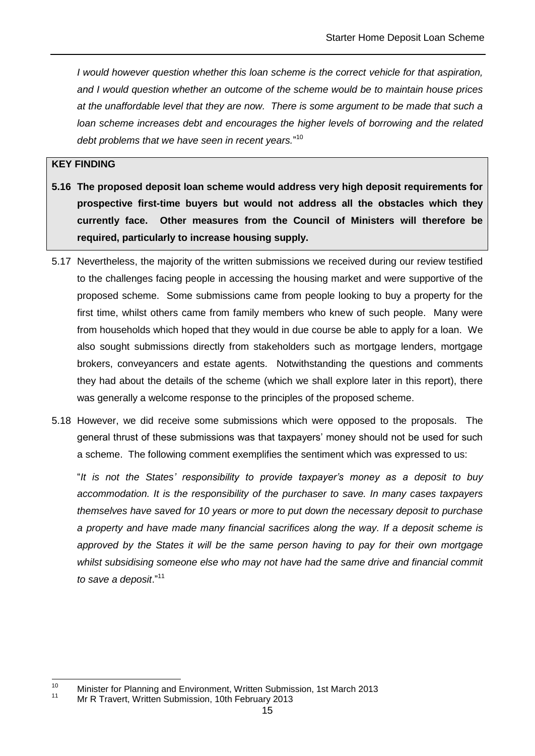*I would however question whether this loan scheme is the correct vehicle for that aspiration, and I would question whether an outcome of the scheme would be to maintain house prices at the unaffordable level that they are now. There is some argument to be made that such a loan scheme increases debt and encourages the higher levels of borrowing and the related debt problems that we have seen in recent years.*"[10]

**KEY FINDING**

**5.16 The proposed deposit loan scheme would address very high deposit requirements for prospective first-time buyers but would not address all the obstacles which they currently face. Other measures from the Council of Ministers will therefore be required, particularly to increase housing supply.**

5.17 Nevertheless, the majority of the written submissions we received during our review testified to the challenges facing people in accessing the housing market and were supportive of the proposed scheme. Some submissions came from people looking to buy a property for the first time, whilst others came from family members who knew of such people. Many were from households which hoped that they would in due course be able to apply for a loan. We also sought submissions directly from stakeholders such as mortgage lenders, mortgage brokers, conveyancers and estate agents. Notwithstanding the questions and comments they had about the details of the scheme (which we shall explore later in this report), there was generally a welcome response to the principles of the proposed scheme.

5.18 However, we did receive some submissions which were opposed to the proposals. The general thrust of these submissions was that taxpayers' money should not be used for such a scheme. The following comment exemplifies the sentiment which was expressed to us:

"*It is not the States' responsibility to provide taxpayer's money as a deposit to buy accommodation. It is the responsibility of the purchaser to save. In many cases taxpayers themselves have saved for 10 years or more to put down the necessary deposit to purchase a property and have made many financial sacrifices along the way. If a deposit scheme is approved by the States it will be the same person having to pay for their own mortgage whilst subsidising someone else who may not have had the same drive and financial commit to save a deposit*."[11]

---

[10] Minister for Planning and Environment, Written Submission, 1st March 2013

[11] Mr R Travert, Written Submission, 10th February 2013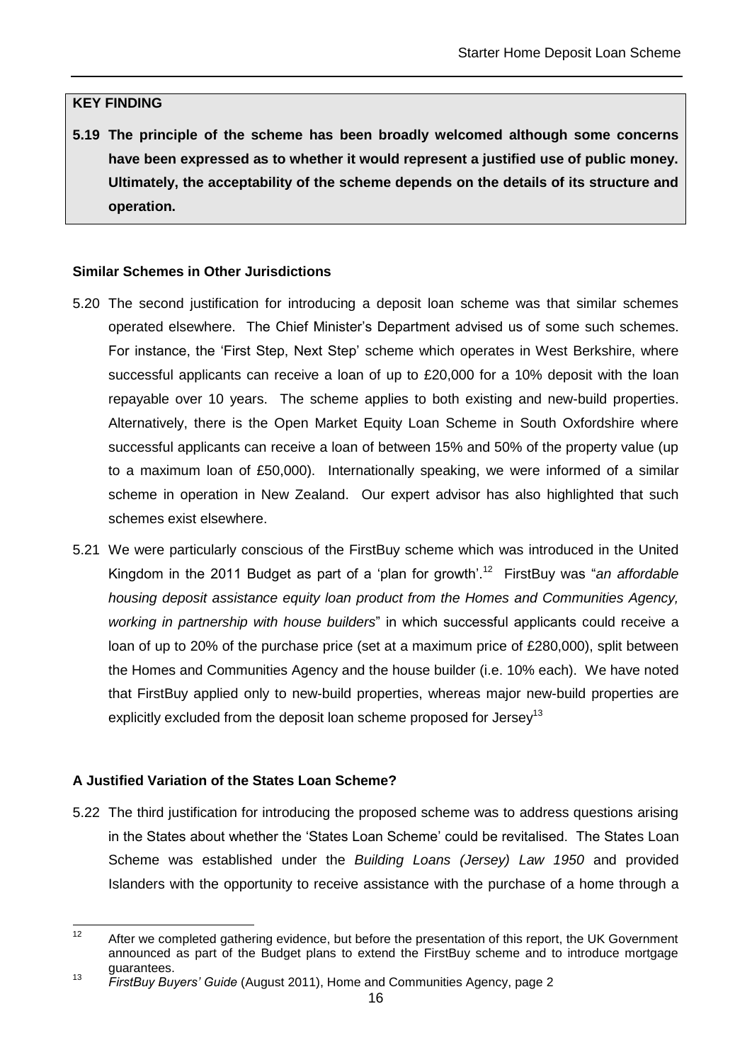**KEY FINDING**

**5.19 The principle of the scheme has been broadly welcomed although some concerns have been expressed as to whether it would represent a justified use of public money. Ultimately, the acceptability of the scheme depends on the details of its structure and operation.**

#### Similar Schemes in Other Jurisdictions

5.20 The second justification for introducing a deposit loan scheme was that similar schemes operated elsewhere. The Chief Minister's Department advised us of some such schemes. For instance, the 'First Step, Next Step' scheme which operates in West Berkshire, where successful applicants can receive a loan of up to £20,000 for a 10% deposit with the loan repayable over 10 years. The scheme applies to both existing and new-build properties. Alternatively, there is the Open Market Equity Loan Scheme in South Oxfordshire where successful applicants can receive a loan of between 15% and 50% of the property value (up to a maximum loan of £50,000). Internationally speaking, we were informed of a similar scheme in operation in New Zealand. Our expert advisor has also highlighted that such schemes exist elsewhere.

5.21 We were particularly conscious of the FirstBuy scheme which was introduced in the United Kingdom in the 2011 Budget as part of a 'plan for growth'.[12] FirstBuy was "*an affordable housing deposit assistance equity loan product from the Homes and Communities Agency, working in partnership with house builders*" in which successful applicants could receive a loan of up to 20% of the purchase price (set at a maximum price of £280,000), split between the Homes and Communities Agency and the house builder (i.e. 10% each). We have noted that FirstBuy applied only to new-build properties, whereas major new-build properties are explicitly excluded from the deposit loan scheme proposed for Jersey[13]

#### A Justified Variation of the States Loan Scheme?

5.22 The third justification for introducing the proposed scheme was to address questions arising in the States about whether the 'States Loan Scheme' could be revitalised. The States Loan Scheme was established under the *Building Loans (Jersey) Law 1950* and provided Islanders with the opportunity to receive assistance with the purchase of a home through a

---

[12] After we completed gathering evidence, but before the presentation of this report, the UK Government announced as part of the Budget plans to extend the FirstBuy scheme and to introduce mortgage guarantees.

[13] *FirstBuy Buyers' Guide* (August 2011), Home and Communities Agency, page 2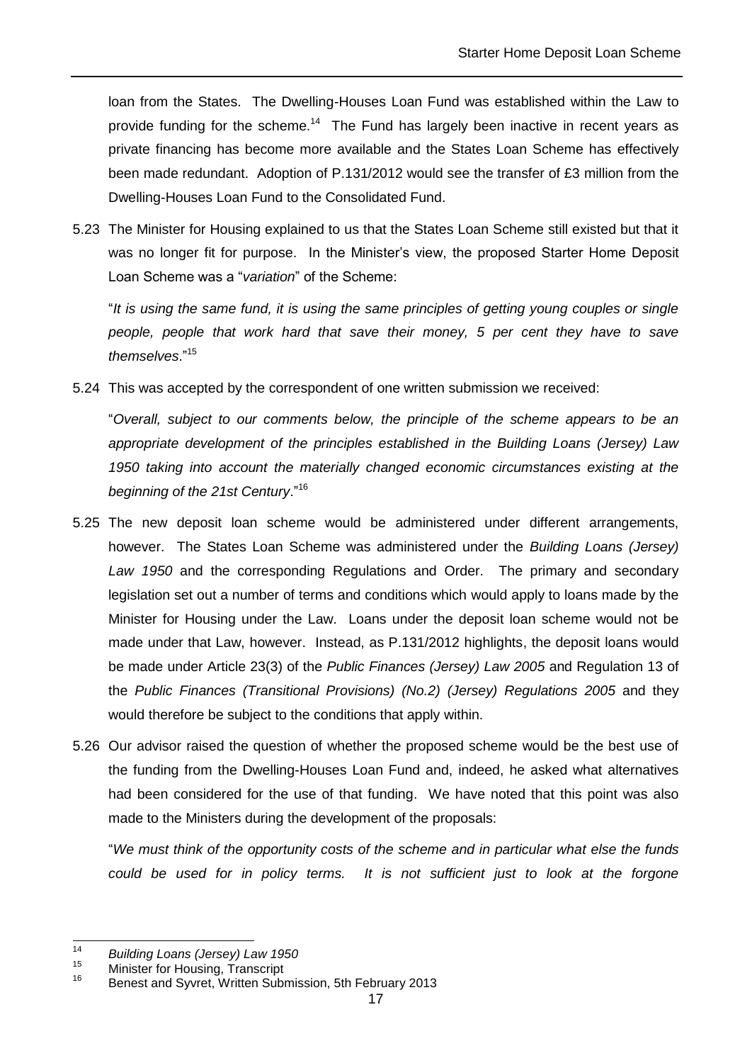loan from the States. The Dwelling-Houses Loan Fund was established within the Law to provide funding for the scheme.[14] The Fund has largely been inactive in recent years as private financing has become more available and the States Loan Scheme has effectively been made redundant. Adoption of P.131/2012 would see the transfer of £3 million from the Dwelling-Houses Loan Fund to the Consolidated Fund.

5.23 The Minister for Housing explained to us that the States Loan Scheme still existed but that it was no longer fit for purpose. In the Minister's view, the proposed Starter Home Deposit Loan Scheme was a "*variation*" of the Scheme:

"*It is using the same fund, it is using the same principles of getting young couples or single people, people that work hard that save their money, 5 per cent they have to save themselves*."[15]

5.24 This was accepted by the correspondent of one written submission we received:

"*Overall, subject to our comments below, the principle of the scheme appears to be an appropriate development of the principles established in the Building Loans (Jersey) Law 1950 taking into account the materially changed economic circumstances existing at the beginning of the 21st Century*."[16]

5.25 The new deposit loan scheme would be administered under different arrangements, however. The States Loan Scheme was administered under the *Building Loans (Jersey) Law 1950* and the corresponding Regulations and Order. The primary and secondary legislation set out a number of terms and conditions which would apply to loans made by the Minister for Housing under the Law. Loans under the deposit loan scheme would not be made under that Law, however. Instead, as P.131/2012 highlights, the deposit loans would be made under Article 23(3) of the *Public Finances (Jersey) Law 2005* and Regulation 13 of the *Public Finances (Transitional Provisions) (No.2) (Jersey) Regulations 2005* and they would therefore be subject to the conditions that apply within.

5.26 Our advisor raised the question of whether the proposed scheme would be the best use of the funding from the Dwelling-Houses Loan Fund and, indeed, he asked what alternatives had been considered for the use of that funding. We have noted that this point was also made to the Ministers during the development of the proposals:

"*We must think of the opportunity costs of the scheme and in particular what else the funds could be used for in policy terms. It is not sufficient just to look at the forgone*

---

[14] *Building Loans (Jersey) Law 1950*

[15] Minister for Housing, Transcript

[16] Benest and Syvret, Written Submission, 5th February 2013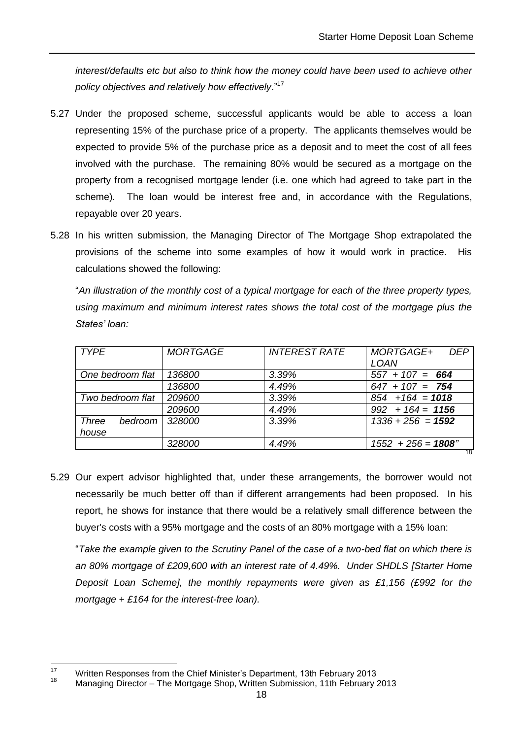*interest/defaults etc but also to think how the money could have been used to achieve other policy objectives and relatively how effectively*."[17]

5.27 Under the proposed scheme, successful applicants would be able to access a loan representing 15% of the purchase price of a property. The applicants themselves would be expected to provide 5% of the purchase price as a deposit and to meet the cost of all fees involved with the purchase. The remaining 80% would be secured as a mortgage on the property from a recognised mortgage lender (i.e. one which had agreed to take part in the scheme). The loan would be interest free and, in accordance with the Regulations, repayable over 20 years.

5.28 In his written submission, the Managing Director of The Mortgage Shop extrapolated the provisions of the scheme into some examples of how it would work in practice. His calculations showed the following:

"*An illustration of the monthly cost of a typical mortgage for each of the three property types, using maximum and minimum interest rates shows the total cost of the mortgage plus the States' loan:*

| *TYPE* | *MORTGAGE* | *INTEREST RATE* | *MORTGAGE+ DEP LOAN* |
|---|---|---|---|
| *One bedroom flat* | *136800* | *3.39%* | *557 + 107 =* ***664*** |
| | *136800* | *4.49%* | *647 + 107 =* ***754*** |
| *Two bedroom flat* | *209600* | *3.39%* | *854 +164 =* ***1018*** |
| | *209600* | *4.49%* | *992 + 164 =* ***1156*** |
| *Three bedroom house* | *328000* | *3.39%* | *1336 + 256 =* ***1592*** |
| | *328000* | *4.49%* | *1552 + 256 =* ***1808***" |

[18]

5.29 Our expert advisor highlighted that, under these arrangements, the borrower would not necessarily be much better off than if different arrangements had been proposed. In his report, he shows for instance that there would be a relatively small difference between the buyer's costs with a 95% mortgage and the costs of an 80% mortgage with a 15% loan:

"*Take the example given to the Scrutiny Panel of the case of a two-bed flat on which there is an 80% mortgage of £209,600 with an interest rate of 4.49%. Under SHDLS [Starter Home Deposit Loan Scheme], the monthly repayments were given as £1,156 (£992 for the mortgage + £164 for the interest-free loan).*

---

[17] Written Responses from the Chief Minister's Department, 13th February 2013

[18] Managing Director – The Mortgage Shop, Written Submission, 11th February 2013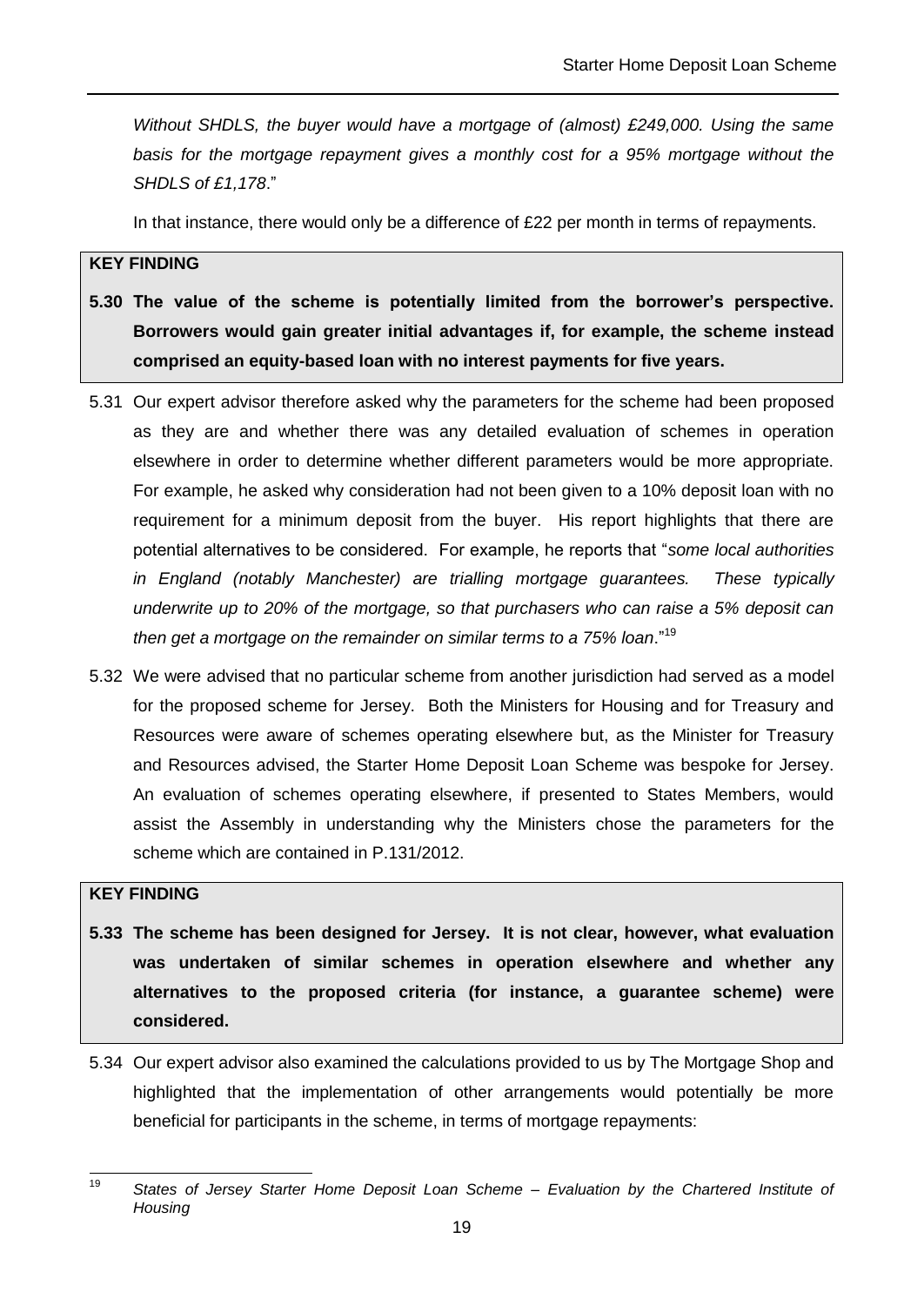*Without SHDLS, the buyer would have a mortgage of (almost) £249,000. Using the same basis for the mortgage repayment gives a monthly cost for a 95% mortgage without the SHDLS of £1,178*."

In that instance, there would only be a difference of £22 per month in terms of repayments.

**KEY FINDING**

**5.30 The value of the scheme is potentially limited from the borrower's perspective. Borrowers would gain greater initial advantages if, for example, the scheme instead comprised an equity-based loan with no interest payments for five years.**

5.31 Our expert advisor therefore asked why the parameters for the scheme had been proposed as they are and whether there was any detailed evaluation of schemes in operation elsewhere in order to determine whether different parameters would be more appropriate. For example, he asked why consideration had not been given to a 10% deposit loan with no requirement for a minimum deposit from the buyer. His report highlights that there are potential alternatives to be considered. For example, he reports that "*some local authorities in England (notably Manchester) are trialling mortgage guarantees. These typically underwrite up to 20% of the mortgage, so that purchasers who can raise a 5% deposit can then get a mortgage on the remainder on similar terms to a 75% loan*."[19]

5.32 We were advised that no particular scheme from another jurisdiction had served as a model for the proposed scheme for Jersey. Both the Ministers for Housing and for Treasury and Resources were aware of schemes operating elsewhere but, as the Minister for Treasury and Resources advised, the Starter Home Deposit Loan Scheme was bespoke for Jersey. An evaluation of schemes operating elsewhere, if presented to States Members, would assist the Assembly in understanding why the Ministers chose the parameters for the scheme which are contained in P.131/2012.

**KEY FINDING**

**5.33 The scheme has been designed for Jersey. It is not clear, however, what evaluation was undertaken of similar schemes in operation elsewhere and whether any alternatives to the proposed criteria (for instance, a guarantee scheme) were considered.**

5.34 Our expert advisor also examined the calculations provided to us by The Mortgage Shop and highlighted that the implementation of other arrangements would potentially be more beneficial for participants in the scheme, in terms of mortgage repayments:

[19] *States of Jersey Starter Home Deposit Loan Scheme – Evaluation by the Chartered Institute of Housing*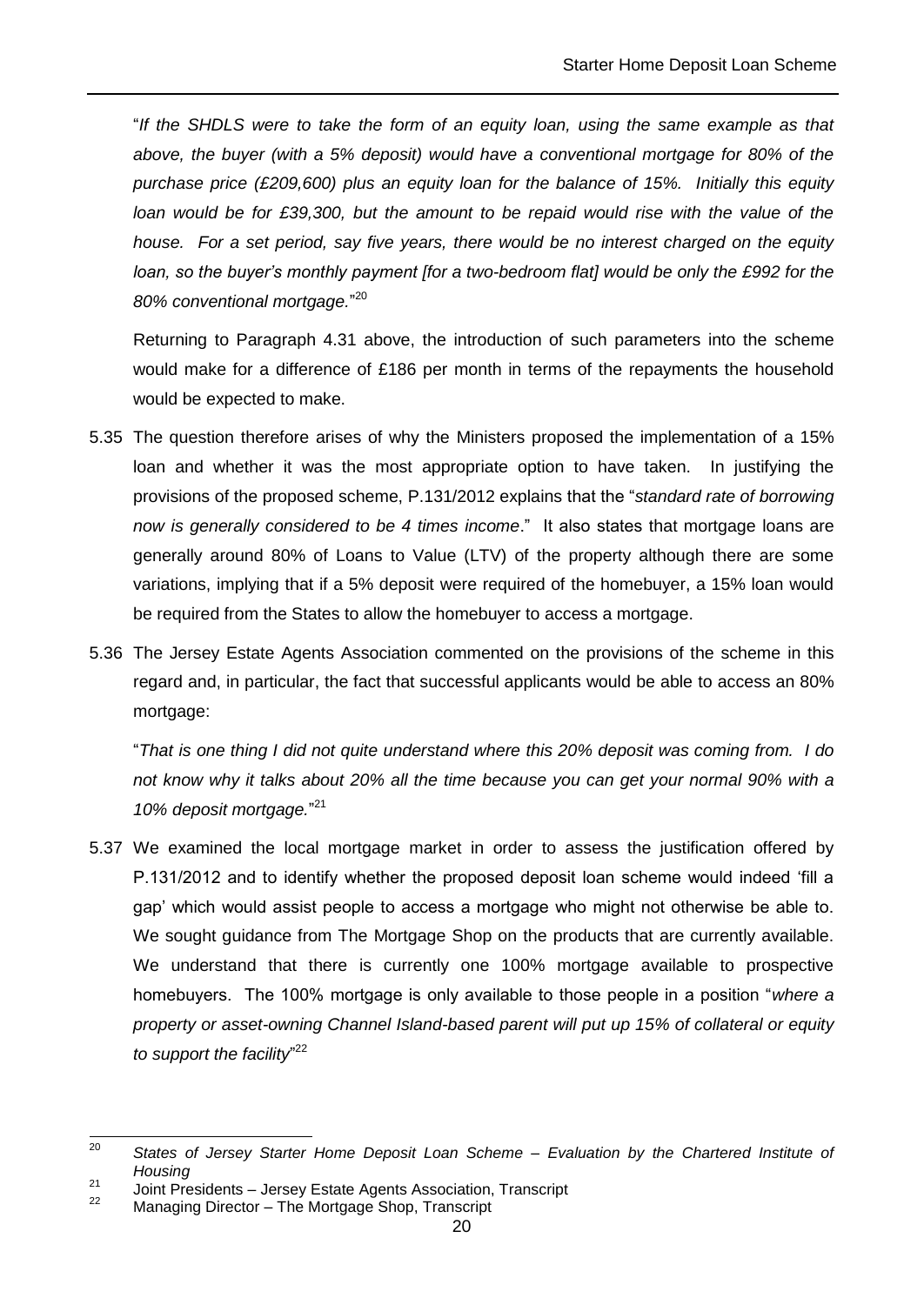"*If the SHDLS were to take the form of an equity loan, using the same example as that above, the buyer (with a 5% deposit) would have a conventional mortgage for 80% of the purchase price (£209,600) plus an equity loan for the balance of 15%. Initially this equity loan would be for £39,300, but the amount to be repaid would rise with the value of the house. For a set period, say five years, there would be no interest charged on the equity loan, so the buyer's monthly payment [for a two-bedroom flat] would be only the £992 for the 80% conventional mortgage.*"[20]

Returning to Paragraph 4.31 above, the introduction of such parameters into the scheme would make for a difference of £186 per month in terms of the repayments the household would be expected to make.

5.35 The question therefore arises of why the Ministers proposed the implementation of a 15% loan and whether it was the most appropriate option to have taken. In justifying the provisions of the proposed scheme, P.131/2012 explains that the "*standard rate of borrowing now is generally considered to be 4 times income*." It also states that mortgage loans are generally around 80% of Loans to Value (LTV) of the property although there are some variations, implying that if a 5% deposit were required of the homebuyer, a 15% loan would be required from the States to allow the homebuyer to access a mortgage.

5.36 The Jersey Estate Agents Association commented on the provisions of the scheme in this regard and, in particular, the fact that successful applicants would be able to access an 80% mortgage:

"*That is one thing I did not quite understand where this 20% deposit was coming from. I do not know why it talks about 20% all the time because you can get your normal 90% with a 10% deposit mortgage.*"[21]

5.37 We examined the local mortgage market in order to assess the justification offered by P.131/2012 and to identify whether the proposed deposit loan scheme would indeed 'fill a gap' which would assist people to access a mortgage who might not otherwise be able to. We sought guidance from The Mortgage Shop on the products that are currently available. We understand that there is currently one 100% mortgage available to prospective homebuyers. The 100% mortgage is only available to those people in a position "*where a property or asset-owning Channel Island-based parent will put up 15% of collateral or equity to support the facility*"[22]

---

[20] *States of Jersey Starter Home Deposit Loan Scheme – Evaluation by the Chartered Institute of Housing*

[21] Joint Presidents – Jersey Estate Agents Association, Transcript

[22] Managing Director – The Mortgage Shop, Transcript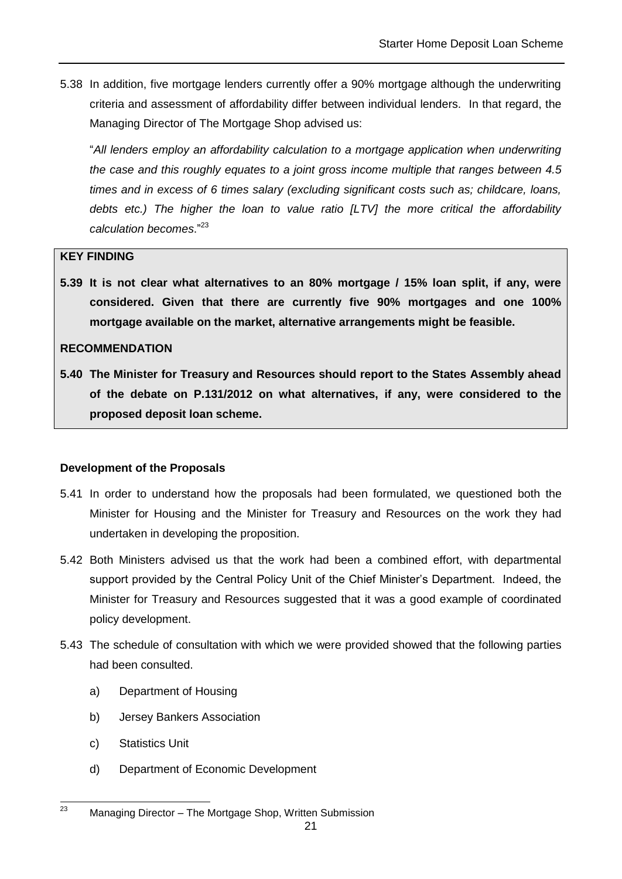5.38 In addition, five mortgage lenders currently offer a 90% mortgage although the underwriting criteria and assessment of affordability differ between individual lenders. In that regard, the Managing Director of The Mortgage Shop advised us:

"*All lenders employ an affordability calculation to a mortgage application when underwriting the case and this roughly equates to a joint gross income multiple that ranges between 4.5 times and in excess of 6 times salary (excluding significant costs such as; childcare, loans, debts etc.) The higher the loan to value ratio [LTV] the more critical the affordability calculation becomes*."[23]

**KEY FINDING**

**5.39 It is not clear what alternatives to an 80% mortgage / 15% loan split, if any, were considered. Given that there are currently five 90% mortgages and one 100% mortgage available on the market, alternative arrangements might be feasible.**

**RECOMMENDATION**

**5.40 The Minister for Treasury and Resources should report to the States Assembly ahead of the debate on P.131/2012 on what alternatives, if any, were considered to the proposed deposit loan scheme.**

**Development of the Proposals**

5.41 In order to understand how the proposals had been formulated, we questioned both the Minister for Housing and the Minister for Treasury and Resources on the work they had undertaken in developing the proposition.

5.42 Both Ministers advised us that the work had been a combined effort, with departmental support provided by the Central Policy Unit of the Chief Minister's Department. Indeed, the Minister for Treasury and Resources suggested that it was a good example of coordinated policy development.

5.43 The schedule of consultation with which we were provided showed that the following parties had been consulted.

a) Department of Housing

b) Jersey Bankers Association

c) Statistics Unit

d) Department of Economic Development

[23] Managing Director – The Mortgage Shop, Written Submission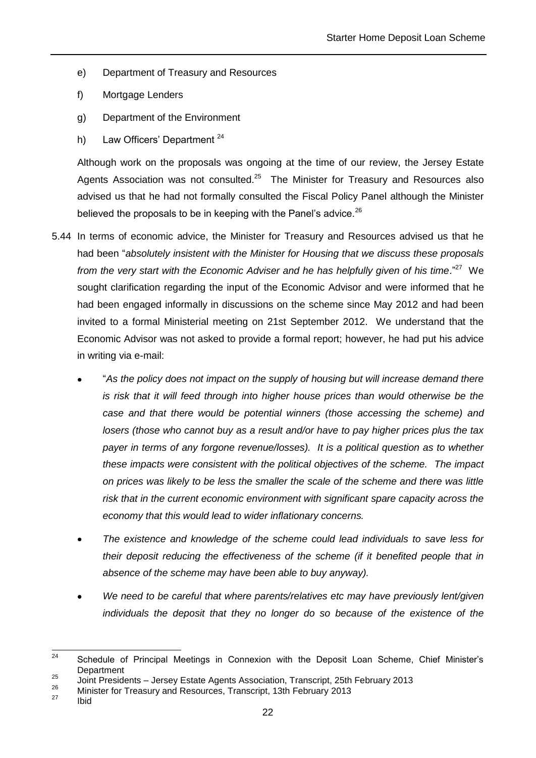e) Department of Treasury and Resources

f) Mortgage Lenders

g) Department of the Environment

h) Law Officers' Department [24]

Although work on the proposals was ongoing at the time of our review, the Jersey Estate Agents Association was not consulted.[25] The Minister for Treasury and Resources also advised us that he had not formally consulted the Fiscal Policy Panel although the Minister believed the proposals to be in keeping with the Panel's advice.[26]

5.44 In terms of economic advice, the Minister for Treasury and Resources advised us that he had been "*absolutely insistent with the Minister for Housing that we discuss these proposals from the very start with the Economic Adviser and he has helpfully given of his time*."[27] We sought clarification regarding the input of the Economic Advisor and were informed that he had been engaged informally in discussions on the scheme since May 2012 and had been invited to a formal Ministerial meeting on 21st September 2012. We understand that the Economic Advisor was not asked to provide a formal report; however, he had put his advice in writing via e-mail:

- "*As the policy does not impact on the supply of housing but will increase demand there is risk that it will feed through into higher house prices than would otherwise be the case and that there would be potential winners (those accessing the scheme) and losers (those who cannot buy as a result and/or have to pay higher prices plus the tax payer in terms of any forgone revenue/losses). It is a political question as to whether these impacts were consistent with the political objectives of the scheme. The impact on prices was likely to be less the smaller the scale of the scheme and there was little risk that in the current economic environment with significant spare capacity across the economy that this would lead to wider inflationary concerns.*
- *The existence and knowledge of the scheme could lead individuals to save less for their deposit reducing the effectiveness of the scheme (if it benefited people that in absence of the scheme may have been able to buy anyway).*
- *We need to be careful that where parents/relatives etc may have previously lent/given individuals the deposit that they no longer do so because of the existence of the*

---

[24] Schedule of Principal Meetings in Connexion with the Deposit Loan Scheme, Chief Minister's Department

[25] Joint Presidents – Jersey Estate Agents Association, Transcript, 25th February 2013

[26] Minister for Treasury and Resources, Transcript, 13th February 2013

[27] Ibid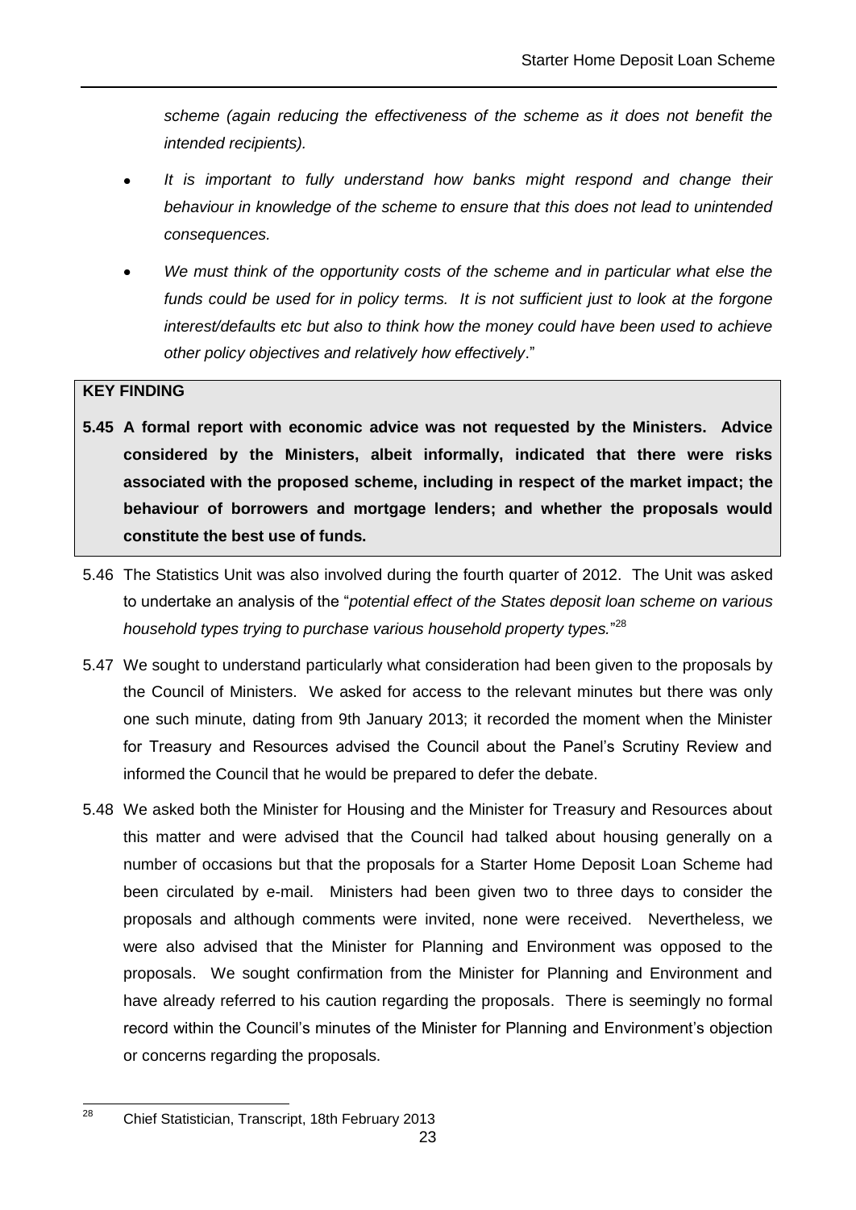*scheme (again reducing the effectiveness of the scheme as it does not benefit the intended recipients).*

- *It is important to fully understand how banks might respond and change their behaviour in knowledge of the scheme to ensure that this does not lead to unintended consequences.*
- *We must think of the opportunity costs of the scheme and in particular what else the funds could be used for in policy terms. It is not sufficient just to look at the forgone interest/defaults etc but also to think how the money could have been used to achieve other policy objectives and relatively how effectively*."

**KEY FINDING**

**5.45 A formal report with economic advice was not requested by the Ministers. Advice considered by the Ministers, albeit informally, indicated that there were risks associated with the proposed scheme, including in respect of the market impact; the behaviour of borrowers and mortgage lenders; and whether the proposals would constitute the best use of funds.**

5.46 The Statistics Unit was also involved during the fourth quarter of 2012. The Unit was asked to undertake an analysis of the "*potential effect of the States deposit loan scheme on various household types trying to purchase various household property types.*"[28]

5.47 We sought to understand particularly what consideration had been given to the proposals by the Council of Ministers. We asked for access to the relevant minutes but there was only one such minute, dating from 9th January 2013; it recorded the moment when the Minister for Treasury and Resources advised the Council about the Panel's Scrutiny Review and informed the Council that he would be prepared to defer the debate.

5.48 We asked both the Minister for Housing and the Minister for Treasury and Resources about this matter and were advised that the Council had talked about housing generally on a number of occasions but that the proposals for a Starter Home Deposit Loan Scheme had been circulated by e-mail. Ministers had been given two to three days to consider the proposals and although comments were invited, none were received. Nevertheless, we were also advised that the Minister for Planning and Environment was opposed to the proposals. We sought confirmation from the Minister for Planning and Environment and have already referred to his caution regarding the proposals. There is seemingly no formal record within the Council's minutes of the Minister for Planning and Environment's objection or concerns regarding the proposals.

[28] Chief Statistician, Transcript, 18th February 2013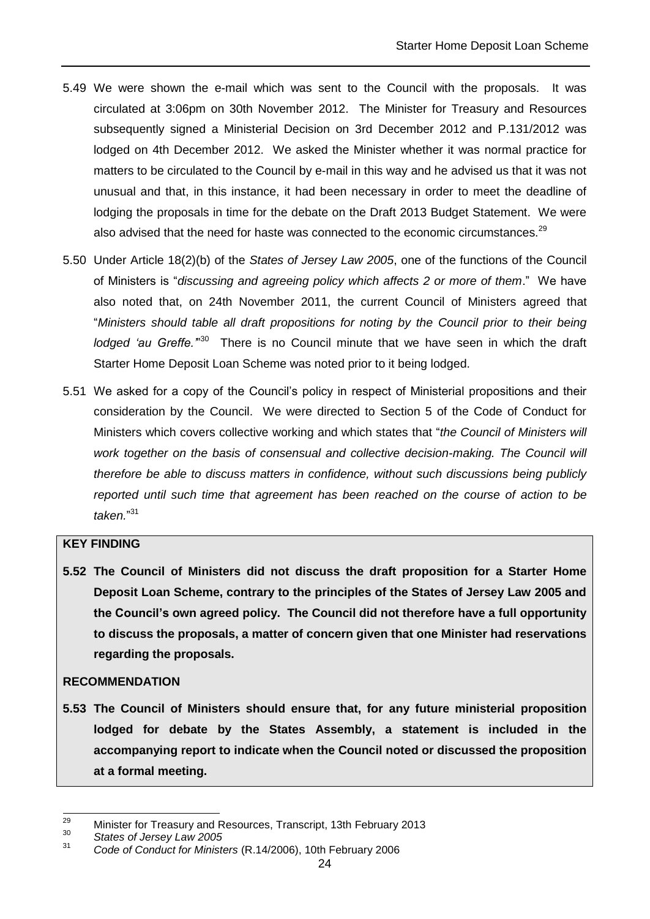5.49 We were shown the e-mail which was sent to the Council with the proposals. It was circulated at 3:06pm on 30th November 2012. The Minister for Treasury and Resources subsequently signed a Ministerial Decision on 3rd December 2012 and P.131/2012 was lodged on 4th December 2012. We asked the Minister whether it was normal practice for matters to be circulated to the Council by e-mail in this way and he advised us that it was not unusual and that, in this instance, it had been necessary in order to meet the deadline of lodging the proposals in time for the debate on the Draft 2013 Budget Statement. We were also advised that the need for haste was connected to the economic circumstances.[29]

5.50 Under Article 18(2)(b) of the *States of Jersey Law 2005*, one of the functions of the Council of Ministers is "*discussing and agreeing policy which affects 2 or more of them*." We have also noted that, on 24th November 2011, the current Council of Ministers agreed that "*Ministers should table all draft propositions for noting by the Council prior to their being lodged 'au Greffe.'*"[30] There is no Council minute that we have seen in which the draft Starter Home Deposit Loan Scheme was noted prior to it being lodged.

5.51 We asked for a copy of the Council's policy in respect of Ministerial propositions and their consideration by the Council. We were directed to Section 5 of the Code of Conduct for Ministers which covers collective working and which states that "*the Council of Ministers will work together on the basis of consensual and collective decision-making. The Council will therefore be able to discuss matters in confidence, without such discussions being publicly reported until such time that agreement has been reached on the course of action to be taken.*"[31]

**KEY FINDING**

**5.52 The Council of Ministers did not discuss the draft proposition for a Starter Home Deposit Loan Scheme, contrary to the principles of the States of Jersey Law 2005 and the Council's own agreed policy. The Council did not therefore have a full opportunity to discuss the proposals, a matter of concern given that one Minister had reservations regarding the proposals.**

**RECOMMENDATION**

**5.53 The Council of Ministers should ensure that, for any future ministerial proposition lodged for debate by the States Assembly, a statement is included in the accompanying report to indicate when the Council noted or discussed the proposition at a formal meeting.**

---

[29] Minister for Treasury and Resources, Transcript, 13th February 2013

[30] *States of Jersey Law 2005*

[31] *Code of Conduct for Ministers* (R.14/2006), 10th February 2006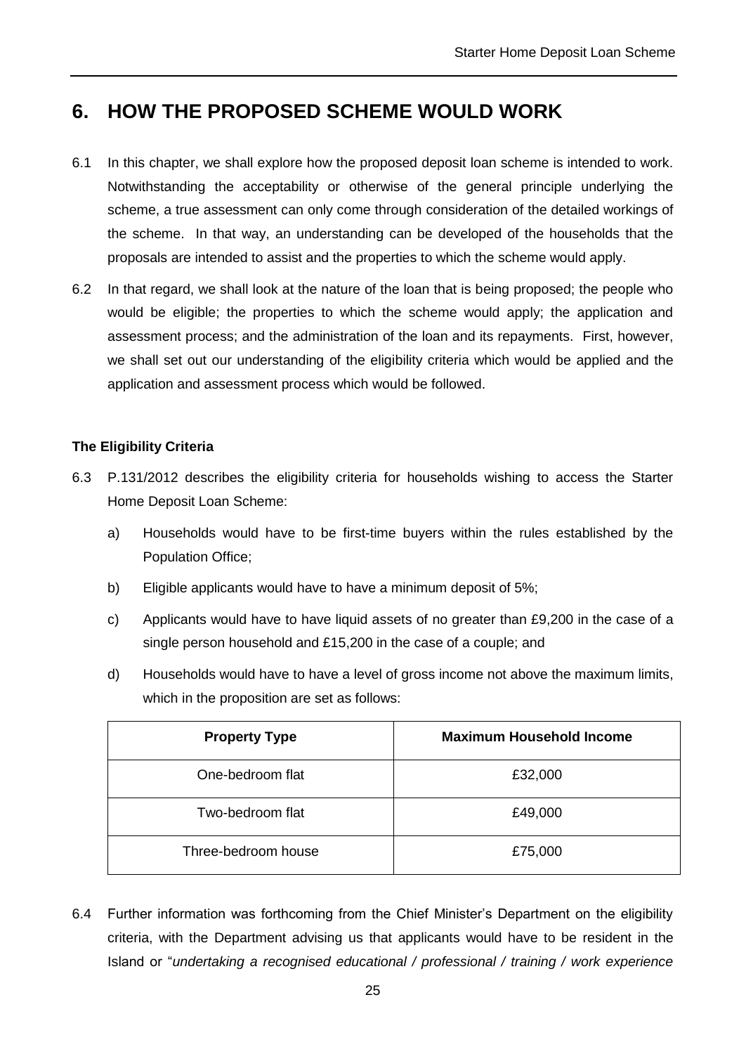# 6. HOW THE PROPOSED SCHEME WOULD WORK

6.1 In this chapter, we shall explore how the proposed deposit loan scheme is intended to work. Notwithstanding the acceptability or otherwise of the general principle underlying the scheme, a true assessment can only come through consideration of the detailed workings of the scheme. In that way, an understanding can be developed of the households that the proposals are intended to assist and the properties to which the scheme would apply.

6.2 In that regard, we shall look at the nature of the loan that is being proposed; the people who would be eligible; the properties to which the scheme would apply; the application and assessment process; and the administration of the loan and its repayments. First, however, we shall set out our understanding of the eligibility criteria which would be applied and the application and assessment process which would be followed.

**The Eligibility Criteria**

6.3 P.131/2012 describes the eligibility criteria for households wishing to access the Starter Home Deposit Loan Scheme:

a) Households would have to be first-time buyers within the rules established by the Population Office;

b) Eligible applicants would have to have a minimum deposit of 5%;

c) Applicants would have to have liquid assets of no greater than £9,200 in the case of a single person household and £15,200 in the case of a couple; and

d) Households would have to have a level of gross income not above the maximum limits, which in the proposition are set as follows:

| Property Type | Maximum Household Income |
|---|---|
| One-bedroom flat | £32,000 |
| Two-bedroom flat | £49,000 |
| Three-bedroom house | £75,000 |

6.4 Further information was forthcoming from the Chief Minister's Department on the eligibility criteria, with the Department advising us that applicants would have to be resident in the Island or "*undertaking a recognised educational / professional / training / work experience*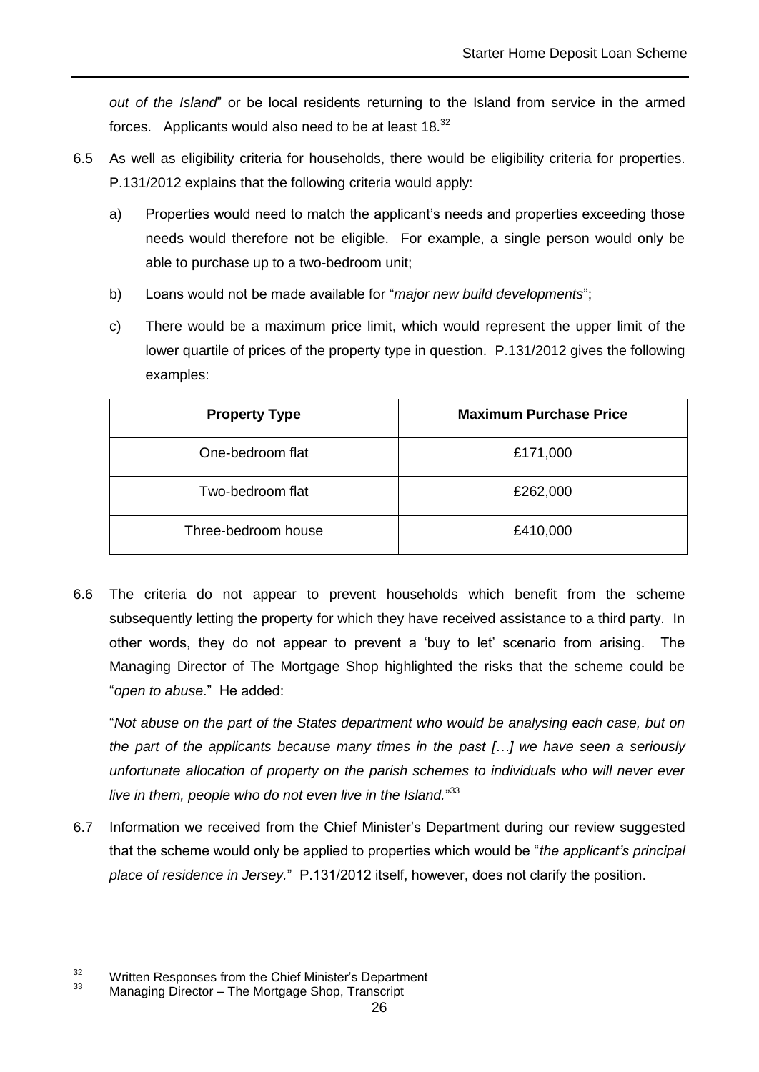*out of the Island*" or be local residents returning to the Island from service in the armed forces. Applicants would also need to be at least 18.[32]

6.5 As well as eligibility criteria for households, there would be eligibility criteria for properties. P.131/2012 explains that the following criteria would apply:

a) Properties would need to match the applicant's needs and properties exceeding those needs would therefore not be eligible. For example, a single person would only be able to purchase up to a two-bedroom unit;

b) Loans would not be made available for "*major new build developments*";

c) There would be a maximum price limit, which would represent the upper limit of the lower quartile of prices of the property type in question. P.131/2012 gives the following examples:

| Property Type | Maximum Purchase Price |
|---|---|
| One-bedroom flat | £171,000 |
| Two-bedroom flat | £262,000 |
| Three-bedroom house | £410,000 |

6.6 The criteria do not appear to prevent households which benefit from the scheme subsequently letting the property for which they have received assistance to a third party. In other words, they do not appear to prevent a 'buy to let' scenario from arising. The Managing Director of The Mortgage Shop highlighted the risks that the scheme could be "*open to abuse*." He added:

"*Not abuse on the part of the States department who would be analysing each case, but on the part of the applicants because many times in the past […] we have seen a seriously unfortunate allocation of property on the parish schemes to individuals who will never ever live in them, people who do not even live in the Island.*"[33]

6.7 Information we received from the Chief Minister's Department during our review suggested that the scheme would only be applied to properties which would be "*the applicant's principal place of residence in Jersey.*" P.131/2012 itself, however, does not clarify the position.

[32] Written Responses from the Chief Minister's Department

[33] Managing Director – The Mortgage Shop, Transcript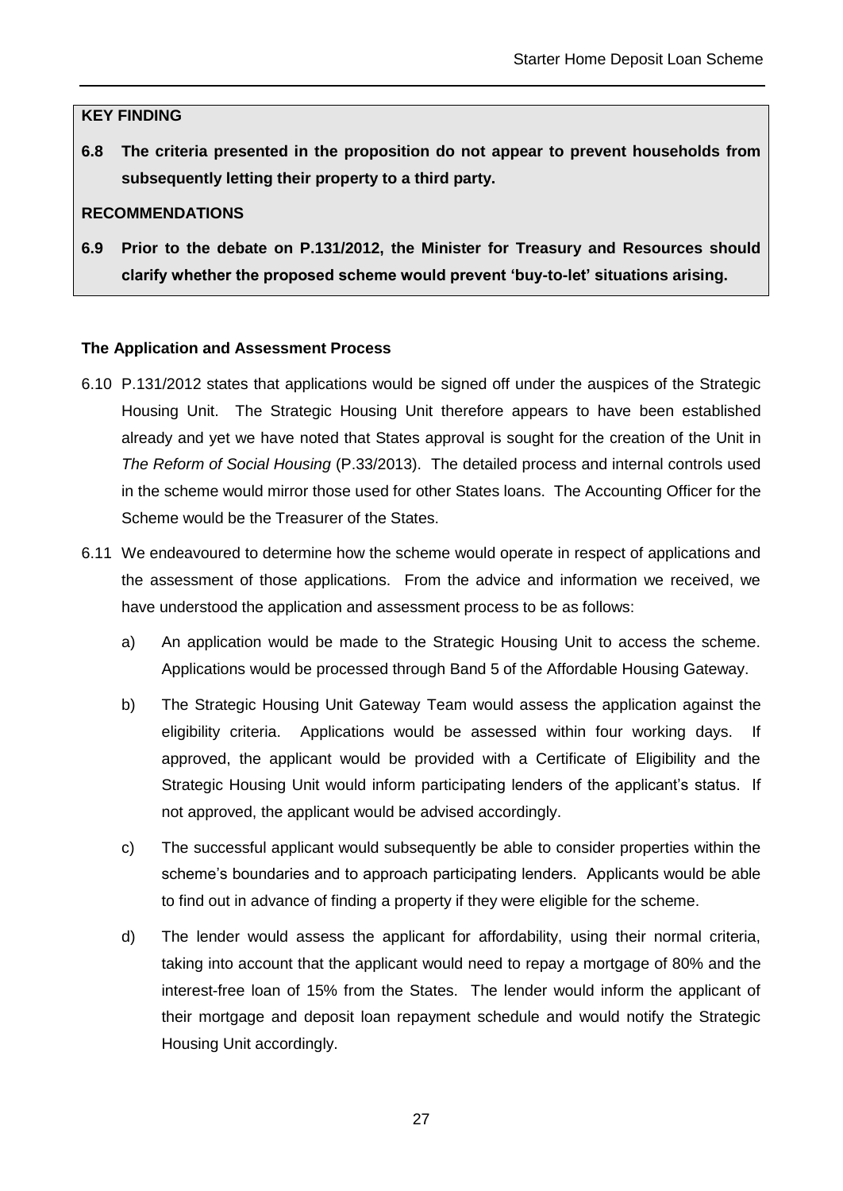**KEY FINDING**

**6.8 The criteria presented in the proposition do not appear to prevent households from subsequently letting their property to a third party.**

**RECOMMENDATIONS**

**6.9 Prior to the debate on P.131/2012, the Minister for Treasury and Resources should clarify whether the proposed scheme would prevent 'buy-to-let' situations arising.**

**The Application and Assessment Process**

6.10 P.131/2012 states that applications would be signed off under the auspices of the Strategic Housing Unit. The Strategic Housing Unit therefore appears to have been established already and yet we have noted that States approval is sought for the creation of the Unit in *The Reform of Social Housing* (P.33/2013). The detailed process and internal controls used in the scheme would mirror those used for other States loans. The Accounting Officer for the Scheme would be the Treasurer of the States.

6.11 We endeavoured to determine how the scheme would operate in respect of applications and the assessment of those applications. From the advice and information we received, we have understood the application and assessment process to be as follows:

a) An application would be made to the Strategic Housing Unit to access the scheme. Applications would be processed through Band 5 of the Affordable Housing Gateway.

b) The Strategic Housing Unit Gateway Team would assess the application against the eligibility criteria. Applications would be assessed within four working days. If approved, the applicant would be provided with a Certificate of Eligibility and the Strategic Housing Unit would inform participating lenders of the applicant's status. If not approved, the applicant would be advised accordingly.

c) The successful applicant would subsequently be able to consider properties within the scheme's boundaries and to approach participating lenders. Applicants would be able to find out in advance of finding a property if they were eligible for the scheme.

d) The lender would assess the applicant for affordability, using their normal criteria, taking into account that the applicant would need to repay a mortgage of 80% and the interest-free loan of 15% from the States. The lender would inform the applicant of their mortgage and deposit loan repayment schedule and would notify the Strategic Housing Unit accordingly.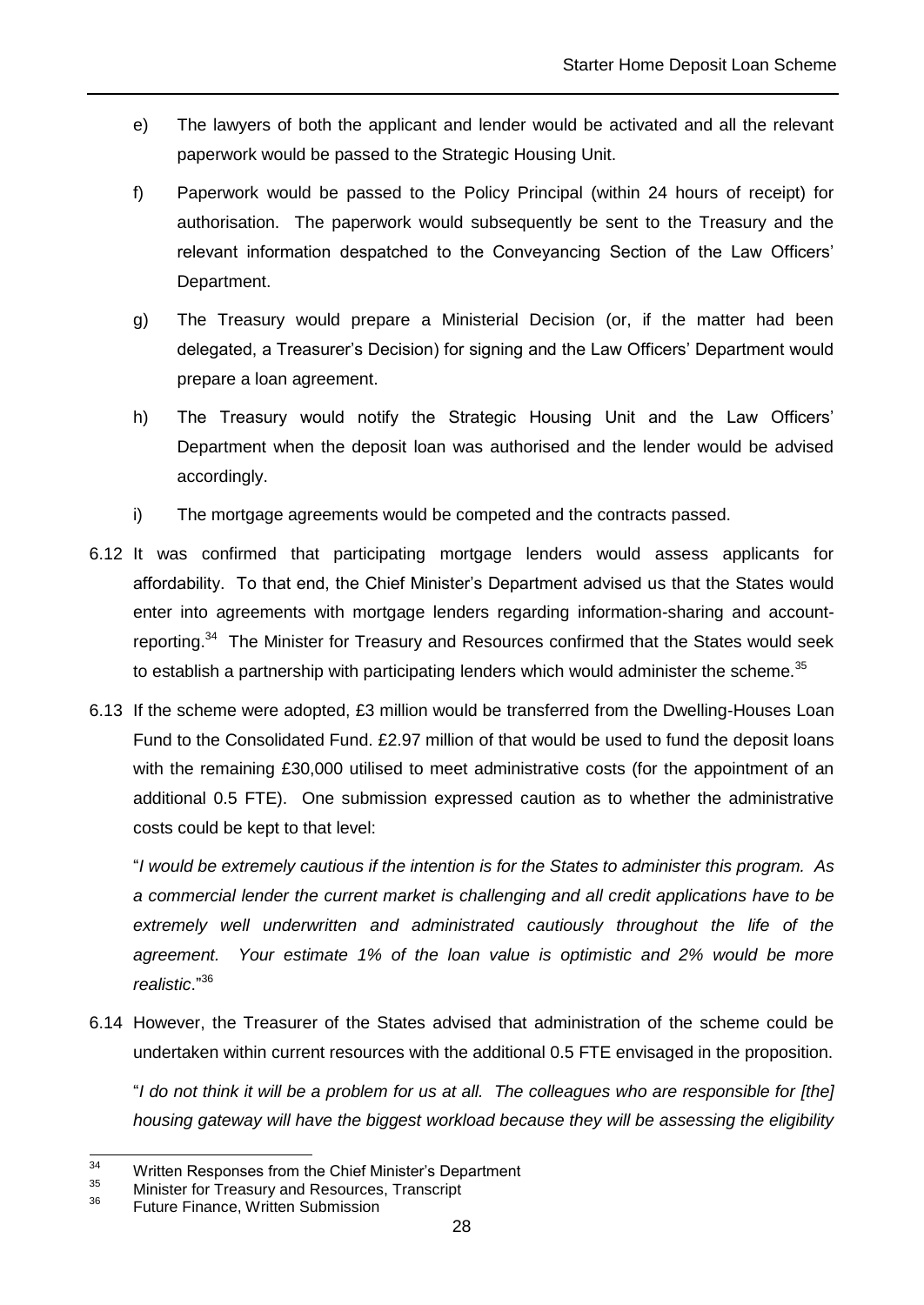e) The lawyers of both the applicant and lender would be activated and all the relevant paperwork would be passed to the Strategic Housing Unit.

f) Paperwork would be passed to the Policy Principal (within 24 hours of receipt) for authorisation. The paperwork would subsequently be sent to the Treasury and the relevant information despatched to the Conveyancing Section of the Law Officers' Department.

g) The Treasury would prepare a Ministerial Decision (or, if the matter had been delegated, a Treasurer's Decision) for signing and the Law Officers' Department would prepare a loan agreement.

h) The Treasury would notify the Strategic Housing Unit and the Law Officers' Department when the deposit loan was authorised and the lender would be advised accordingly.

i) The mortgage agreements would be competed and the contracts passed.

6.12 It was confirmed that participating mortgage lenders would assess applicants for affordability. To that end, the Chief Minister's Department advised us that the States would enter into agreements with mortgage lenders regarding information-sharing and account-reporting.[34] The Minister for Treasury and Resources confirmed that the States would seek to establish a partnership with participating lenders which would administer the scheme.[35]

6.13 If the scheme were adopted, £3 million would be transferred from the Dwelling-Houses Loan Fund to the Consolidated Fund. £2.97 million of that would be used to fund the deposit loans with the remaining £30,000 utilised to meet administrative costs (for the appointment of an additional 0.5 FTE). One submission expressed caution as to whether the administrative costs could be kept to that level:

"*I would be extremely cautious if the intention is for the States to administer this program. As a commercial lender the current market is challenging and all credit applications have to be extremely well underwritten and administrated cautiously throughout the life of the agreement. Your estimate 1% of the loan value is optimistic and 2% would be more realistic*."[36]

6.14 However, the Treasurer of the States advised that administration of the scheme could be undertaken within current resources with the additional 0.5 FTE envisaged in the proposition.

"*I do not think it will be a problem for us at all. The colleagues who are responsible for [the] housing gateway will have the biggest workload because they will be assessing the eligibility*

---

[34] Written Responses from the Chief Minister's Department

[35] Minister for Treasury and Resources, Transcript

[36] Future Finance, Written Submission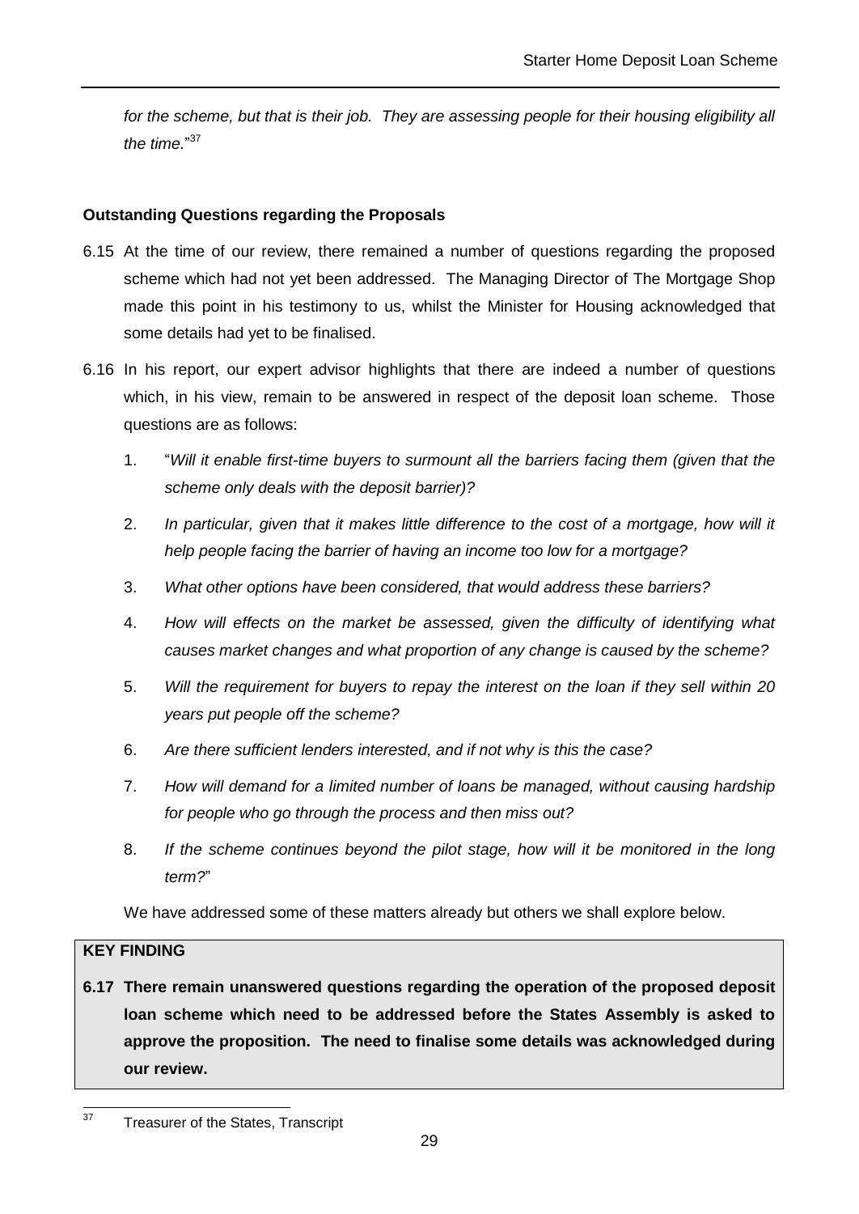*for the scheme, but that is their job. They are assessing people for their housing eligibility all the time.*"[37]

**Outstanding Questions regarding the Proposals**

6.15 At the time of our review, there remained a number of questions regarding the proposed scheme which had not yet been addressed. The Managing Director of The Mortgage Shop made this point in his testimony to us, whilst the Minister for Housing acknowledged that some details had yet to be finalised.

6.16 In his report, our expert advisor highlights that there are indeed a number of questions which, in his view, remain to be answered in respect of the deposit loan scheme. Those questions are as follows:

1. "*Will it enable first-time buyers to surmount all the barriers facing them (given that the scheme only deals with the deposit barrier)?*
2. *In particular, given that it makes little difference to the cost of a mortgage, how will it help people facing the barrier of having an income too low for a mortgage?*
3. *What other options have been considered, that would address these barriers?*
4. *How will effects on the market be assessed, given the difficulty of identifying what causes market changes and what proportion of any change is caused by the scheme?*
5. *Will the requirement for buyers to repay the interest on the loan if they sell within 20 years put people off the scheme?*
6. *Are there sufficient lenders interested, and if not why is this the case?*
7. *How will demand for a limited number of loans be managed, without causing hardship for people who go through the process and then miss out?*
8. *If the scheme continues beyond the pilot stage, how will it be monitored in the long term?*"

We have addressed some of these matters already but others we shall explore below.

**KEY FINDING**

**6.17 There remain unanswered questions regarding the operation of the proposed deposit loan scheme which need to be addressed before the States Assembly is asked to approve the proposition. The need to finalise some details was acknowledged during our review.**

[37] Treasurer of the States, Transcript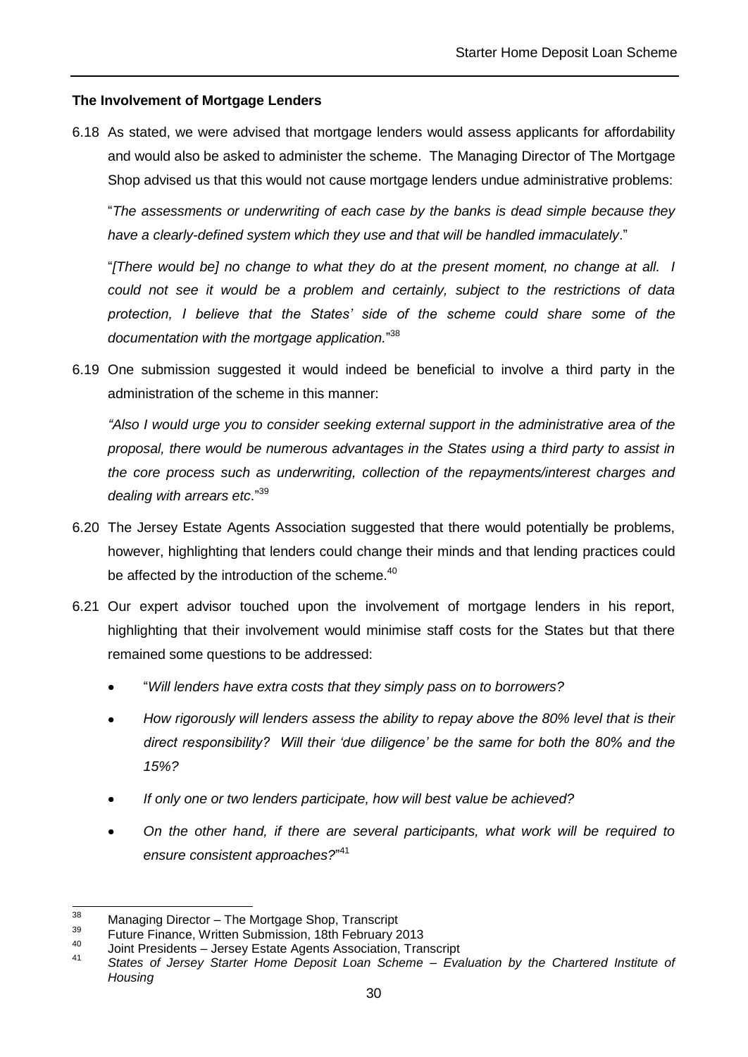**The Involvement of Mortgage Lenders**

6.18 As stated, we were advised that mortgage lenders would assess applicants for affordability and would also be asked to administer the scheme. The Managing Director of The Mortgage Shop advised us that this would not cause mortgage lenders undue administrative problems:

"*The assessments or underwriting of each case by the banks is dead simple because they have a clearly-defined system which they use and that will be handled immaculately*."

"*[There would be] no change to what they do at the present moment, no change at all. I could not see it would be a problem and certainly, subject to the restrictions of data protection, I believe that the States' side of the scheme could share some of the documentation with the mortgage application.*"[38]

6.19 One submission suggested it would indeed be beneficial to involve a third party in the administration of the scheme in this manner:

*"Also I would urge you to consider seeking external support in the administrative area of the proposal, there would be numerous advantages in the States using a third party to assist in the core process such as underwriting, collection of the repayments/interest charges and dealing with arrears etc*."[39]

6.20 The Jersey Estate Agents Association suggested that there would potentially be problems, however, highlighting that lenders could change their minds and that lending practices could be affected by the introduction of the scheme.[40]

6.21 Our expert advisor touched upon the involvement of mortgage lenders in his report, highlighting that their involvement would minimise staff costs for the States but that there remained some questions to be addressed:

- "*Will lenders have extra costs that they simply pass on to borrowers?*
- *How rigorously will lenders assess the ability to repay above the 80% level that is their direct responsibility? Will their 'due diligence' be the same for both the 80% and the 15%?*
- *If only one or two lenders participate, how will best value be achieved?*
- *On the other hand, if there are several participants, what work will be required to ensure consistent approaches?*"[41]

---

[38] Managing Director – The Mortgage Shop, Transcript

[39] Future Finance, Written Submission, 18th February 2013

[40] Joint Presidents – Jersey Estate Agents Association, Transcript

[41] *States of Jersey Starter Home Deposit Loan Scheme – Evaluation by the Chartered Institute of Housing*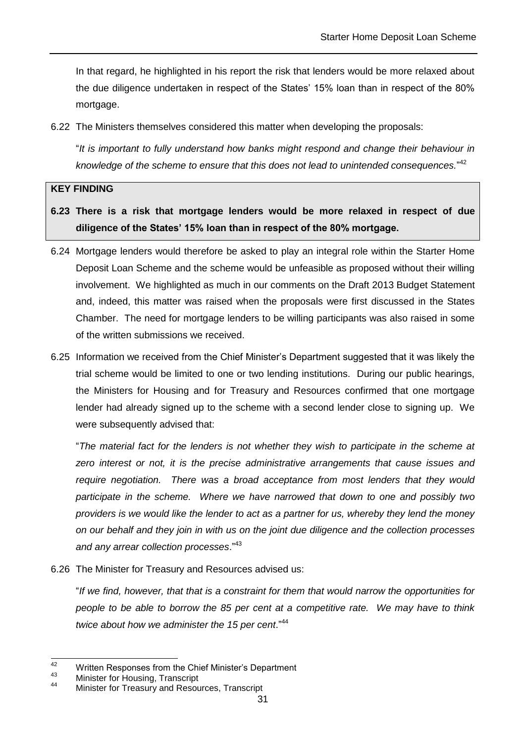In that regard, he highlighted in his report the risk that lenders would be more relaxed about the due diligence undertaken in respect of the States' 15% loan than in respect of the 80% mortgage.

6.22 The Ministers themselves considered this matter when developing the proposals:

"*It is important to fully understand how banks might respond and change their behaviour in knowledge of the scheme to ensure that this does not lead to unintended consequences.*"[42]

**KEY FINDING**

**6.23 There is a risk that mortgage lenders would be more relaxed in respect of due diligence of the States' 15% loan than in respect of the 80% mortgage.**

6.24 Mortgage lenders would therefore be asked to play an integral role within the Starter Home Deposit Loan Scheme and the scheme would be unfeasible as proposed without their willing involvement. We highlighted as much in our comments on the Draft 2013 Budget Statement and, indeed, this matter was raised when the proposals were first discussed in the States Chamber. The need for mortgage lenders to be willing participants was also raised in some of the written submissions we received.

6.25 Information we received from the Chief Minister's Department suggested that it was likely the trial scheme would be limited to one or two lending institutions. During our public hearings, the Ministers for Housing and for Treasury and Resources confirmed that one mortgage lender had already signed up to the scheme with a second lender close to signing up. We were subsequently advised that:

"*The material fact for the lenders is not whether they wish to participate in the scheme at zero interest or not, it is the precise administrative arrangements that cause issues and require negotiation. There was a broad acceptance from most lenders that they would participate in the scheme. Where we have narrowed that down to one and possibly two providers is we would like the lender to act as a partner for us, whereby they lend the money on our behalf and they join in with us on the joint due diligence and the collection processes and any arrear collection processes*."[43]

6.26 The Minister for Treasury and Resources advised us:

"*If we find, however, that that is a constraint for them that would narrow the opportunities for people to be able to borrow the 85 per cent at a competitive rate. We may have to think twice about how we administer the 15 per cent*."[44]

---

[42] Written Responses from the Chief Minister's Department

[43] Minister for Housing, Transcript

[44] Minister for Treasury and Resources, Transcript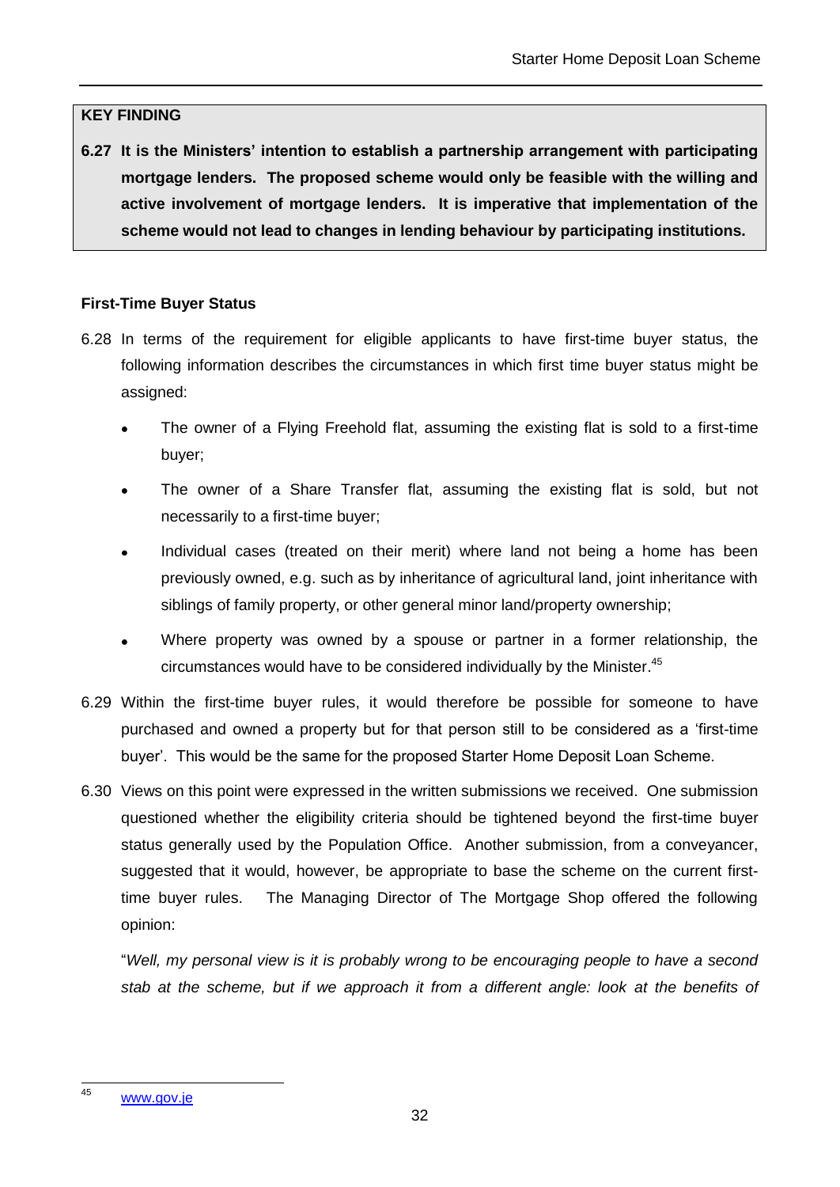**KEY FINDING**

**6.27 It is the Ministers' intention to establish a partnership arrangement with participating mortgage lenders. The proposed scheme would only be feasible with the willing and active involvement of mortgage lenders. It is imperative that implementation of the scheme would not lead to changes in lending behaviour by participating institutions.**

**First-Time Buyer Status**

6.28 In terms of the requirement for eligible applicants to have first-time buyer status, the following information describes the circumstances in which first time buyer status might be assigned:

- The owner of a Flying Freehold flat, assuming the existing flat is sold to a first-time buyer;
- The owner of a Share Transfer flat, assuming the existing flat is sold, but not necessarily to a first-time buyer;
- Individual cases (treated on their merit) where land not being a home has been previously owned, e.g. such as by inheritance of agricultural land, joint inheritance with siblings of family property, or other general minor land/property ownership;
- Where property was owned by a spouse or partner in a former relationship, the circumstances would have to be considered individually by the Minister.[45]

6.29 Within the first-time buyer rules, it would therefore be possible for someone to have purchased and owned a property but for that person still to be considered as a 'first-time buyer'. This would be the same for the proposed Starter Home Deposit Loan Scheme.

6.30 Views on this point were expressed in the written submissions we received. One submission questioned whether the eligibility criteria should be tightened beyond the first-time buyer status generally used by the Population Office. Another submission, from a conveyancer, suggested that it would, however, be appropriate to base the scheme on the current first-time buyer rules. The Managing Director of The Mortgage Shop offered the following opinion:

"*Well, my personal view is it is probably wrong to be encouraging people to have a second stab at the scheme, but if we approach it from a different angle: look at the benefits of*

[45] www.gov.je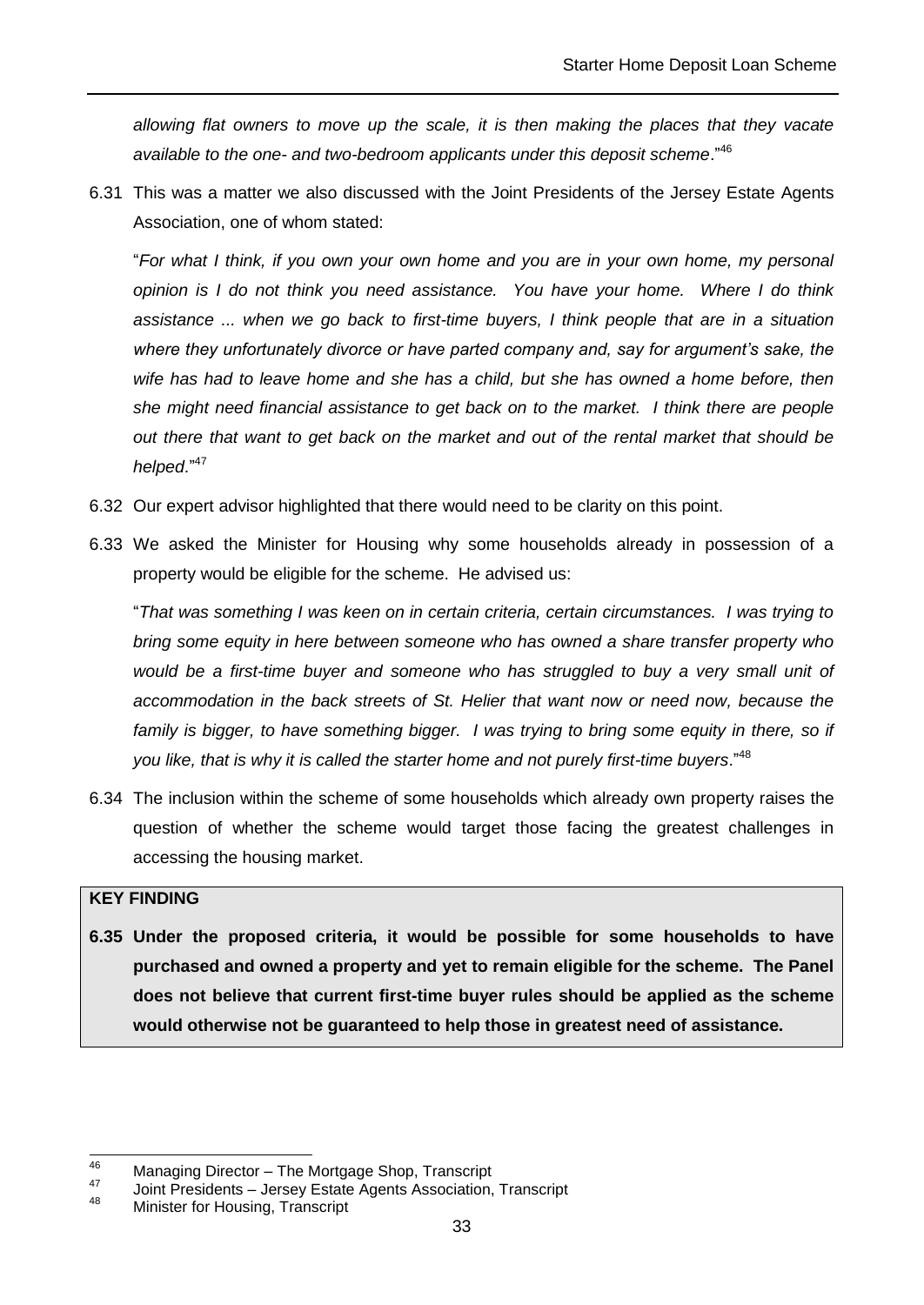*allowing flat owners to move up the scale, it is then making the places that they vacate available to the one- and two-bedroom applicants under this deposit scheme*."[46]

6.31 This was a matter we also discussed with the Joint Presidents of the Jersey Estate Agents Association, one of whom stated:

"*For what I think, if you own your own home and you are in your own home, my personal opinion is I do not think you need assistance. You have your home. Where I do think assistance ... when we go back to first-time buyers, I think people that are in a situation where they unfortunately divorce or have parted company and, say for argument's sake, the wife has had to leave home and she has a child, but she has owned a home before, then she might need financial assistance to get back on to the market. I think there are people out there that want to get back on the market and out of the rental market that should be helped*."[47]

6.32 Our expert advisor highlighted that there would need to be clarity on this point.

6.33 We asked the Minister for Housing why some households already in possession of a property would be eligible for the scheme. He advised us:

"*That was something I was keen on in certain criteria, certain circumstances. I was trying to bring some equity in here between someone who has owned a share transfer property who would be a first-time buyer and someone who has struggled to buy a very small unit of accommodation in the back streets of St. Helier that want now or need now, because the family is bigger, to have something bigger. I was trying to bring some equity in there, so if you like, that is why it is called the starter home and not purely first-time buyers*."[48]

6.34 The inclusion within the scheme of some households which already own property raises the question of whether the scheme would target those facing the greatest challenges in accessing the housing market.

**KEY FINDING**

**6.35 Under the proposed criteria, it would be possible for some households to have purchased and owned a property and yet to remain eligible for the scheme. The Panel does not believe that current first-time buyer rules should be applied as the scheme would otherwise not be guaranteed to help those in greatest need of assistance.**

---

[46] Managing Director – The Mortgage Shop, Transcript

[47] Joint Presidents – Jersey Estate Agents Association, Transcript

[48] Minister for Housing, Transcript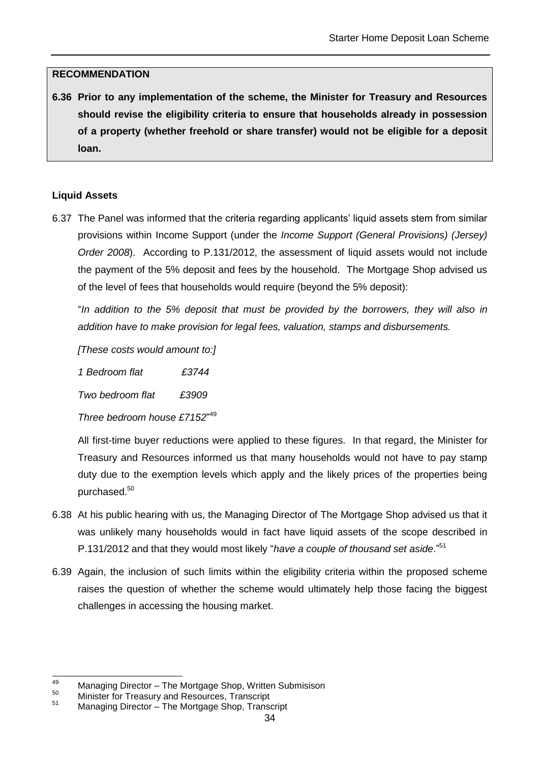**RECOMMENDATION**

**6.36 Prior to any implementation of the scheme, the Minister for Treasury and Resources should revise the eligibility criteria to ensure that households already in possession of a property (whether freehold or share transfer) would not be eligible for a deposit loan.**

**Liquid Assets**

6.37 The Panel was informed that the criteria regarding applicants' liquid assets stem from similar provisions within Income Support (under the *Income Support (General Provisions) (Jersey) Order 2008*). According to P.131/2012, the assessment of liquid assets would not include the payment of the 5% deposit and fees by the household. The Mortgage Shop advised us of the level of fees that households would require (beyond the 5% deposit):

"*In addition to the 5% deposit that must be provided by the borrowers, they will also in addition have to make provision for legal fees, valuation, stamps and disbursements.*

*[These costs would amount to:]*

*1 Bedroom flat £3744*

*Two bedroom flat £3909*

*Three bedroom house £7152*"[49]

All first-time buyer reductions were applied to these figures. In that regard, the Minister for Treasury and Resources informed us that many households would not have to pay stamp duty due to the exemption levels which apply and the likely prices of the properties being purchased.[50]

6.38 At his public hearing with us, the Managing Director of The Mortgage Shop advised us that it was unlikely many households would in fact have liquid assets of the scope described in P.131/2012 and that they would most likely "*have a couple of thousand set aside*."[51]

6.39 Again, the inclusion of such limits within the eligibility criteria within the proposed scheme raises the question of whether the scheme would ultimately help those facing the biggest challenges in accessing the housing market.

[49] Managing Director – The Mortgage Shop, Written Submisison
[50] Minister for Treasury and Resources, Transcript
[51] Managing Director – The Mortgage Shop, Transcript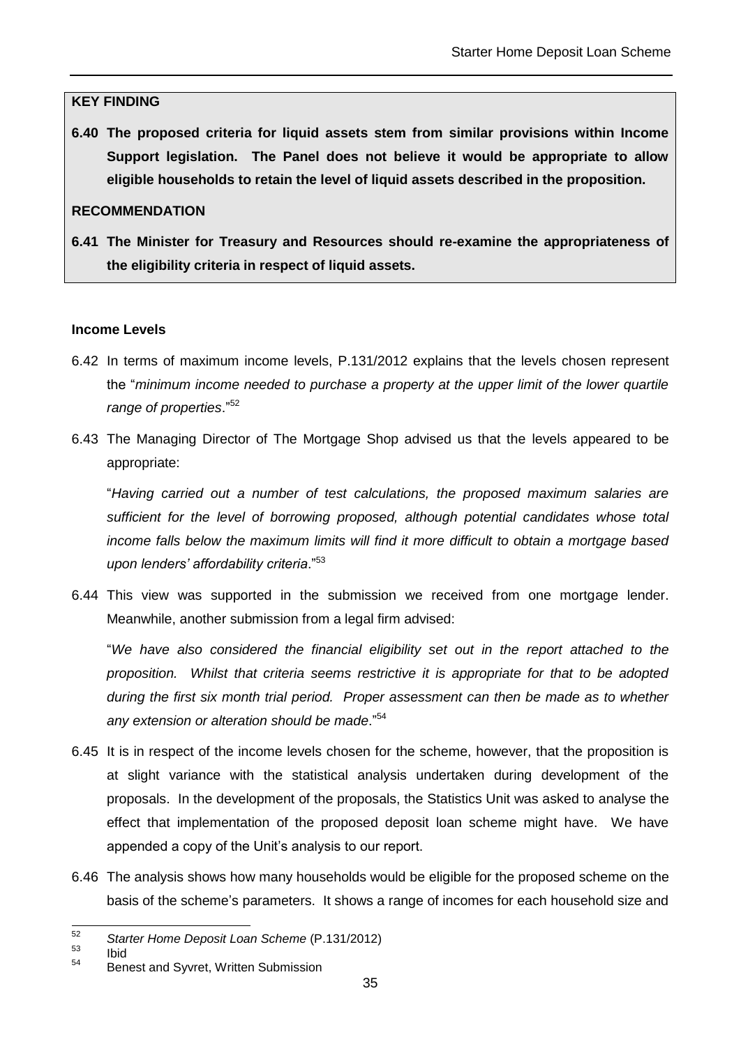**KEY FINDING**

**6.40 The proposed criteria for liquid assets stem from similar provisions within Income Support legislation. The Panel does not believe it would be appropriate to allow eligible households to retain the level of liquid assets described in the proposition.**

**RECOMMENDATION**

**6.41 The Minister for Treasury and Resources should re-examine the appropriateness of the eligibility criteria in respect of liquid assets.**

**Income Levels**

6.42 In terms of maximum income levels, P.131/2012 explains that the levels chosen represent the "*minimum income needed to purchase a property at the upper limit of the lower quartile range of properties*."[52]

6.43 The Managing Director of The Mortgage Shop advised us that the levels appeared to be appropriate:

"*Having carried out a number of test calculations, the proposed maximum salaries are sufficient for the level of borrowing proposed, although potential candidates whose total income falls below the maximum limits will find it more difficult to obtain a mortgage based upon lenders' affordability criteria*."[53]

6.44 This view was supported in the submission we received from one mortgage lender. Meanwhile, another submission from a legal firm advised:

"*We have also considered the financial eligibility set out in the report attached to the proposition. Whilst that criteria seems restrictive it is appropriate for that to be adopted during the first six month trial period. Proper assessment can then be made as to whether any extension or alteration should be made*."[54]

6.45 It is in respect of the income levels chosen for the scheme, however, that the proposition is at slight variance with the statistical analysis undertaken during development of the proposals. In the development of the proposals, the Statistics Unit was asked to analyse the effect that implementation of the proposed deposit loan scheme might have. We have appended a copy of the Unit's analysis to our report.

6.46 The analysis shows how many households would be eligible for the proposed scheme on the basis of the scheme's parameters. It shows a range of incomes for each household size and

---

[52] *Starter Home Deposit Loan Scheme* (P.131/2012)

[53] Ibid

[54] Benest and Syvret, Written Submission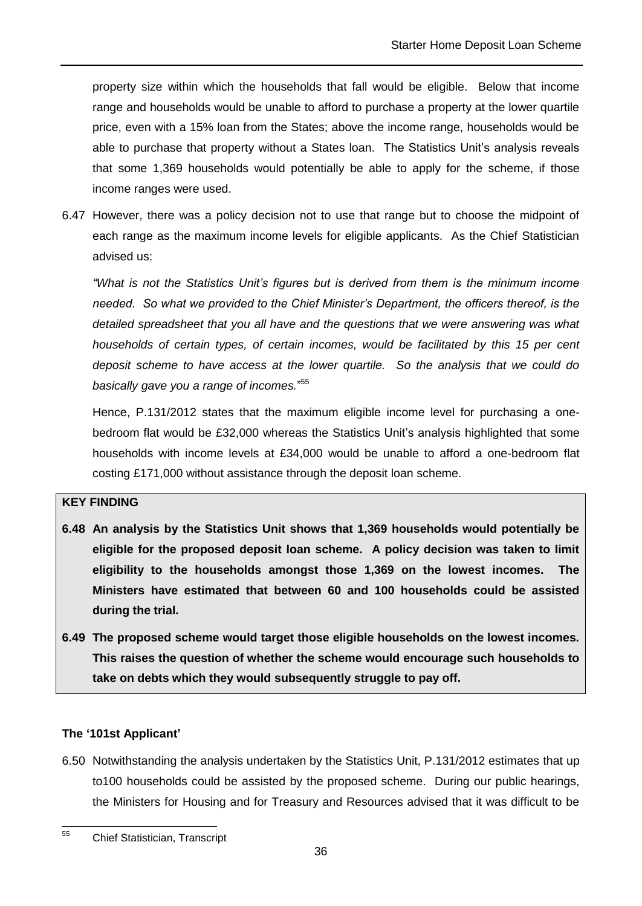property size within which the households that fall would be eligible. Below that income range and households would be unable to afford to purchase a property at the lower quartile price, even with a 15% loan from the States; above the income range, households would be able to purchase that property without a States loan. The Statistics Unit's analysis reveals that some 1,369 households would potentially be able to apply for the scheme, if those income ranges were used.

6.47 However, there was a policy decision not to use that range but to choose the midpoint of each range as the maximum income levels for eligible applicants. As the Chief Statistician advised us:

*"What is not the Statistics Unit's figures but is derived from them is the minimum income needed. So what we provided to the Chief Minister's Department, the officers thereof, is the detailed spreadsheet that you all have and the questions that we were answering was what households of certain types, of certain incomes, would be facilitated by this 15 per cent deposit scheme to have access at the lower quartile. So the analysis that we could do basically gave you a range of incomes."*[55]

Hence, P.131/2012 states that the maximum eligible income level for purchasing a one-bedroom flat would be £32,000 whereas the Statistics Unit's analysis highlighted that some households with income levels at £34,000 would be unable to afford a one-bedroom flat costing £171,000 without assistance through the deposit loan scheme.

**KEY FINDING**

**6.48 An analysis by the Statistics Unit shows that 1,369 households would potentially be eligible for the proposed deposit loan scheme. A policy decision was taken to limit eligibility to the households amongst those 1,369 on the lowest incomes. The Ministers have estimated that between 60 and 100 households could be assisted during the trial.**

**6.49 The proposed scheme would target those eligible households on the lowest incomes. This raises the question of whether the scheme would encourage such households to take on debts which they would subsequently struggle to pay off.**

### The '101st Applicant'

6.50 Notwithstanding the analysis undertaken by the Statistics Unit, P.131/2012 estimates that up to100 households could be assisted by the proposed scheme. During our public hearings, the Ministers for Housing and for Treasury and Resources advised that it was difficult to be

[55] Chief Statistician, Transcript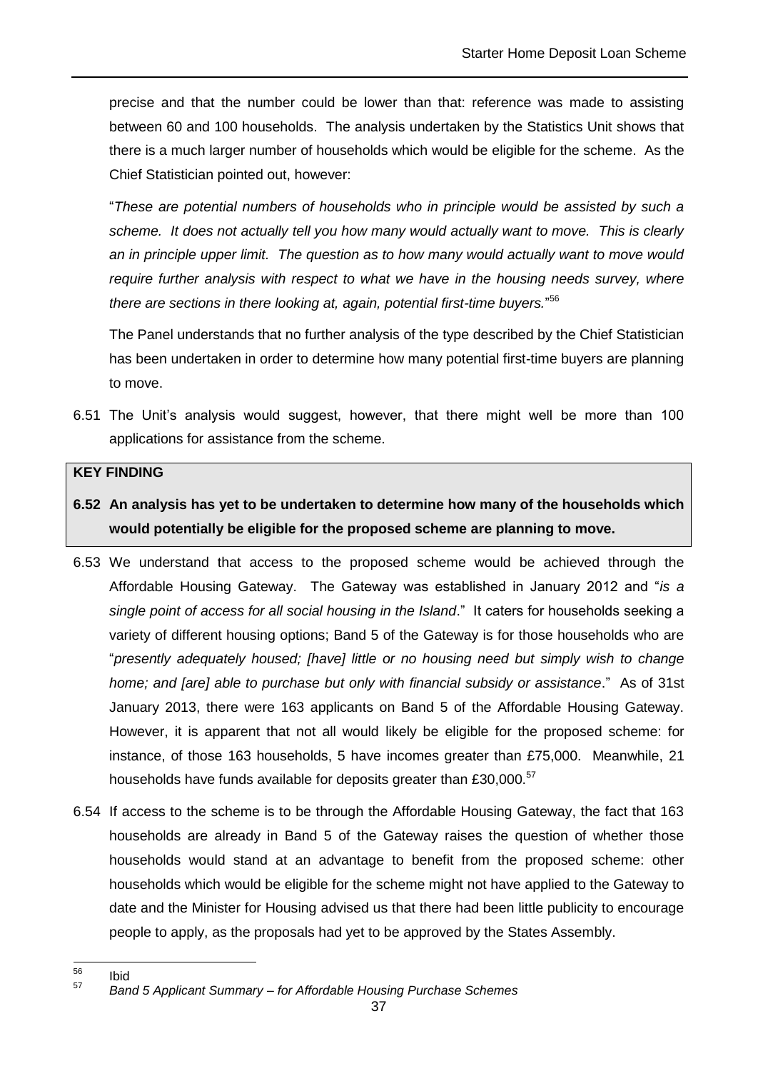precise and that the number could be lower than that: reference was made to assisting between 60 and 100 households. The analysis undertaken by the Statistics Unit shows that there is a much larger number of households which would be eligible for the scheme. As the Chief Statistician pointed out, however:

"*These are potential numbers of households who in principle would be assisted by such a scheme. It does not actually tell you how many would actually want to move. This is clearly an in principle upper limit. The question as to how many would actually want to move would require further analysis with respect to what we have in the housing needs survey, where there are sections in there looking at, again, potential first-time buyers.*"[56]

The Panel understands that no further analysis of the type described by the Chief Statistician has been undertaken in order to determine how many potential first-time buyers are planning to move.

6.51 The Unit's analysis would suggest, however, that there might well be more than 100 applications for assistance from the scheme.

**KEY FINDING**

**6.52 An analysis has yet to be undertaken to determine how many of the households which would potentially be eligible for the proposed scheme are planning to move.**

6.53 We understand that access to the proposed scheme would be achieved through the Affordable Housing Gateway. The Gateway was established in January 2012 and "*is a single point of access for all social housing in the Island*." It caters for households seeking a variety of different housing options; Band 5 of the Gateway is for those households who are "*presently adequately housed; [have] little or no housing need but simply wish to change home; and [are] able to purchase but only with financial subsidy or assistance*." As of 31st January 2013, there were 163 applicants on Band 5 of the Affordable Housing Gateway. However, it is apparent that not all would likely be eligible for the proposed scheme: for instance, of those 163 households, 5 have incomes greater than £75,000. Meanwhile, 21 households have funds available for deposits greater than £30,000.[57]

6.54 If access to the scheme is to be through the Affordable Housing Gateway, the fact that 163 households are already in Band 5 of the Gateway raises the question of whether those households would stand at an advantage to benefit from the proposed scheme: other households which would be eligible for the scheme might not have applied to the Gateway to date and the Minister for Housing advised us that there had been little publicity to encourage people to apply, as the proposals had yet to be approved by the States Assembly.

---

[56] Ibid

[57] *Band 5 Applicant Summary – for Affordable Housing Purchase Schemes*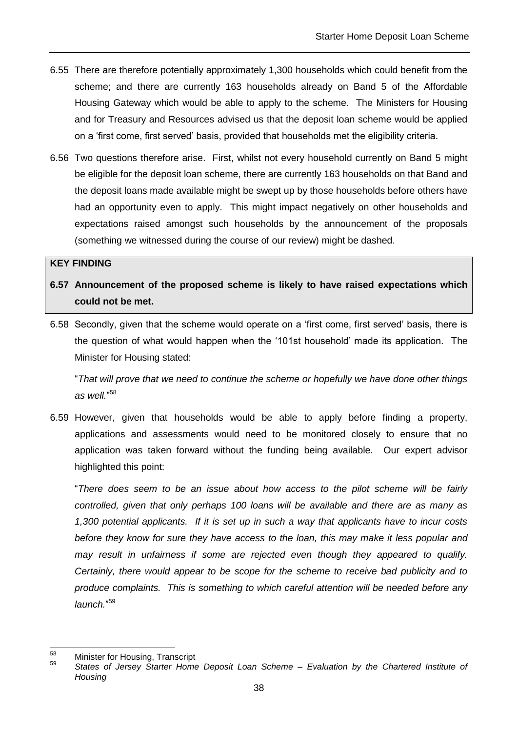6.55 There are therefore potentially approximately 1,300 households which could benefit from the scheme; and there are currently 163 households already on Band 5 of the Affordable Housing Gateway which would be able to apply to the scheme. The Ministers for Housing and for Treasury and Resources advised us that the deposit loan scheme would be applied on a 'first come, first served' basis, provided that households met the eligibility criteria.

6.56 Two questions therefore arise. First, whilst not every household currently on Band 5 might be eligible for the deposit loan scheme, there are currently 163 households on that Band and the deposit loans made available might be swept up by those households before others have had an opportunity even to apply. This might impact negatively on other households and expectations raised amongst such households by the announcement of the proposals (something we witnessed during the course of our review) might be dashed.

**KEY FINDING**

**6.57 Announcement of the proposed scheme is likely to have raised expectations which could not be met.**

6.58 Secondly, given that the scheme would operate on a 'first come, first served' basis, there is the question of what would happen when the '101st household' made its application. The Minister for Housing stated:

"*That will prove that we need to continue the scheme or hopefully we have done other things as well.*"[58]

6.59 However, given that households would be able to apply before finding a property, applications and assessments would need to be monitored closely to ensure that no application was taken forward without the funding being available. Our expert advisor highlighted this point:

"*There does seem to be an issue about how access to the pilot scheme will be fairly controlled, given that only perhaps 100 loans will be available and there are as many as 1,300 potential applicants. If it is set up in such a way that applicants have to incur costs before they know for sure they have access to the loan, this may make it less popular and may result in unfairness if some are rejected even though they appeared to qualify. Certainly, there would appear to be scope for the scheme to receive bad publicity and to produce complaints. This is something to which careful attention will be needed before any launch.*"[59]

---

[58] Minister for Housing, Transcript

[59] *States of Jersey Starter Home Deposit Loan Scheme – Evaluation by the Chartered Institute of Housing*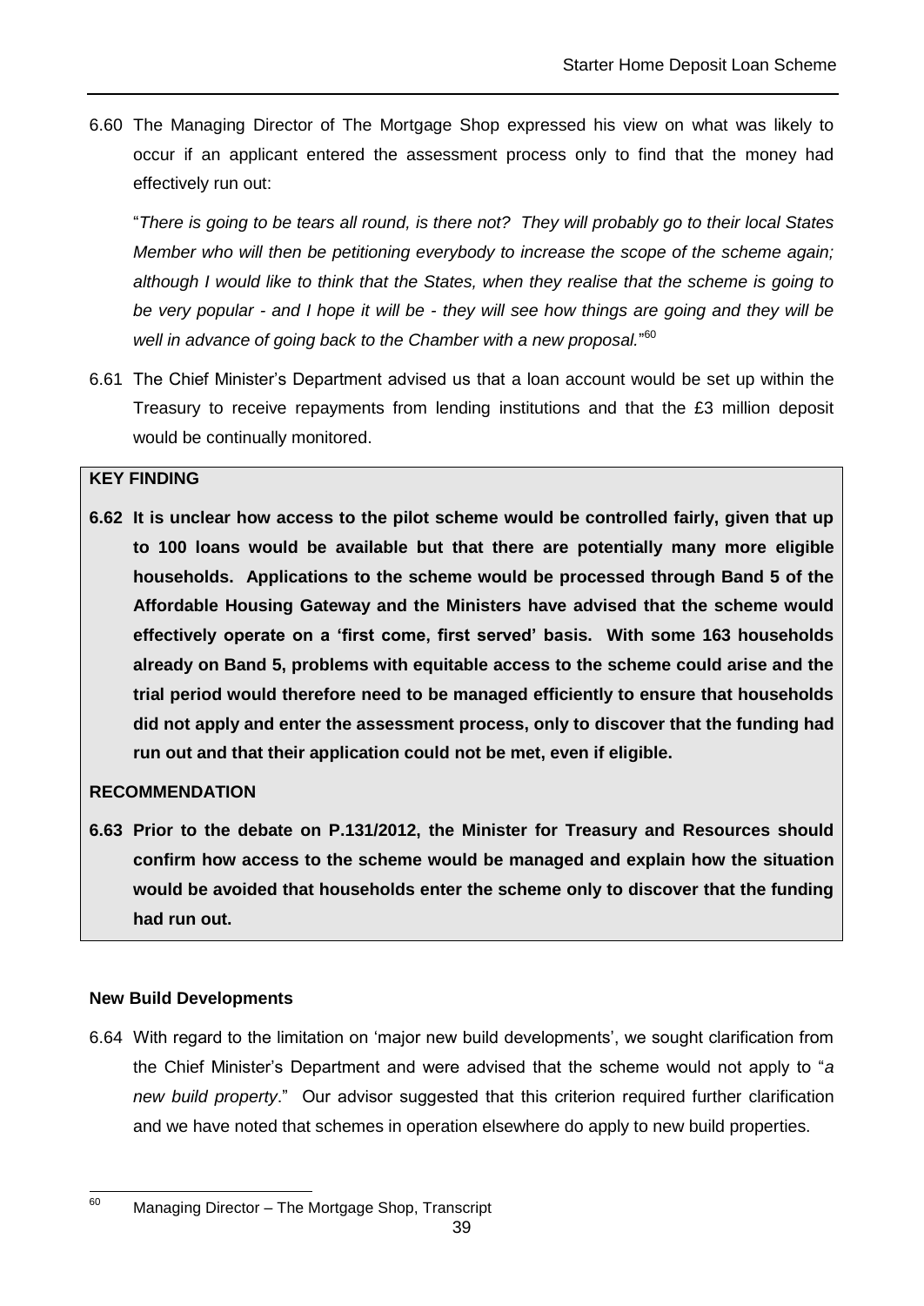6.60 The Managing Director of The Mortgage Shop expressed his view on what was likely to occur if an applicant entered the assessment process only to find that the money had effectively run out:

"*There is going to be tears all round, is there not? They will probably go to their local States Member who will then be petitioning everybody to increase the scope of the scheme again; although I would like to think that the States, when they realise that the scheme is going to be very popular - and I hope it will be - they will see how things are going and they will be well in advance of going back to the Chamber with a new proposal.*"[60]

6.61 The Chief Minister's Department advised us that a loan account would be set up within the Treasury to receive repayments from lending institutions and that the £3 million deposit would be continually monitored.

**KEY FINDING**

**6.62 It is unclear how access to the pilot scheme would be controlled fairly, given that up to 100 loans would be available but that there are potentially many more eligible households. Applications to the scheme would be processed through Band 5 of the Affordable Housing Gateway and the Ministers have advised that the scheme would effectively operate on a 'first come, first served' basis. With some 163 households already on Band 5, problems with equitable access to the scheme could arise and the trial period would therefore need to be managed efficiently to ensure that households did not apply and enter the assessment process, only to discover that the funding had run out and that their application could not be met, even if eligible.**

**RECOMMENDATION**

**6.63 Prior to the debate on P.131/2012, the Minister for Treasury and Resources should confirm how access to the scheme would be managed and explain how the situation would be avoided that households enter the scheme only to discover that the funding had run out.**

**New Build Developments**

6.64 With regard to the limitation on 'major new build developments', we sought clarification from the Chief Minister's Department and were advised that the scheme would not apply to "*a new build property*." Our advisor suggested that this criterion required further clarification and we have noted that schemes in operation elsewhere do apply to new build properties.

---

[60] Managing Director – The Mortgage Shop, Transcript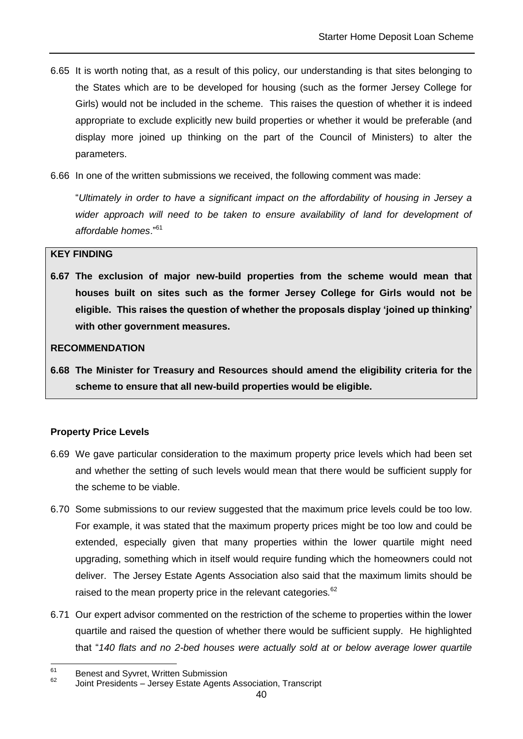6.65 It is worth noting that, as a result of this policy, our understanding is that sites belonging to the States which are to be developed for housing (such as the former Jersey College for Girls) would not be included in the scheme. This raises the question of whether it is indeed appropriate to exclude explicitly new build properties or whether it would be preferable (and display more joined up thinking on the part of the Council of Ministers) to alter the parameters.

6.66 In one of the written submissions we received, the following comment was made:

"*Ultimately in order to have a significant impact on the affordability of housing in Jersey a wider approach will need to be taken to ensure availability of land for development of affordable homes*."[61]

**KEY FINDING**

**6.67 The exclusion of major new-build properties from the scheme would mean that houses built on sites such as the former Jersey College for Girls would not be eligible. This raises the question of whether the proposals display 'joined up thinking' with other government measures.**

**RECOMMENDATION**

**6.68 The Minister for Treasury and Resources should amend the eligibility criteria for the scheme to ensure that all new-build properties would be eligible.**

**Property Price Levels**

6.69 We gave particular consideration to the maximum property price levels which had been set and whether the setting of such levels would mean that there would be sufficient supply for the scheme to be viable.

6.70 Some submissions to our review suggested that the maximum price levels could be too low. For example, it was stated that the maximum property prices might be too low and could be extended, especially given that many properties within the lower quartile might need upgrading, something which in itself would require funding which the homeowners could not deliver. The Jersey Estate Agents Association also said that the maximum limits should be raised to the mean property price in the relevant categories.[62]

6.71 Our expert advisor commented on the restriction of the scheme to properties within the lower quartile and raised the question of whether there would be sufficient supply. He highlighted that "*140 flats and no 2-bed houses were actually sold at or below average lower quartile*

---

[61] Benest and Syvret, Written Submission

[62] Joint Presidents – Jersey Estate Agents Association, Transcript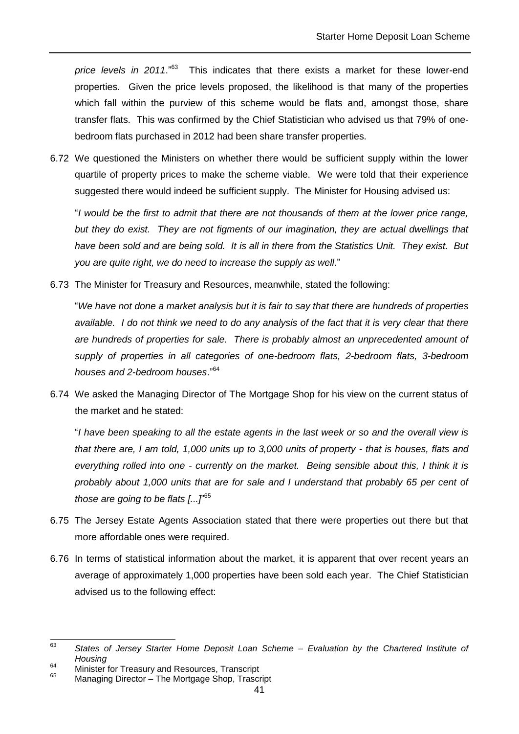*price levels in 2011*."[63] This indicates that there exists a market for these lower-end properties. Given the price levels proposed, the likelihood is that many of the properties which fall within the purview of this scheme would be flats and, amongst those, share transfer flats. This was confirmed by the Chief Statistician who advised us that 79% of one-bedroom flats purchased in 2012 had been share transfer properties.

6.72 We questioned the Ministers on whether there would be sufficient supply within the lower quartile of property prices to make the scheme viable. We were told that their experience suggested there would indeed be sufficient supply. The Minister for Housing advised us:

"*I would be the first to admit that there are not thousands of them at the lower price range, but they do exist. They are not figments of our imagination, they are actual dwellings that have been sold and are being sold. It is all in there from the Statistics Unit. They exist. But you are quite right, we do need to increase the supply as well*."

6.73 The Minister for Treasury and Resources, meanwhile, stated the following:

"*We have not done a market analysis but it is fair to say that there are hundreds of properties available. I do not think we need to do any analysis of the fact that it is very clear that there are hundreds of properties for sale. There is probably almost an unprecedented amount of supply of properties in all categories of one-bedroom flats, 2-bedroom flats, 3-bedroom houses and 2-bedroom houses*."[64]

6.74 We asked the Managing Director of The Mortgage Shop for his view on the current status of the market and he stated:

"*I have been speaking to all the estate agents in the last week or so and the overall view is that there are, I am told, 1,000 units up to 3,000 units of property - that is houses, flats and everything rolled into one - currently on the market. Being sensible about this, I think it is probably about 1,000 units that are for sale and I understand that probably 65 per cent of those are going to be flats [...]*"[65]

6.75 The Jersey Estate Agents Association stated that there were properties out there but that more affordable ones were required.

6.76 In terms of statistical information about the market, it is apparent that over recent years an average of approximately 1,000 properties have been sold each year. The Chief Statistician advised us to the following effect:

---

[63] *States of Jersey Starter Home Deposit Loan Scheme – Evaluation by the Chartered Institute of Housing*

[64] Minister for Treasury and Resources, Transcript

[65] Managing Director – The Mortgage Shop, Trascript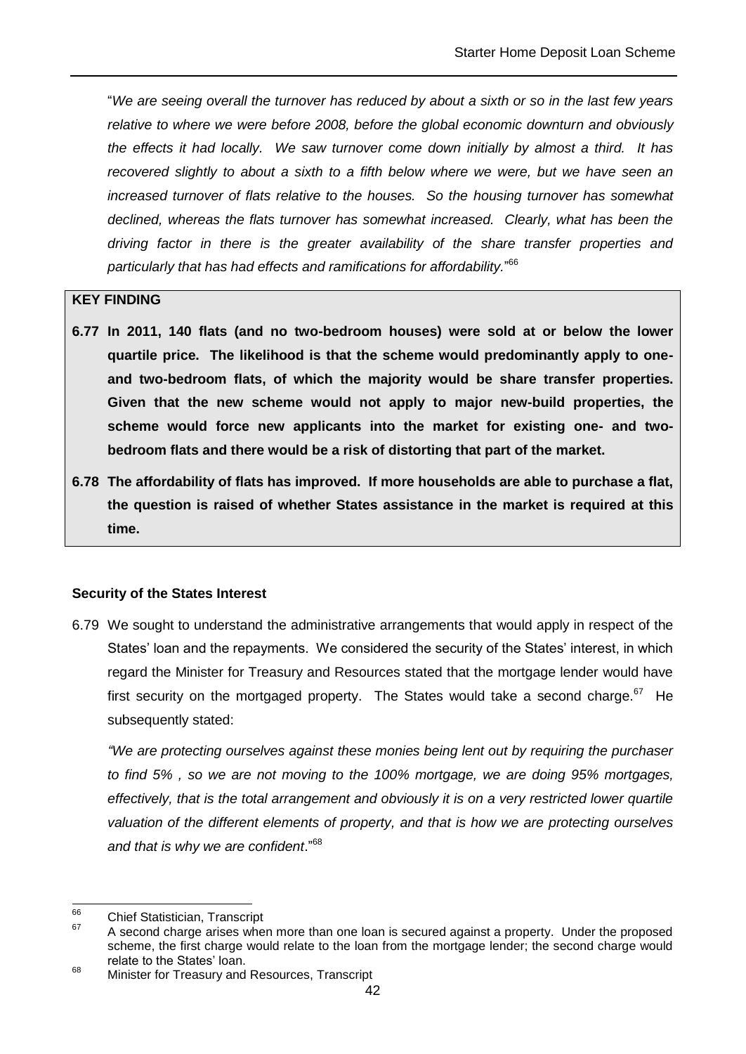"*We are seeing overall the turnover has reduced by about a sixth or so in the last few years relative to where we were before 2008, before the global economic downturn and obviously the effects it had locally. We saw turnover come down initially by almost a third. It has recovered slightly to about a sixth to a fifth below where we were, but we have seen an increased turnover of flats relative to the houses. So the housing turnover has somewhat declined, whereas the flats turnover has somewhat increased. Clearly, what has been the driving factor in there is the greater availability of the share transfer properties and particularly that has had effects and ramifications for affordability.*"[66]

**KEY FINDING**

**6.77 In 2011, 140 flats (and no two-bedroom houses) were sold at or below the lower quartile price. The likelihood is that the scheme would predominantly apply to one- and two-bedroom flats, of which the majority would be share transfer properties. Given that the new scheme would not apply to major new-build properties, the scheme would force new applicants into the market for existing one- and two-bedroom flats and there would be a risk of distorting that part of the market.**

**6.78 The affordability of flats has improved. If more households are able to purchase a flat, the question is raised of whether States assistance in the market is required at this time.**

**Security of the States Interest**

6.79 We sought to understand the administrative arrangements that would apply in respect of the States' loan and the repayments. We considered the security of the States' interest, in which regard the Minister for Treasury and Resources stated that the mortgage lender would have first security on the mortgaged property. The States would take a second charge.[67] He subsequently stated:

*"We are protecting ourselves against these monies being lent out by requiring the purchaser to find 5% , so we are not moving to the 100% mortgage, we are doing 95% mortgages, effectively, that is the total arrangement and obviously it is on a very restricted lower quartile valuation of the different elements of property, and that is how we are protecting ourselves and that is why we are confident*."[68]

---

[66] Chief Statistician, Transcript

[67] A second charge arises when more than one loan is secured against a property. Under the proposed scheme, the first charge would relate to the loan from the mortgage lender; the second charge would relate to the States' loan.

[68] Minister for Treasury and Resources, Transcript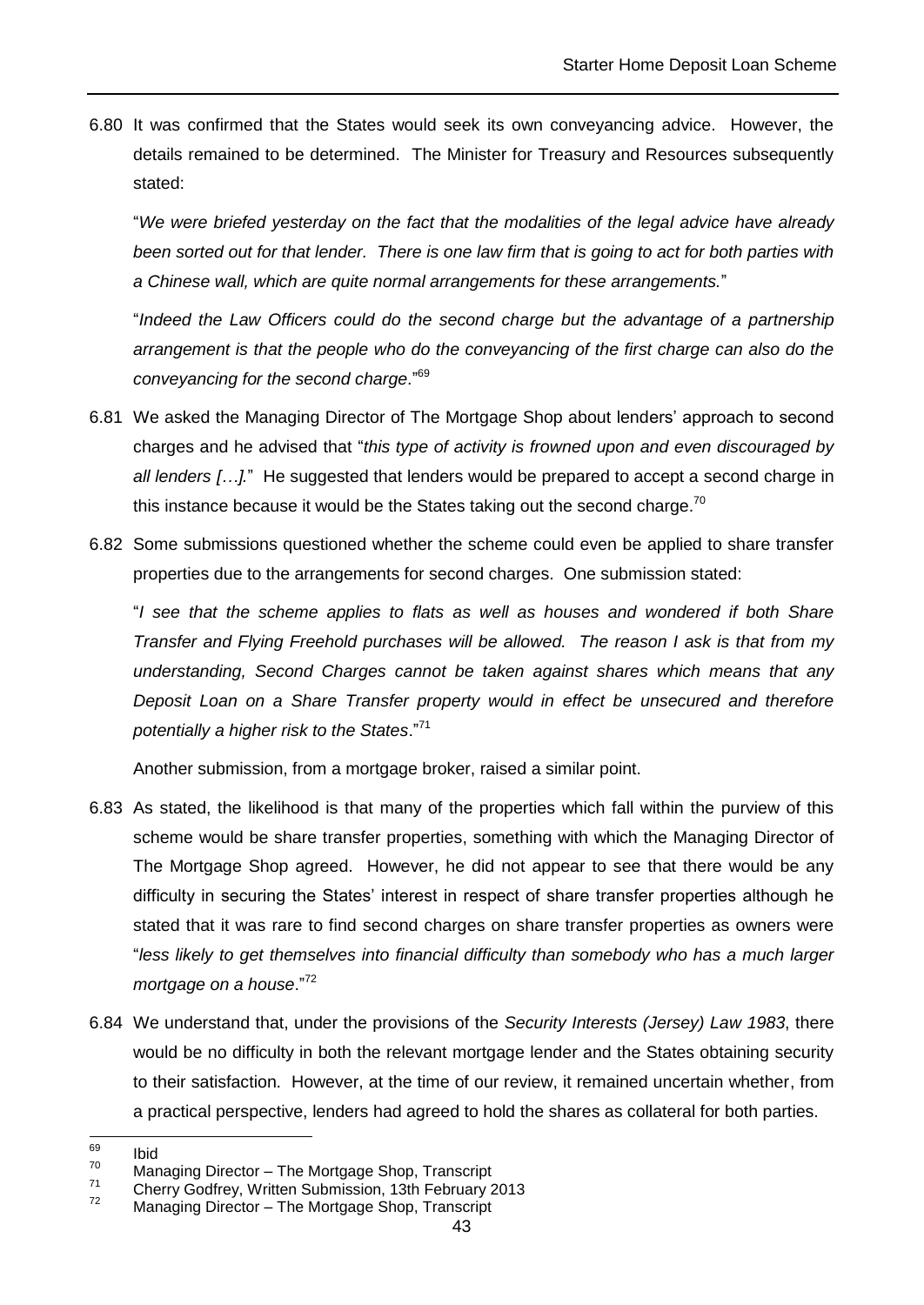6.80 It was confirmed that the States would seek its own conveyancing advice. However, the details remained to be determined. The Minister for Treasury and Resources subsequently stated:

"*We were briefed yesterday on the fact that the modalities of the legal advice have already been sorted out for that lender. There is one law firm that is going to act for both parties with a Chinese wall, which are quite normal arrangements for these arrangements.*"

"*Indeed the Law Officers could do the second charge but the advantage of a partnership arrangement is that the people who do the conveyancing of the first charge can also do the conveyancing for the second charge*."[69]

6.81 We asked the Managing Director of The Mortgage Shop about lenders' approach to second charges and he advised that "*this type of activity is frowned upon and even discouraged by all lenders […].*" He suggested that lenders would be prepared to accept a second charge in this instance because it would be the States taking out the second charge.[70]

6.82 Some submissions questioned whether the scheme could even be applied to share transfer properties due to the arrangements for second charges. One submission stated:

"*I see that the scheme applies to flats as well as houses and wondered if both Share Transfer and Flying Freehold purchases will be allowed. The reason I ask is that from my understanding, Second Charges cannot be taken against shares which means that any Deposit Loan on a Share Transfer property would in effect be unsecured and therefore potentially a higher risk to the States*."[71]

Another submission, from a mortgage broker, raised a similar point.

6.83 As stated, the likelihood is that many of the properties which fall within the purview of this scheme would be share transfer properties, something with which the Managing Director of The Mortgage Shop agreed. However, he did not appear to see that there would be any difficulty in securing the States' interest in respect of share transfer properties although he stated that it was rare to find second charges on share transfer properties as owners were "*less likely to get themselves into financial difficulty than somebody who has a much larger mortgage on a house*."[72]

6.84 We understand that, under the provisions of the *Security Interests (Jersey) Law 1983*, there would be no difficulty in both the relevant mortgage lender and the States obtaining security to their satisfaction. However, at the time of our review, it remained uncertain whether, from a practical perspective, lenders had agreed to hold the shares as collateral for both parties.

---

[69] Ibid

[70] Managing Director – The Mortgage Shop, Transcript

[71] Cherry Godfrey, Written Submission, 13th February 2013

[72] Managing Director – The Mortgage Shop, Transcript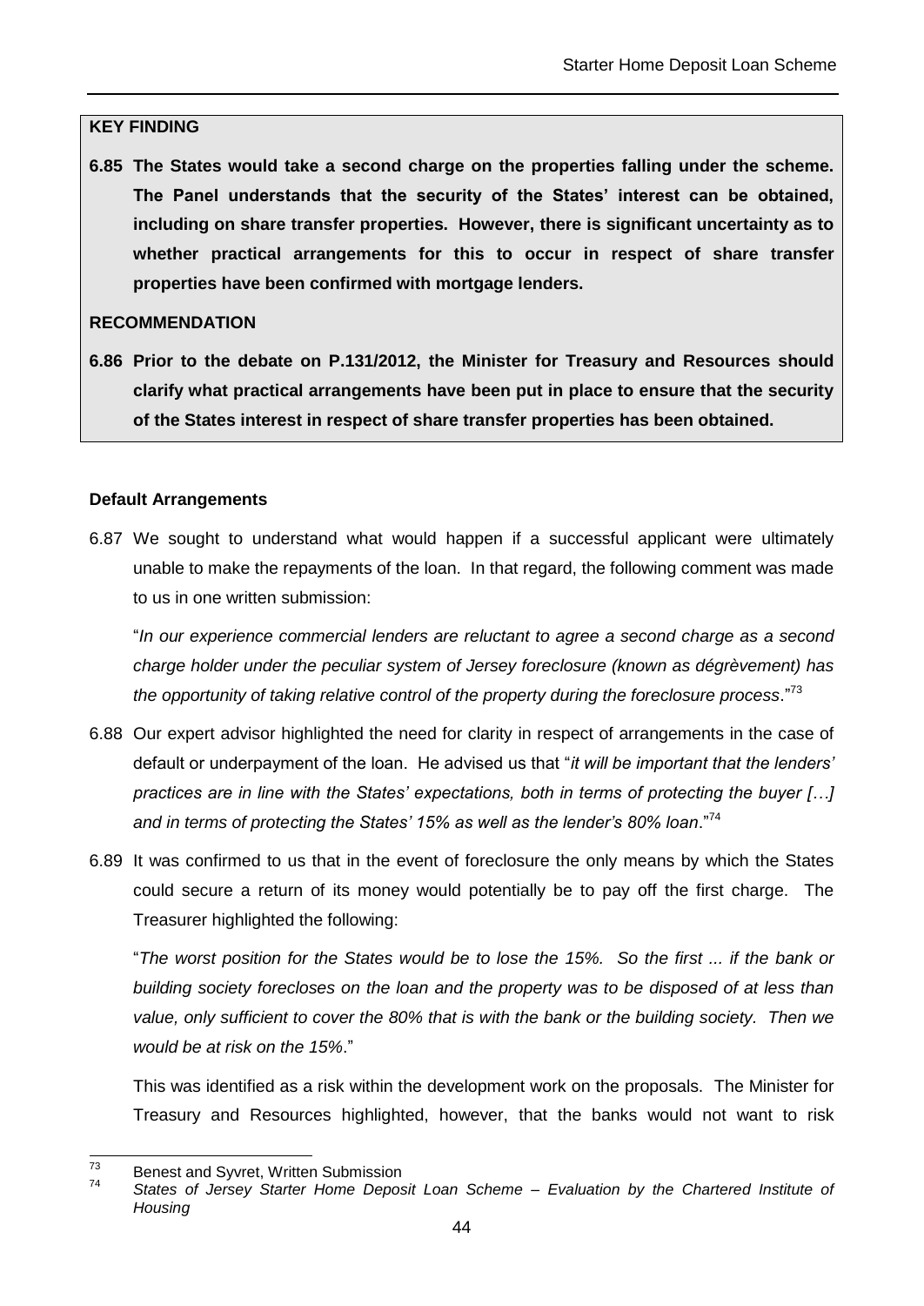**KEY FINDING**

**6.85 The States would take a second charge on the properties falling under the scheme. The Panel understands that the security of the States' interest can be obtained, including on share transfer properties. However, there is significant uncertainty as to whether practical arrangements for this to occur in respect of share transfer properties have been confirmed with mortgage lenders.**

**RECOMMENDATION**

**6.86 Prior to the debate on P.131/2012, the Minister for Treasury and Resources should clarify what practical arrangements have been put in place to ensure that the security of the States interest in respect of share transfer properties has been obtained.**

**Default Arrangements**

6.87 We sought to understand what would happen if a successful applicant were ultimately unable to make the repayments of the loan. In that regard, the following comment was made to us in one written submission:

"*In our experience commercial lenders are reluctant to agree a second charge as a second charge holder under the peculiar system of Jersey foreclosure (known as dégrèvement) has the opportunity of taking relative control of the property during the foreclosure process*."[73]

6.88 Our expert advisor highlighted the need for clarity in respect of arrangements in the case of default or underpayment of the loan. He advised us that "*it will be important that the lenders' practices are in line with the States' expectations, both in terms of protecting the buyer […] and in terms of protecting the States' 15% as well as the lender's 80% loan*."[74]

6.89 It was confirmed to us that in the event of foreclosure the only means by which the States could secure a return of its money would potentially be to pay off the first charge. The Treasurer highlighted the following:

"*The worst position for the States would be to lose the 15%. So the first ... if the bank or building society forecloses on the loan and the property was to be disposed of at less than value, only sufficient to cover the 80% that is with the bank or the building society. Then we would be at risk on the 15%*."

This was identified as a risk within the development work on the proposals. The Minister for Treasury and Resources highlighted, however, that the banks would not want to risk

[73] Benest and Syvret, Written Submission

[74] *States of Jersey Starter Home Deposit Loan Scheme – Evaluation by the Chartered Institute of Housing*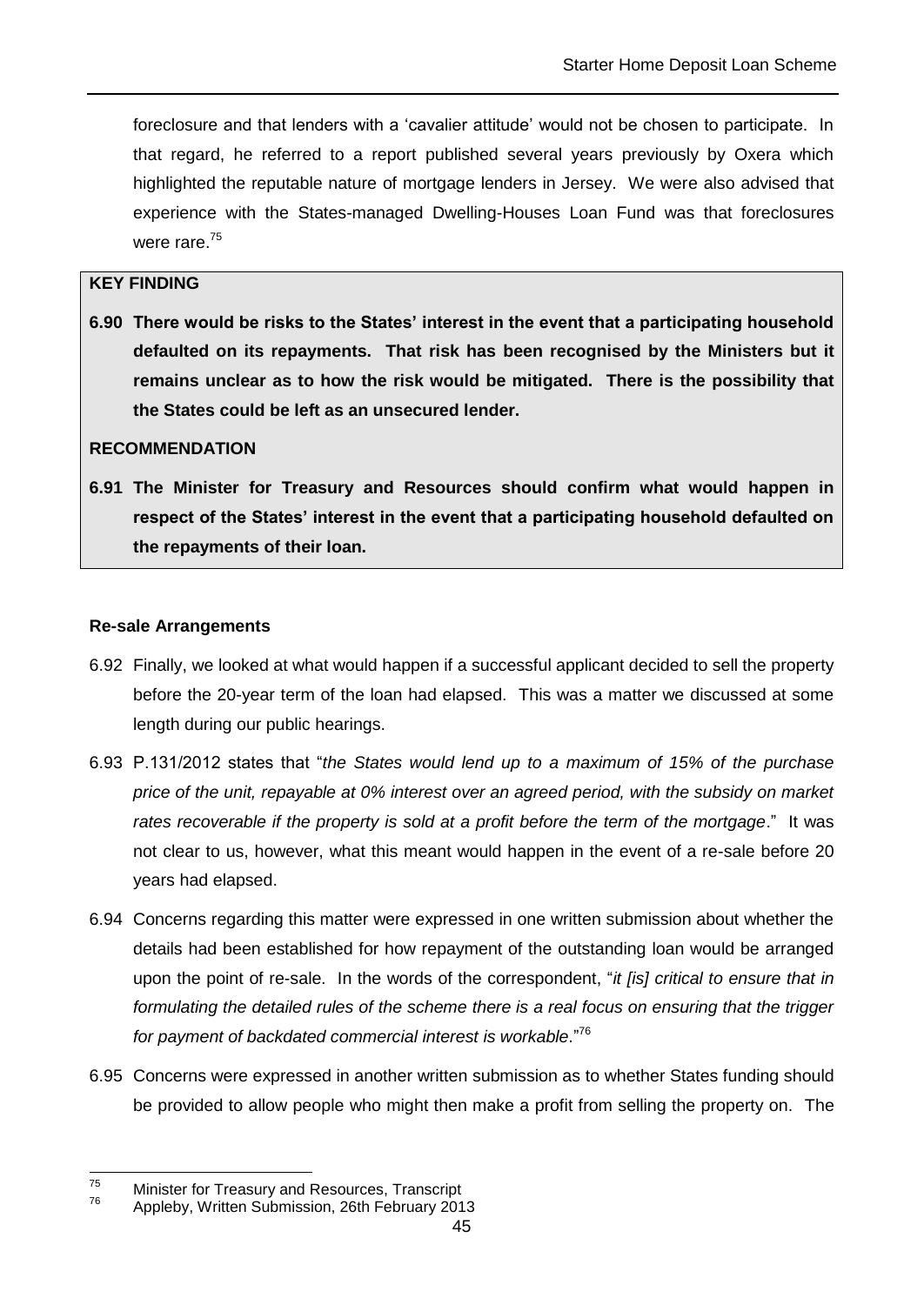foreclosure and that lenders with a 'cavalier attitude' would not be chosen to participate. In that regard, he referred to a report published several years previously by Oxera which highlighted the reputable nature of mortgage lenders in Jersey. We were also advised that experience with the States-managed Dwelling-Houses Loan Fund was that foreclosures were rare.[75]

**KEY FINDING**

**6.90 There would be risks to the States' interest in the event that a participating household defaulted on its repayments. That risk has been recognised by the Ministers but it remains unclear as to how the risk would be mitigated. There is the possibility that the States could be left as an unsecured lender.**

**RECOMMENDATION**

**6.91 The Minister for Treasury and Resources should confirm what would happen in respect of the States' interest in the event that a participating household defaulted on the repayments of their loan.**

**Re-sale Arrangements**

6.92 Finally, we looked at what would happen if a successful applicant decided to sell the property before the 20-year term of the loan had elapsed. This was a matter we discussed at some length during our public hearings.

6.93 P.131/2012 states that "*the States would lend up to a maximum of 15% of the purchase price of the unit, repayable at 0% interest over an agreed period, with the subsidy on market rates recoverable if the property is sold at a profit before the term of the mortgage*." It was not clear to us, however, what this meant would happen in the event of a re-sale before 20 years had elapsed.

6.94 Concerns regarding this matter were expressed in one written submission about whether the details had been established for how repayment of the outstanding loan would be arranged upon the point of re-sale. In the words of the correspondent, "*it [is] critical to ensure that in formulating the detailed rules of the scheme there is a real focus on ensuring that the trigger for payment of backdated commercial interest is workable*."[76]

6.95 Concerns were expressed in another written submission as to whether States funding should be provided to allow people who might then make a profit from selling the property on. The

[75] Minister for Treasury and Resources, Transcript

[76] Appleby, Written Submission, 26th February 2013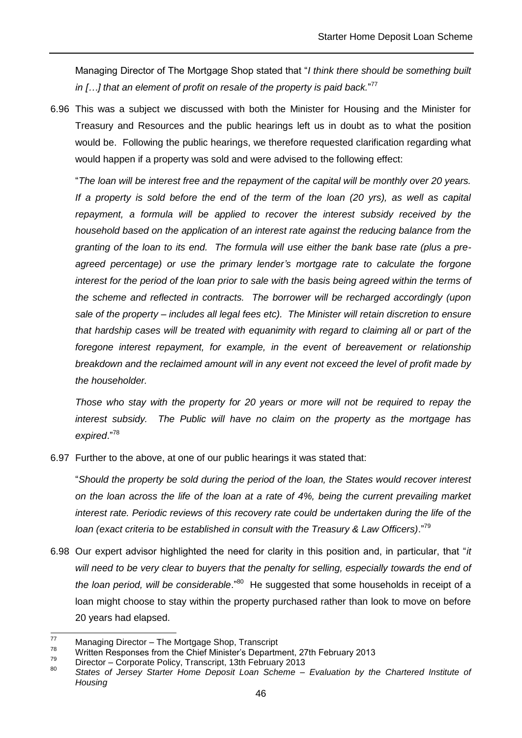Managing Director of The Mortgage Shop stated that "*I think there should be something built in […] that an element of profit on resale of the property is paid back.*"[77]

6.96 This was a subject we discussed with both the Minister for Housing and the Minister for Treasury and Resources and the public hearings left us in doubt as to what the position would be. Following the public hearings, we therefore requested clarification regarding what would happen if a property was sold and were advised to the following effect:

"*The loan will be interest free and the repayment of the capital will be monthly over 20 years. If a property is sold before the end of the term of the loan (20 yrs), as well as capital repayment, a formula will be applied to recover the interest subsidy received by the household based on the application of an interest rate against the reducing balance from the granting of the loan to its end. The formula will use either the bank base rate (plus a pre-agreed percentage) or use the primary lender's mortgage rate to calculate the forgone interest for the period of the loan prior to sale with the basis being agreed within the terms of the scheme and reflected in contracts. The borrower will be recharged accordingly (upon sale of the property – includes all legal fees etc). The Minister will retain discretion to ensure that hardship cases will be treated with equanimity with regard to claiming all or part of the foregone interest repayment, for example, in the event of bereavement or relationship breakdown and the reclaimed amount will in any event not exceed the level of profit made by the householder.*

*Those who stay with the property for 20 years or more will not be required to repay the interest subsidy. The Public will have no claim on the property as the mortgage has expired*."[78]

6.97 Further to the above, at one of our public hearings it was stated that:

"*Should the property be sold during the period of the loan, the States would recover interest on the loan across the life of the loan at a rate of 4%, being the current prevailing market interest rate. Periodic reviews of this recovery rate could be undertaken during the life of the loan (exact criteria to be established in consult with the Treasury & Law Officers)*."[79]

6.98 Our expert advisor highlighted the need for clarity in this position and, in particular, that "*it will need to be very clear to buyers that the penalty for selling, especially towards the end of the loan period, will be considerable*."[80] He suggested that some households in receipt of a loan might choose to stay within the property purchased rather than look to move on before 20 years had elapsed.

---

[77] Managing Director – The Mortgage Shop, Transcript

[78] Written Responses from the Chief Minister's Department, 27th February 2013

[79] Director – Corporate Policy, Transcript, 13th February 2013

[80] *States of Jersey Starter Home Deposit Loan Scheme – Evaluation by the Chartered Institute of Housing*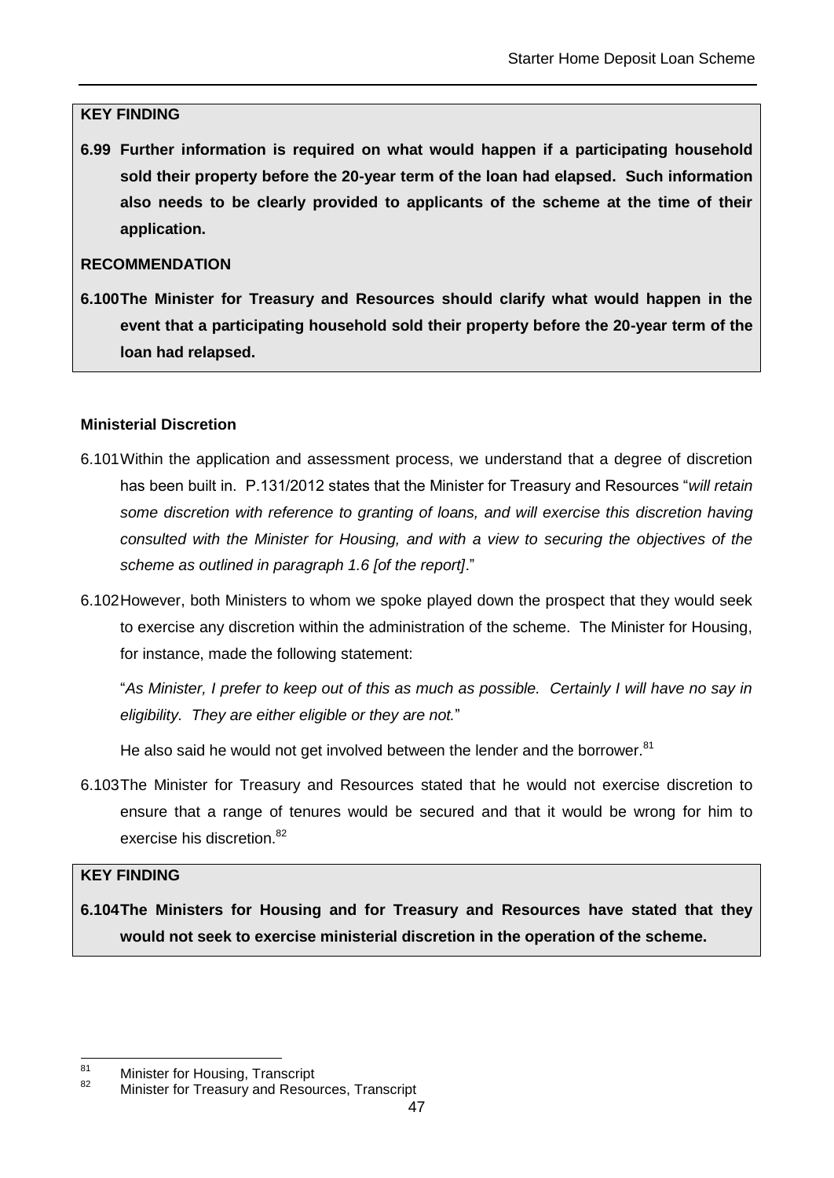**KEY FINDING**

**6.99 Further information is required on what would happen if a participating household sold their property before the 20-year term of the loan had elapsed. Such information also needs to be clearly provided to applicants of the scheme at the time of their application.**

**RECOMMENDATION**

**6.100 The Minister for Treasury and Resources should clarify what would happen in the event that a participating household sold their property before the 20-year term of the loan had relapsed.**

**Ministerial Discretion**

6.101 Within the application and assessment process, we understand that a degree of discretion has been built in. P.131/2012 states that the Minister for Treasury and Resources "*will retain some discretion with reference to granting of loans, and will exercise this discretion having consulted with the Minister for Housing, and with a view to securing the objectives of the scheme as outlined in paragraph 1.6 [of the report]*."

6.102 However, both Ministers to whom we spoke played down the prospect that they would seek to exercise any discretion within the administration of the scheme. The Minister for Housing, for instance, made the following statement:

"*As Minister, I prefer to keep out of this as much as possible. Certainly I will have no say in eligibility. They are either eligible or they are not.*"

He also said he would not get involved between the lender and the borrower.[81]

6.103 The Minister for Treasury and Resources stated that he would not exercise discretion to ensure that a range of tenures would be secured and that it would be wrong for him to exercise his discretion.[82]

**KEY FINDING**

**6.104 The Ministers for Housing and for Treasury and Resources have stated that they would not seek to exercise ministerial discretion in the operation of the scheme.**

---

[81] Minister for Housing, Transcript

[82] Minister for Treasury and Resources, Transcript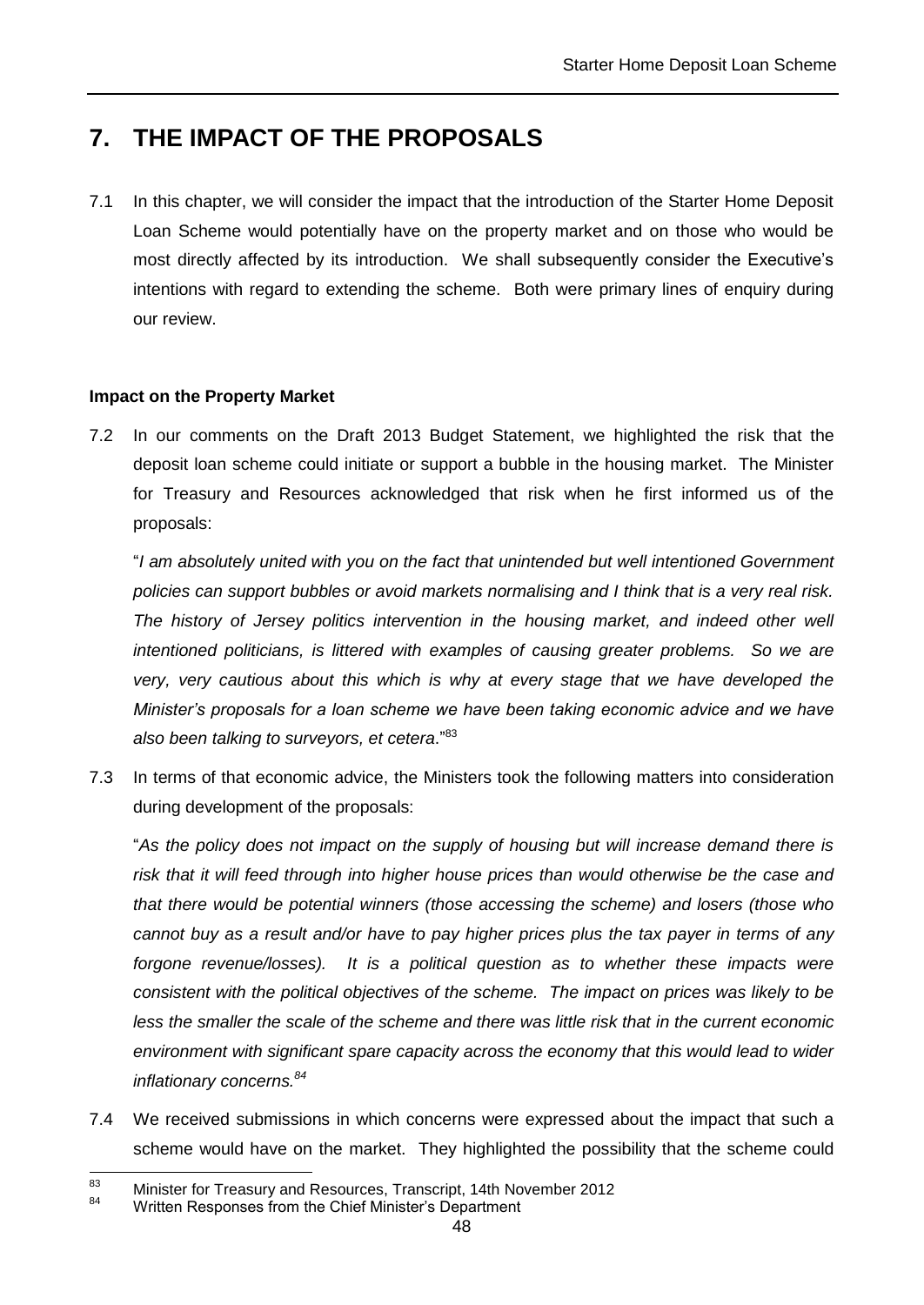# 7. THE IMPACT OF THE PROPOSALS

7.1 In this chapter, we will consider the impact that the introduction of the Starter Home Deposit Loan Scheme would potentially have on the property market and on those who would be most directly affected by its introduction. We shall subsequently consider the Executive's intentions with regard to extending the scheme. Both were primary lines of enquiry during our review.

**Impact on the Property Market**

7.2 In our comments on the Draft 2013 Budget Statement, we highlighted the risk that the deposit loan scheme could initiate or support a bubble in the housing market. The Minister for Treasury and Resources acknowledged that risk when he first informed us of the proposals:

"*I am absolutely united with you on the fact that unintended but well intentioned Government policies can support bubbles or avoid markets normalising and I think that is a very real risk. The history of Jersey politics intervention in the housing market, and indeed other well intentioned politicians, is littered with examples of causing greater problems. So we are very, very cautious about this which is why at every stage that we have developed the Minister's proposals for a loan scheme we have been taking economic advice and we have also been talking to surveyors, et cetera*."[83]

7.3 In terms of that economic advice, the Ministers took the following matters into consideration during development of the proposals:

"*As the policy does not impact on the supply of housing but will increase demand there is risk that it will feed through into higher house prices than would otherwise be the case and that there would be potential winners (those accessing the scheme) and losers (those who cannot buy as a result and/or have to pay higher prices plus the tax payer in terms of any forgone revenue/losses). It is a political question as to whether these impacts were consistent with the political objectives of the scheme. The impact on prices was likely to be less the smaller the scale of the scheme and there was little risk that in the current economic environment with significant spare capacity across the economy that this would lead to wider inflationary concerns.*[84]

7.4 We received submissions in which concerns were expressed about the impact that such a scheme would have on the market. They highlighted the possibility that the scheme could

[83] Minister for Treasury and Resources, Transcript, 14th November 2012

[84] Written Responses from the Chief Minister's Department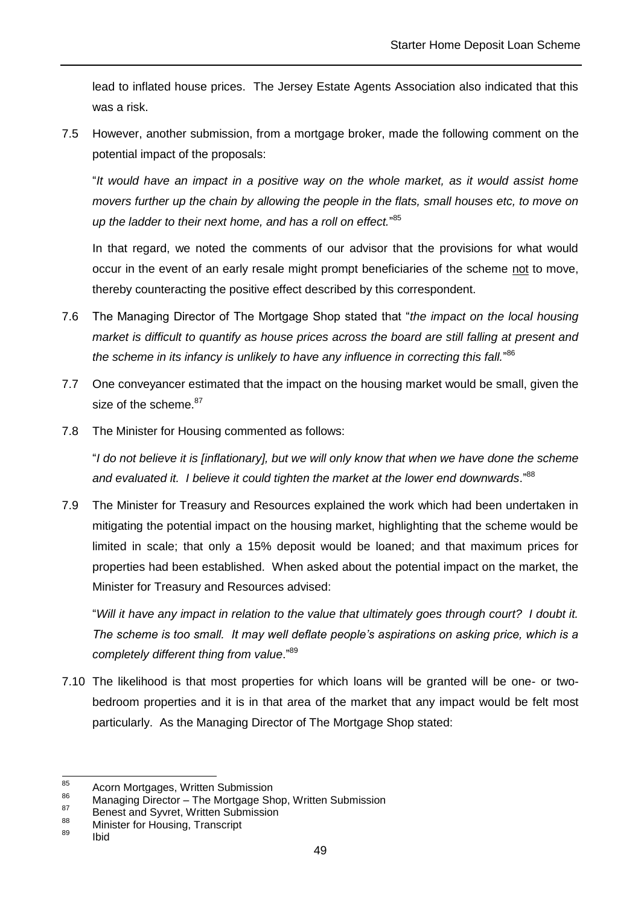lead to inflated house prices. The Jersey Estate Agents Association also indicated that this was a risk.

7.5 However, another submission, from a mortgage broker, made the following comment on the potential impact of the proposals:

"*It would have an impact in a positive way on the whole market, as it would assist home movers further up the chain by allowing the people in the flats, small houses etc, to move on up the ladder to their next home, and has a roll on effect.*"[85]

In that regard, we noted the comments of our advisor that the provisions for what would occur in the event of an early resale might prompt beneficiaries of the scheme not to move, thereby counteracting the positive effect described by this correspondent.

7.6 The Managing Director of The Mortgage Shop stated that "*the impact on the local housing market is difficult to quantify as house prices across the board are still falling at present and the scheme in its infancy is unlikely to have any influence in correcting this fall.*"[86]

7.7 One conveyancer estimated that the impact on the housing market would be small, given the size of the scheme.[87]

7.8 The Minister for Housing commented as follows:

"*I do not believe it is [inflationary], but we will only know that when we have done the scheme and evaluated it. I believe it could tighten the market at the lower end downwards*."[88]

7.9 The Minister for Treasury and Resources explained the work which had been undertaken in mitigating the potential impact on the housing market, highlighting that the scheme would be limited in scale; that only a 15% deposit would be loaned; and that maximum prices for properties had been established. When asked about the potential impact on the market, the Minister for Treasury and Resources advised:

"*Will it have any impact in relation to the value that ultimately goes through court? I doubt it. The scheme is too small. It may well deflate people's aspirations on asking price, which is a completely different thing from value*."[89]

7.10 The likelihood is that most properties for which loans will be granted will be one- or two-bedroom properties and it is in that area of the market that any impact would be felt most particularly. As the Managing Director of The Mortgage Shop stated:

---

[85] Acorn Mortgages, Written Submission
[86] Managing Director – The Mortgage Shop, Written Submission
[87] Benest and Syvret, Written Submission
[88] Minister for Housing, Transcript
[89] Ibid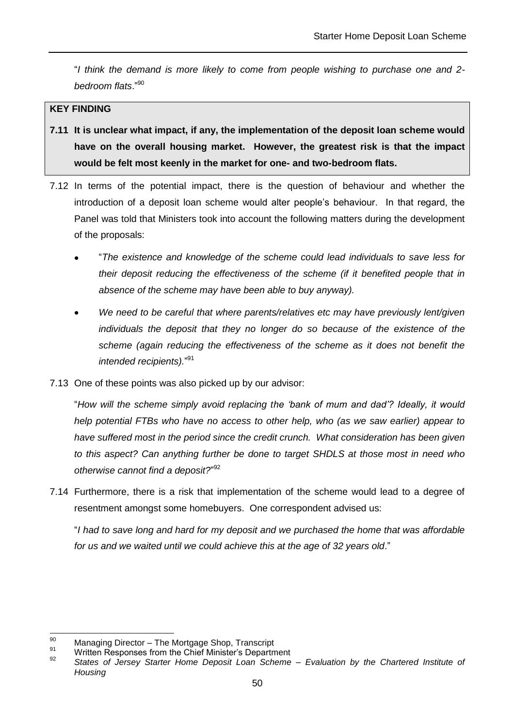"*I think the demand is more likely to come from people wishing to purchase one and 2-bedroom flats*."[90]

**KEY FINDING**

**7.11 It is unclear what impact, if any, the implementation of the deposit loan scheme would have on the overall housing market. However, the greatest risk is that the impact would be felt most keenly in the market for one- and two-bedroom flats.**

7.12 In terms of the potential impact, there is the question of behaviour and whether the introduction of a deposit loan scheme would alter people's behaviour. In that regard, the Panel was told that Ministers took into account the following matters during the development of the proposals:

- "*The existence and knowledge of the scheme could lead individuals to save less for their deposit reducing the effectiveness of the scheme (if it benefited people that in absence of the scheme may have been able to buy anyway).*
- *We need to be careful that where parents/relatives etc may have previously lent/given individuals the deposit that they no longer do so because of the existence of the scheme (again reducing the effectiveness of the scheme as it does not benefit the intended recipients).*"[91]

7.13 One of these points was also picked up by our advisor:

"*How will the scheme simply avoid replacing the 'bank of mum and dad'? Ideally, it would help potential FTBs who have no access to other help, who (as we saw earlier) appear to have suffered most in the period since the credit crunch. What consideration has been given to this aspect? Can anything further be done to target SHDLS at those most in need who otherwise cannot find a deposit?*"[92]

7.14 Furthermore, there is a risk that implementation of the scheme would lead to a degree of resentment amongst some homebuyers. One correspondent advised us:

"*I had to save long and hard for my deposit and we purchased the home that was affordable for us and we waited until we could achieve this at the age of 32 years old*."

---

[90] Managing Director – The Mortgage Shop, Transcript

[91] Written Responses from the Chief Minister's Department

[92] *States of Jersey Starter Home Deposit Loan Scheme – Evaluation by the Chartered Institute of Housing*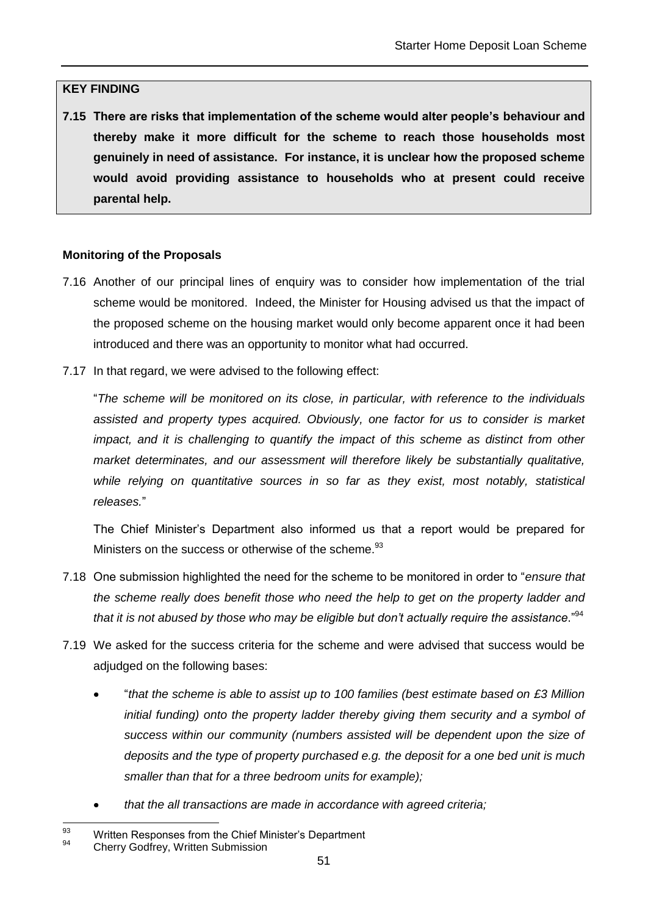**KEY FINDING**

**7.15 There are risks that implementation of the scheme would alter people's behaviour and thereby make it more difficult for the scheme to reach those households most genuinely in need of assistance. For instance, it is unclear how the proposed scheme would avoid providing assistance to households who at present could receive parental help.**

**Monitoring of the Proposals**

7.16 Another of our principal lines of enquiry was to consider how implementation of the trial scheme would be monitored. Indeed, the Minister for Housing advised us that the impact of the proposed scheme on the housing market would only become apparent once it had been introduced and there was an opportunity to monitor what had occurred.

7.17 In that regard, we were advised to the following effect:

"*The scheme will be monitored on its close, in particular, with reference to the individuals assisted and property types acquired. Obviously, one factor for us to consider is market impact, and it is challenging to quantify the impact of this scheme as distinct from other market determinates, and our assessment will therefore likely be substantially qualitative, while relying on quantitative sources in so far as they exist, most notably, statistical releases.*"

The Chief Minister's Department also informed us that a report would be prepared for Ministers on the success or otherwise of the scheme.[93]

7.18 One submission highlighted the need for the scheme to be monitored in order to "*ensure that the scheme really does benefit those who need the help to get on the property ladder and that it is not abused by those who may be eligible but don't actually require the assistance.*"[94]

7.19 We asked for the success criteria for the scheme and were advised that success would be adjudged on the following bases:

- "*that the scheme is able to assist up to 100 families (best estimate based on £3 Million initial funding) onto the property ladder thereby giving them security and a symbol of success within our community (numbers assisted will be dependent upon the size of deposits and the type of property purchased e.g. the deposit for a one bed unit is much smaller than that for a three bedroom units for example);*
- *that the all transactions are made in accordance with agreed criteria;*

---

[93] Written Responses from the Chief Minister's Department

[94] Cherry Godfrey, Written Submission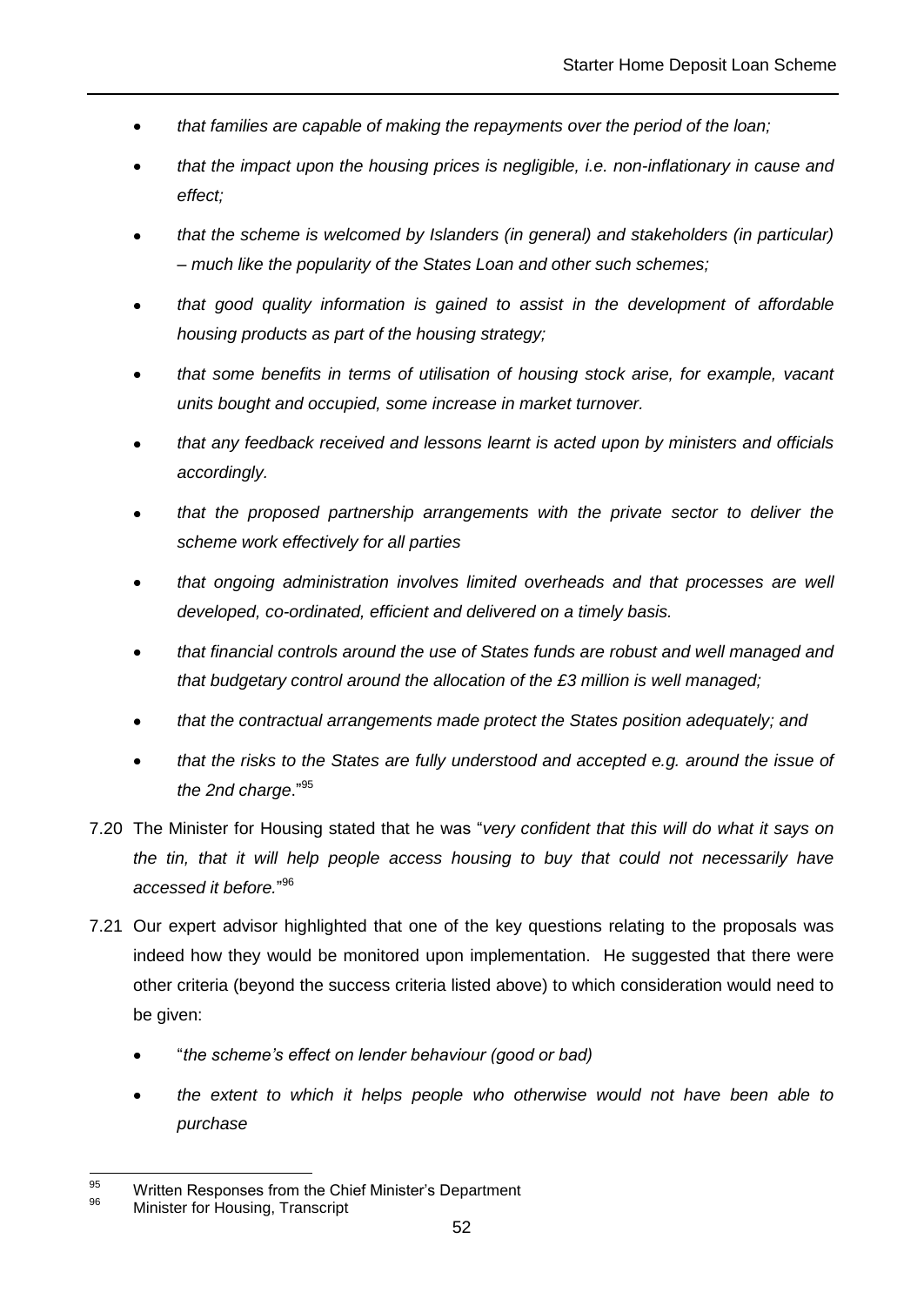- *that families are capable of making the repayments over the period of the loan;*
- *that the impact upon the housing prices is negligible, i.e. non-inflationary in cause and effect;*
- *that the scheme is welcomed by Islanders (in general) and stakeholders (in particular) – much like the popularity of the States Loan and other such schemes;*
- *that good quality information is gained to assist in the development of affordable housing products as part of the housing strategy;*
- *that some benefits in terms of utilisation of housing stock arise, for example, vacant units bought and occupied, some increase in market turnover.*
- *that any feedback received and lessons learnt is acted upon by ministers and officials accordingly.*
- *that the proposed partnership arrangements with the private sector to deliver the scheme work effectively for all parties*
- *that ongoing administration involves limited overheads and that processes are well developed, co-ordinated, efficient and delivered on a timely basis.*
- *that financial controls around the use of States funds are robust and well managed and that budgetary control around the allocation of the £3 million is well managed;*
- *that the contractual arrangements made protect the States position adequately; and*
- *that the risks to the States are fully understood and accepted e.g. around the issue of the 2nd charge*."[95]

7.20 The Minister for Housing stated that he was "*very confident that this will do what it says on the tin, that it will help people access housing to buy that could not necessarily have accessed it before.*"[96]

7.21 Our expert advisor highlighted that one of the key questions relating to the proposals was indeed how they would be monitored upon implementation. He suggested that there were other criteria (beyond the success criteria listed above) to which consideration would need to be given:

- "*the scheme's effect on lender behaviour (good or bad)*
- *the extent to which it helps people who otherwise would not have been able to purchase*

---

[95] Written Responses from the Chief Minister's Department

[96] Minister for Housing, Transcript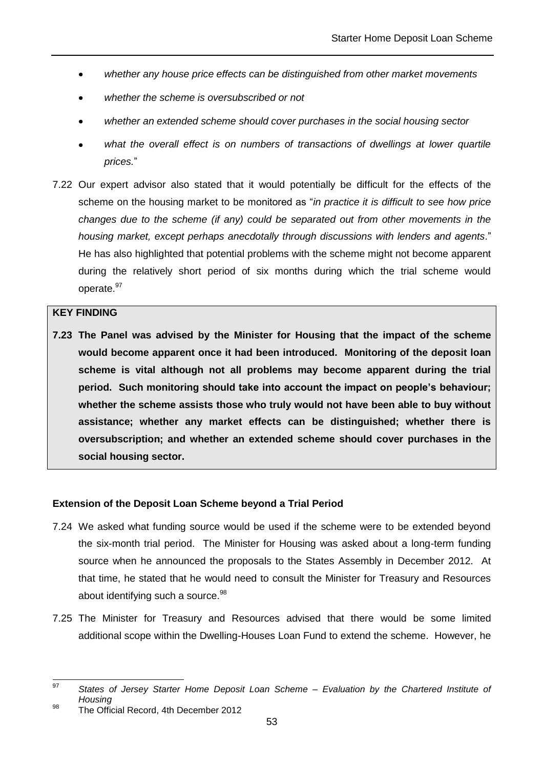- *whether any house price effects can be distinguished from other market movements*
- *whether the scheme is oversubscribed or not*
- *whether an extended scheme should cover purchases in the social housing sector*
- *what the overall effect is on numbers of transactions of dwellings at lower quartile prices.*"

7.22 Our expert advisor also stated that it would potentially be difficult for the effects of the scheme on the housing market to be monitored as "*in practice it is difficult to see how price changes due to the scheme (if any) could be separated out from other movements in the housing market, except perhaps anecdotally through discussions with lenders and agents*." He has also highlighted that potential problems with the scheme might not become apparent during the relatively short period of six months during which the trial scheme would operate.[97]

**KEY FINDING**

**7.23 The Panel was advised by the Minister for Housing that the impact of the scheme would become apparent once it had been introduced. Monitoring of the deposit loan scheme is vital although not all problems may become apparent during the trial period. Such monitoring should take into account the impact on people's behaviour; whether the scheme assists those who truly would not have been able to buy without assistance; whether any market effects can be distinguished; whether there is oversubscription; and whether an extended scheme should cover purchases in the social housing sector.**

**Extension of the Deposit Loan Scheme beyond a Trial Period**

7.24 We asked what funding source would be used if the scheme were to be extended beyond the six-month trial period. The Minister for Housing was asked about a long-term funding source when he announced the proposals to the States Assembly in December 2012. At that time, he stated that he would need to consult the Minister for Treasury and Resources about identifying such a source.[98]

7.25 The Minister for Treasury and Resources advised that there would be some limited additional scope within the Dwelling-Houses Loan Fund to extend the scheme. However, he

[97] *States of Jersey Starter Home Deposit Loan Scheme – Evaluation by the Chartered Institute of Housing*

[98] The Official Record, 4th December 2012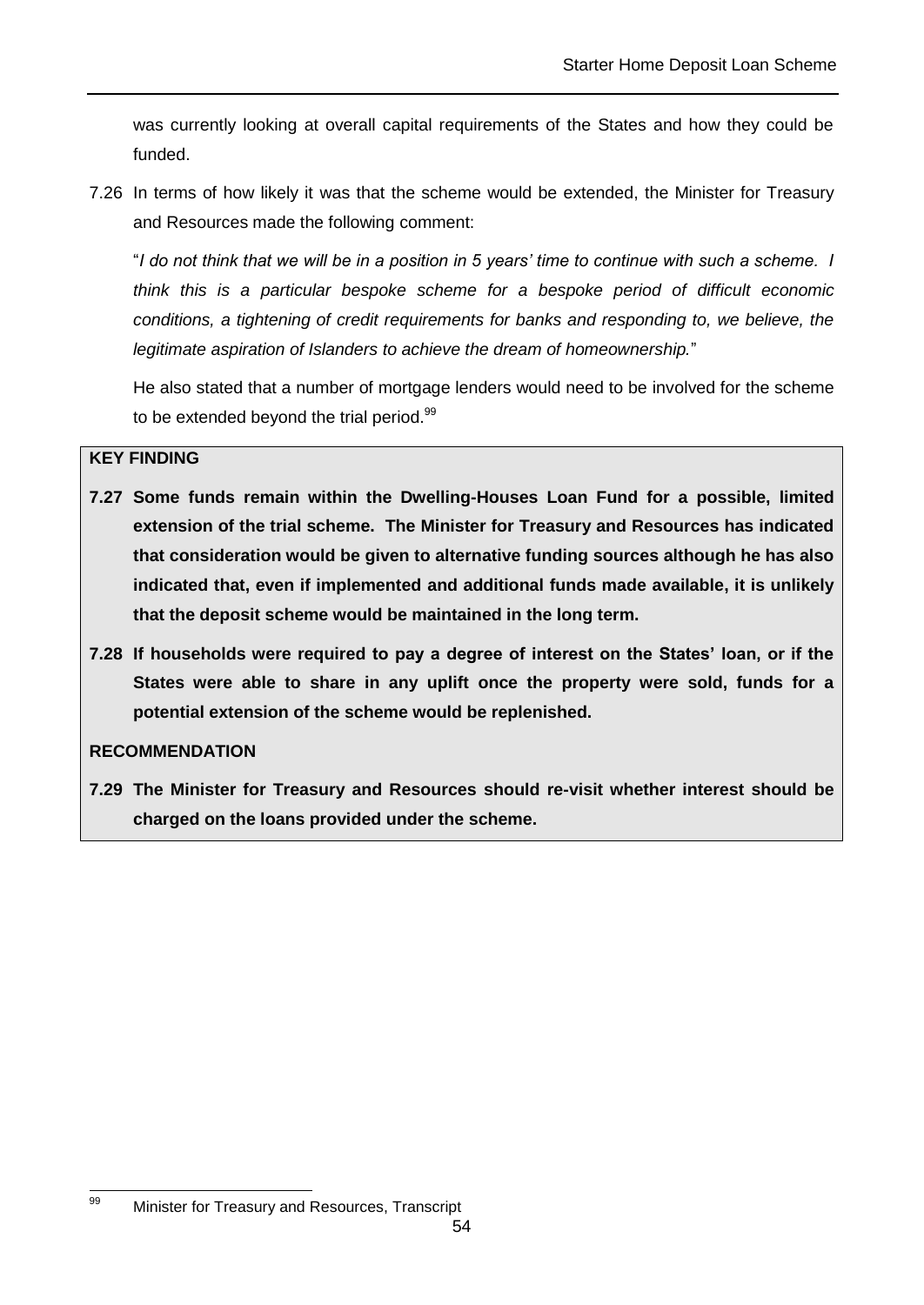was currently looking at overall capital requirements of the States and how they could be funded.

7.26 In terms of how likely it was that the scheme would be extended, the Minister for Treasury and Resources made the following comment:

"*I do not think that we will be in a position in 5 years' time to continue with such a scheme. I think this is a particular bespoke scheme for a bespoke period of difficult economic conditions, a tightening of credit requirements for banks and responding to, we believe, the legitimate aspiration of Islanders to achieve the dream of homeownership.*"

He also stated that a number of mortgage lenders would need to be involved for the scheme to be extended beyond the trial period.[99]

**KEY FINDING**

**7.27 Some funds remain within the Dwelling-Houses Loan Fund for a possible, limited extension of the trial scheme. The Minister for Treasury and Resources has indicated that consideration would be given to alternative funding sources although he has also indicated that, even if implemented and additional funds made available, it is unlikely that the deposit scheme would be maintained in the long term.**

**7.28 If households were required to pay a degree of interest on the States' loan, or if the States were able to share in any uplift once the property were sold, funds for a potential extension of the scheme would be replenished.**

**RECOMMENDATION**

**7.29 The Minister for Treasury and Resources should re-visit whether interest should be charged on the loans provided under the scheme.**

[99] Minister for Treasury and Resources, Transcript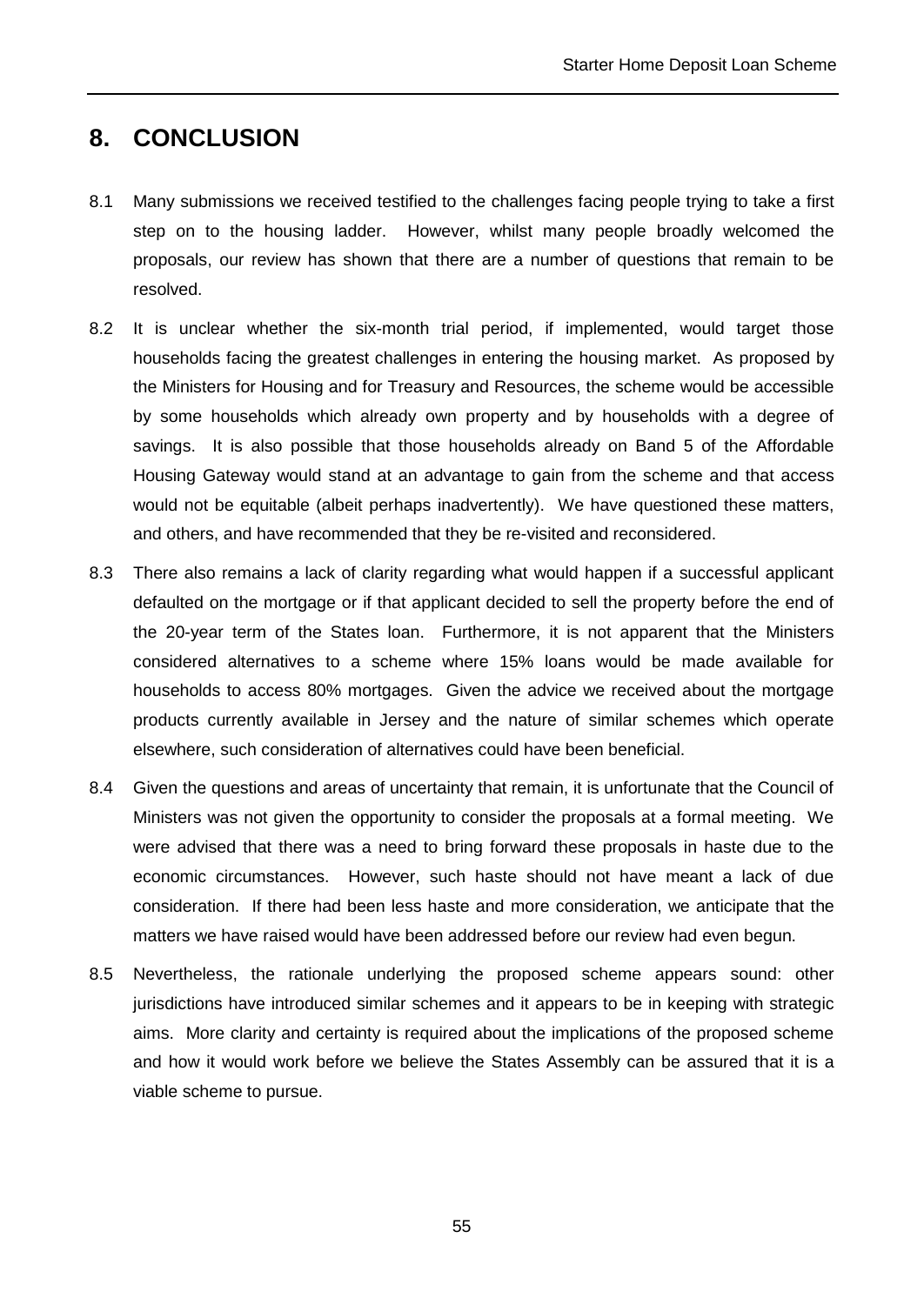# 8. CONCLUSION

8.1 Many submissions we received testified to the challenges facing people trying to take a first step on to the housing ladder. However, whilst many people broadly welcomed the proposals, our review has shown that there are a number of questions that remain to be resolved.

8.2 It is unclear whether the six-month trial period, if implemented, would target those households facing the greatest challenges in entering the housing market. As proposed by the Ministers for Housing and for Treasury and Resources, the scheme would be accessible by some households which already own property and by households with a degree of savings. It is also possible that those households already on Band 5 of the Affordable Housing Gateway would stand at an advantage to gain from the scheme and that access would not be equitable (albeit perhaps inadvertently). We have questioned these matters, and others, and have recommended that they be re-visited and reconsidered.

8.3 There also remains a lack of clarity regarding what would happen if a successful applicant defaulted on the mortgage or if that applicant decided to sell the property before the end of the 20-year term of the States loan. Furthermore, it is not apparent that the Ministers considered alternatives to a scheme where 15% loans would be made available for households to access 80% mortgages. Given the advice we received about the mortgage products currently available in Jersey and the nature of similar schemes which operate elsewhere, such consideration of alternatives could have been beneficial.

8.4 Given the questions and areas of uncertainty that remain, it is unfortunate that the Council of Ministers was not given the opportunity to consider the proposals at a formal meeting. We were advised that there was a need to bring forward these proposals in haste due to the economic circumstances. However, such haste should not have meant a lack of due consideration. If there had been less haste and more consideration, we anticipate that the matters we have raised would have been addressed before our review had even begun.

8.5 Nevertheless, the rationale underlying the proposed scheme appears sound: other jurisdictions have introduced similar schemes and it appears to be in keeping with strategic aims. More clarity and certainty is required about the implications of the proposed scheme and how it would work before we believe the States Assembly can be assured that it is a viable scheme to pursue.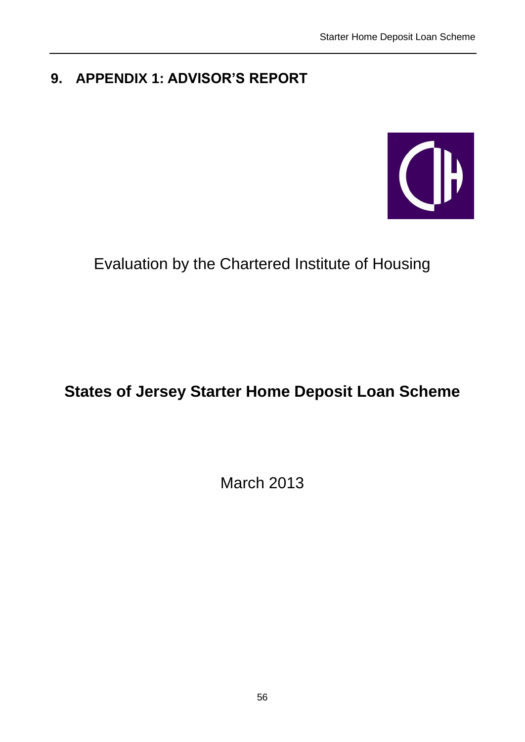# 9. APPENDIX 1: ADVISOR'S REPORT

Evaluation by the Chartered Institute of Housing

**States of Jersey Starter Home Deposit Loan Scheme**

March 2013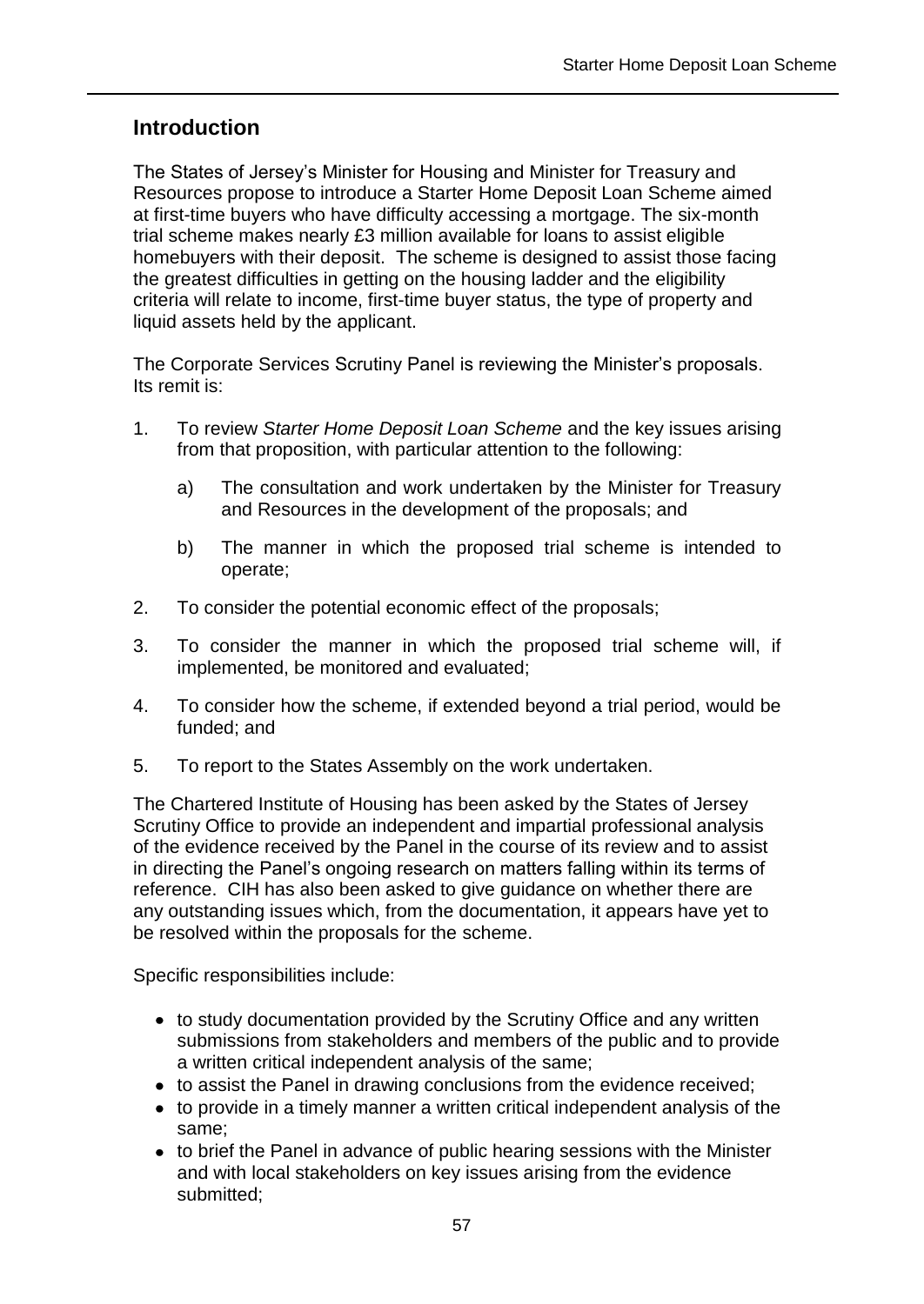## Introduction

The States of Jersey's Minister for Housing and Minister for Treasury and Resources propose to introduce a Starter Home Deposit Loan Scheme aimed at first-time buyers who have difficulty accessing a mortgage. The six-month trial scheme makes nearly £3 million available for loans to assist eligible homebuyers with their deposit. The scheme is designed to assist those facing the greatest difficulties in getting on the housing ladder and the eligibility criteria will relate to income, first-time buyer status, the type of property and liquid assets held by the applicant.

The Corporate Services Scrutiny Panel is reviewing the Minister's proposals. Its remit is:

1. To review *Starter Home Deposit Loan Scheme* and the key issues arising from that proposition, with particular attention to the following:

    a) The consultation and work undertaken by the Minister for Treasury and Resources in the development of the proposals; and

    b) The manner in which the proposed trial scheme is intended to operate;

2. To consider the potential economic effect of the proposals;

3. To consider the manner in which the proposed trial scheme will, if implemented, be monitored and evaluated;

4. To consider how the scheme, if extended beyond a trial period, would be funded; and

5. To report to the States Assembly on the work undertaken.

The Chartered Institute of Housing has been asked by the States of Jersey Scrutiny Office to provide an independent and impartial professional analysis of the evidence received by the Panel in the course of its review and to assist in directing the Panel's ongoing research on matters falling within its terms of reference. CIH has also been asked to give guidance on whether there are any outstanding issues which, from the documentation, it appears have yet to be resolved within the proposals for the scheme.

Specific responsibilities include:

- to study documentation provided by the Scrutiny Office and any written submissions from stakeholders and members of the public and to provide a written critical independent analysis of the same;
- to assist the Panel in drawing conclusions from the evidence received;
- to provide in a timely manner a written critical independent analysis of the same;
- to brief the Panel in advance of public hearing sessions with the Minister and with local stakeholders on key issues arising from the evidence submitted;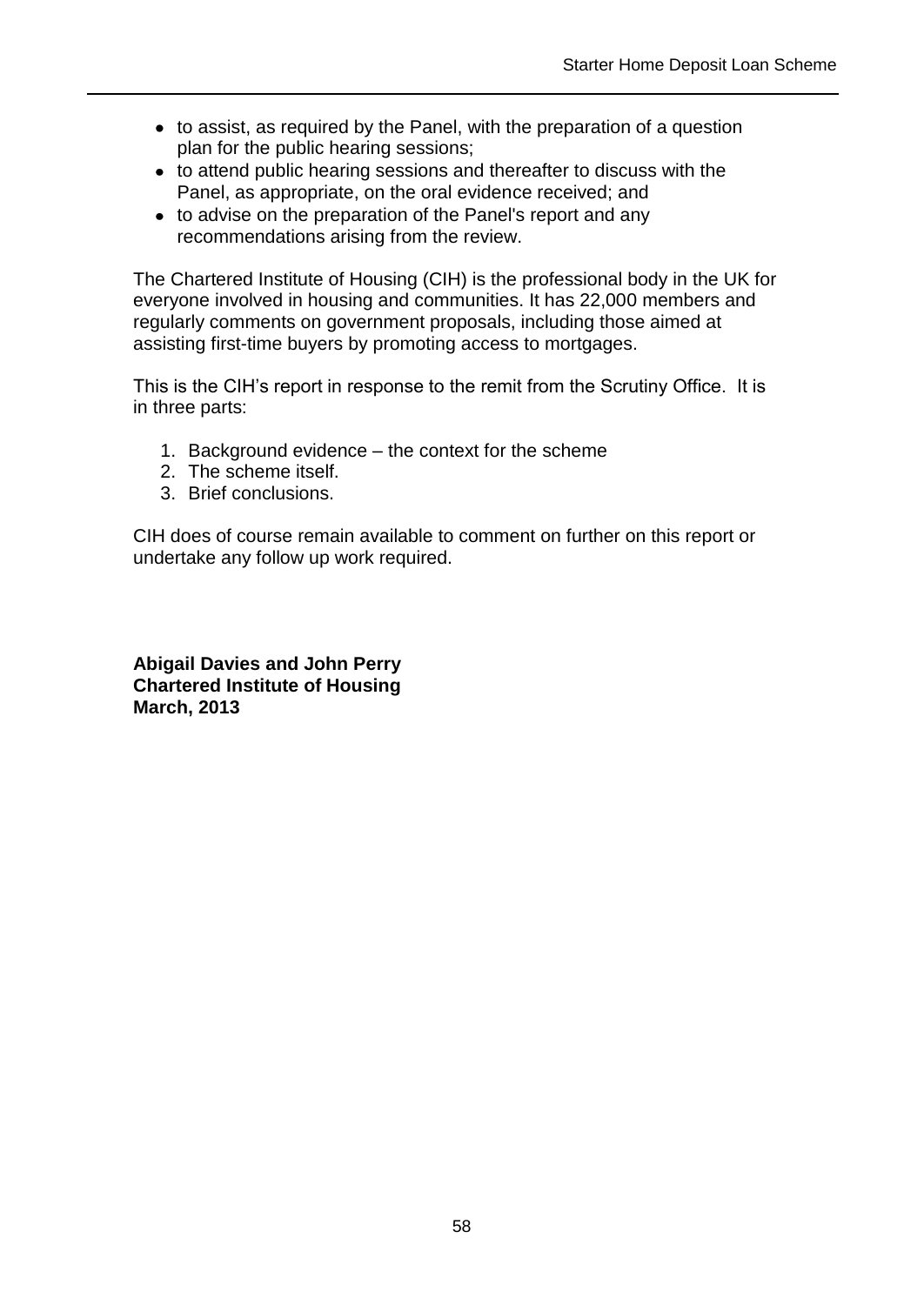- to assist, as required by the Panel, with the preparation of a question plan for the public hearing sessions;
- to attend public hearing sessions and thereafter to discuss with the Panel, as appropriate, on the oral evidence received; and
- to advise on the preparation of the Panel's report and any recommendations arising from the review.

The Chartered Institute of Housing (CIH) is the professional body in the UK for everyone involved in housing and communities. It has 22,000 members and regularly comments on government proposals, including those aimed at assisting first-time buyers by promoting access to mortgages.

This is the CIH's report in response to the remit from the Scrutiny Office. It is in three parts:

1. Background evidence – the context for the scheme
2. The scheme itself.
3. Brief conclusions.

CIH does of course remain available to comment on further on this report or undertake any follow up work required.

**Abigail Davies and John Perry**
**Chartered Institute of Housing**
**March, 2013**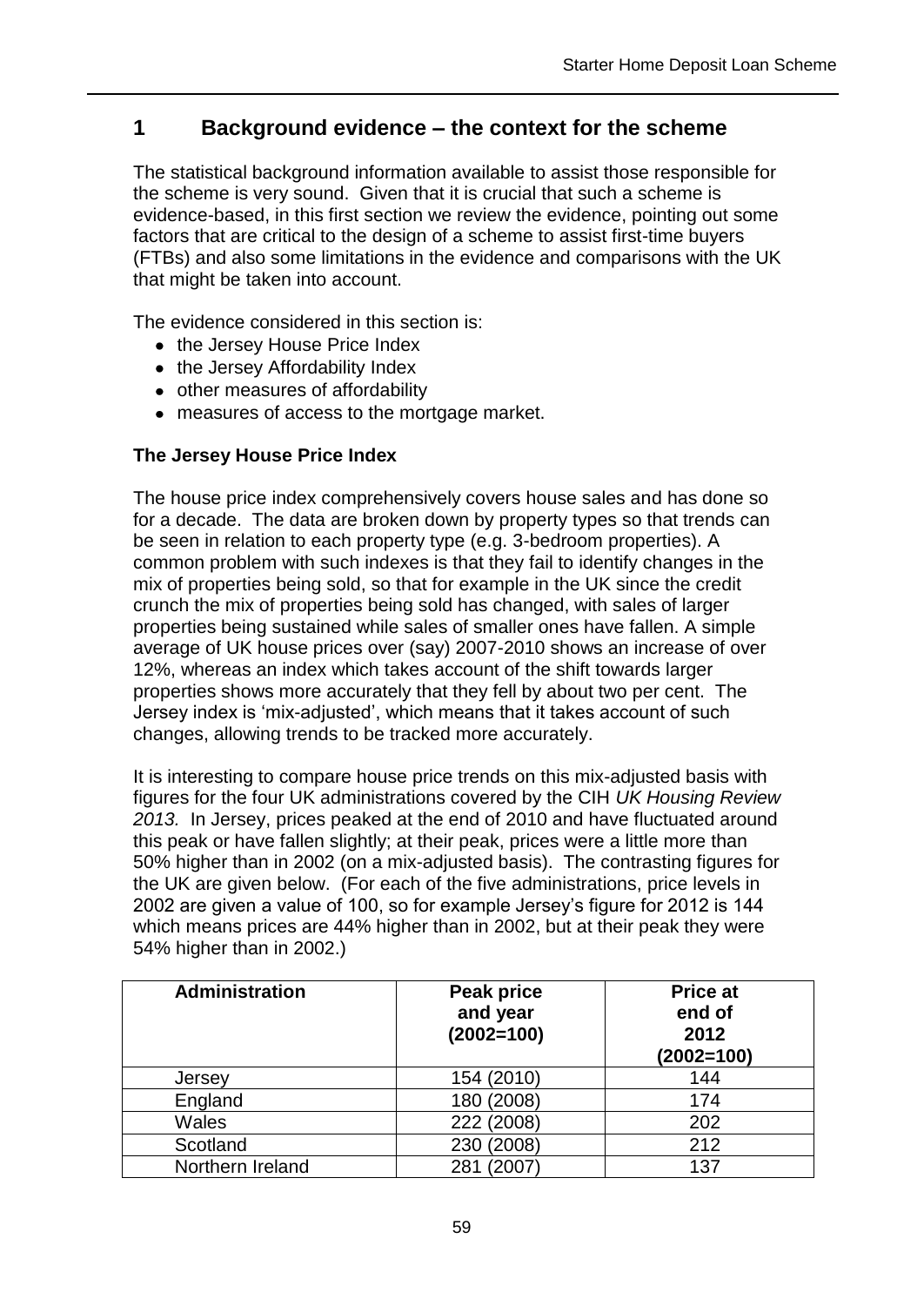## 1 Background evidence – the context for the scheme

The statistical background information available to assist those responsible for the scheme is very sound. Given that it is crucial that such a scheme is evidence-based, in this first section we review the evidence, pointing out some factors that are critical to the design of a scheme to assist first-time buyers (FTBs) and also some limitations in the evidence and comparisons with the UK that might be taken into account.

The evidence considered in this section is:

- the Jersey House Price Index
- the Jersey Affordability Index
- other measures of affordability
- measures of access to the mortgage market.

**The Jersey House Price Index**

The house price index comprehensively covers house sales and has done so for a decade. The data are broken down by property types so that trends can be seen in relation to each property type (e.g. 3-bedroom properties). A common problem with such indexes is that they fail to identify changes in the mix of properties being sold, so that for example in the UK since the credit crunch the mix of properties being sold has changed, with sales of larger properties being sustained while sales of smaller ones have fallen. A simple average of UK house prices over (say) 2007-2010 shows an increase of over 12%, whereas an index which takes account of the shift towards larger properties shows more accurately that they fell by about two per cent. The Jersey index is 'mix-adjusted', which means that it takes account of such changes, allowing trends to be tracked more accurately.

It is interesting to compare house price trends on this mix-adjusted basis with figures for the four UK administrations covered by the CIH *UK Housing Review 2013.* In Jersey, prices peaked at the end of 2010 and have fluctuated around this peak or have fallen slightly; at their peak, prices were a little more than 50% higher than in 2002 (on a mix-adjusted basis). The contrasting figures for the UK are given below. (For each of the five administrations, price levels in 2002 are given a value of 100, so for example Jersey's figure for 2012 is 144 which means prices are 44% higher than in 2002, but at their peak they were 54% higher than in 2002.)

| Administration | Peak price and year (2002=100) | Price at end of 2012 (2002=100) |
|---|---|---|
| Jersey | 154 (2010) | 144 |
| England | 180 (2008) | 174 |
| Wales | 222 (2008) | 202 |
| Scotland | 230 (2008) | 212 |
| Northern Ireland | 281 (2007) | 137 |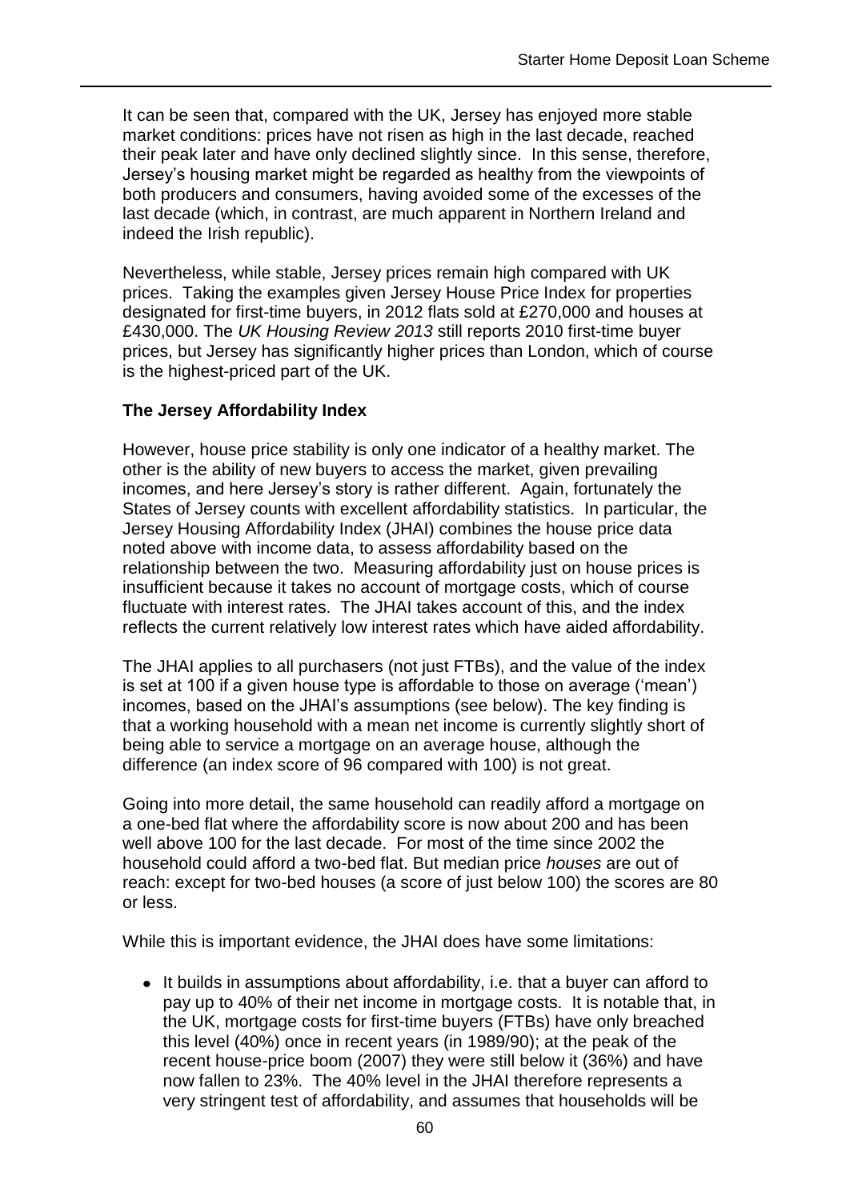It can be seen that, compared with the UK, Jersey has enjoyed more stable market conditions: prices have not risen as high in the last decade, reached their peak later and have only declined slightly since. In this sense, therefore, Jersey's housing market might be regarded as healthy from the viewpoints of both producers and consumers, having avoided some of the excesses of the last decade (which, in contrast, are much apparent in Northern Ireland and indeed the Irish republic).

Nevertheless, while stable, Jersey prices remain high compared with UK prices. Taking the examples given Jersey House Price Index for properties designated for first-time buyers, in 2012 flats sold at £270,000 and houses at £430,000. The *UK Housing Review 2013* still reports 2010 first-time buyer prices, but Jersey has significantly higher prices than London, which of course is the highest-priced part of the UK.

**The Jersey Affordability Index**

However, house price stability is only one indicator of a healthy market. The other is the ability of new buyers to access the market, given prevailing incomes, and here Jersey's story is rather different. Again, fortunately the States of Jersey counts with excellent affordability statistics. In particular, the Jersey Housing Affordability Index (JHAI) combines the house price data noted above with income data, to assess affordability based on the relationship between the two. Measuring affordability just on house prices is insufficient because it takes no account of mortgage costs, which of course fluctuate with interest rates. The JHAI takes account of this, and the index reflects the current relatively low interest rates which have aided affordability.

The JHAI applies to all purchasers (not just FTBs), and the value of the index is set at 100 if a given house type is affordable to those on average ('mean') incomes, based on the JHAI's assumptions (see below). The key finding is that a working household with a mean net income is currently slightly short of being able to service a mortgage on an average house, although the difference (an index score of 96 compared with 100) is not great.

Going into more detail, the same household can readily afford a mortgage on a one-bed flat where the affordability score is now about 200 and has been well above 100 for the last decade. For most of the time since 2002 the household could afford a two-bed flat. But median price *houses* are out of reach: except for two-bed houses (a score of just below 100) the scores are 80 or less.

While this is important evidence, the JHAI does have some limitations:

- It builds in assumptions about affordability, i.e. that a buyer can afford to pay up to 40% of their net income in mortgage costs. It is notable that, in the UK, mortgage costs for first-time buyers (FTBs) have only breached this level (40%) once in recent years (in 1989/90); at the peak of the recent house-price boom (2007) they were still below it (36%) and have now fallen to 23%. The 40% level in the JHAI therefore represents a very stringent test of affordability, and assumes that households will be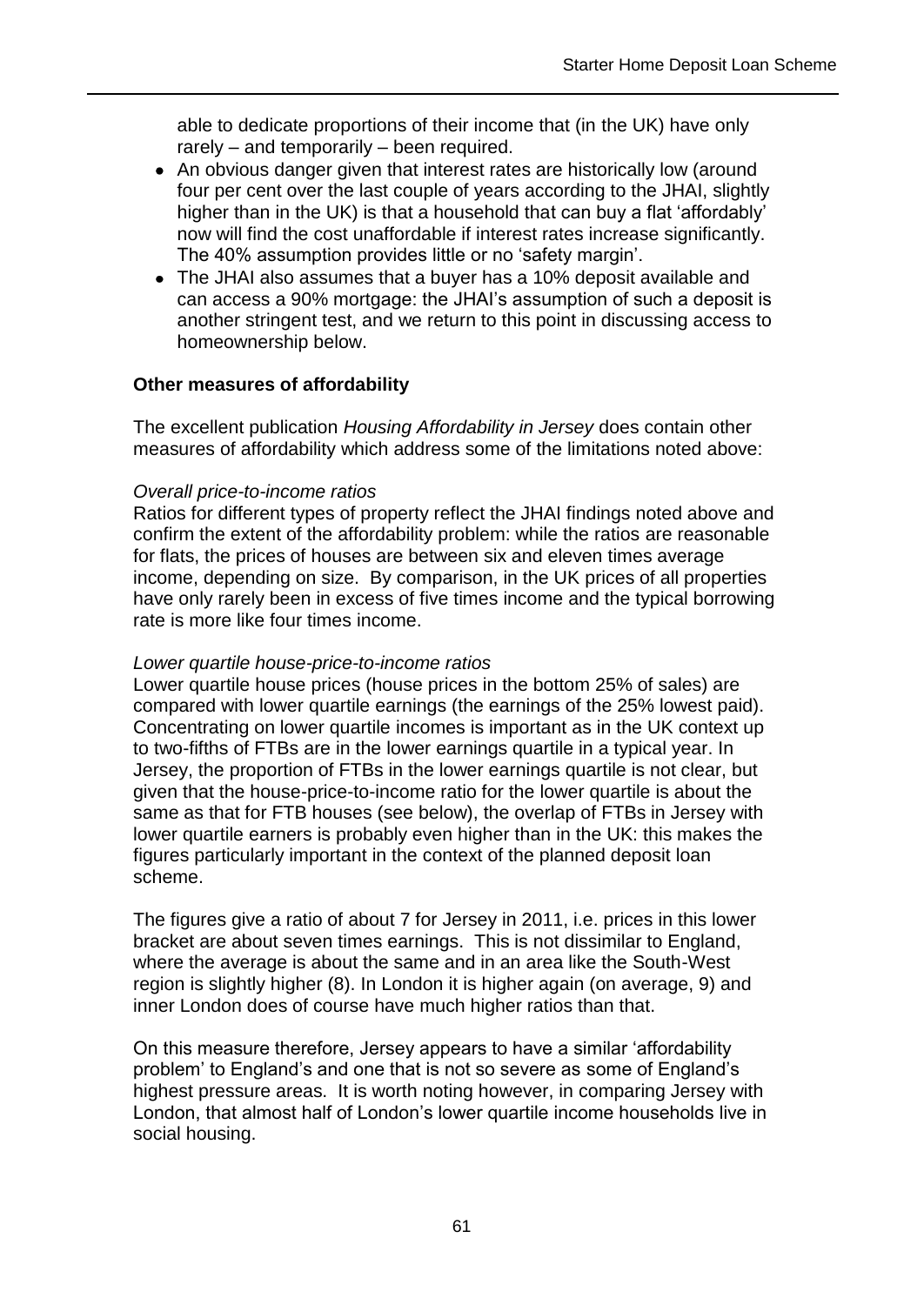able to dedicate proportions of their income that (in the UK) have only rarely – and temporarily – been required.

- An obvious danger given that interest rates are historically low (around four per cent over the last couple of years according to the JHAI, slightly higher than in the UK) is that a household that can buy a flat 'affordably' now will find the cost unaffordable if interest rates increase significantly. The 40% assumption provides little or no 'safety margin'.
- The JHAI also assumes that a buyer has a 10% deposit available and can access a 90% mortgage: the JHAI's assumption of such a deposit is another stringent test, and we return to this point in discussing access to homeownership below.

**Other measures of affordability**

The excellent publication *Housing Affordability in Jersey* does contain other measures of affordability which address some of the limitations noted above:

*Overall price-to-income ratios*

Ratios for different types of property reflect the JHAI findings noted above and confirm the extent of the affordability problem: while the ratios are reasonable for flats, the prices of houses are between six and eleven times average income, depending on size. By comparison, in the UK prices of all properties have only rarely been in excess of five times income and the typical borrowing rate is more like four times income.

*Lower quartile house-price-to-income ratios*

Lower quartile house prices (house prices in the bottom 25% of sales) are compared with lower quartile earnings (the earnings of the 25% lowest paid). Concentrating on lower quartile incomes is important as in the UK context up to two-fifths of FTBs are in the lower earnings quartile in a typical year. In Jersey, the proportion of FTBs in the lower earnings quartile is not clear, but given that the house-price-to-income ratio for the lower quartile is about the same as that for FTB houses (see below), the overlap of FTBs in Jersey with lower quartile earners is probably even higher than in the UK: this makes the figures particularly important in the context of the planned deposit loan scheme.

The figures give a ratio of about 7 for Jersey in 2011, i.e. prices in this lower bracket are about seven times earnings. This is not dissimilar to England, where the average is about the same and in an area like the South-West region is slightly higher (8). In London it is higher again (on average, 9) and inner London does of course have much higher ratios than that.

On this measure therefore, Jersey appears to have a similar 'affordability problem' to England's and one that is not so severe as some of England's highest pressure areas. It is worth noting however, in comparing Jersey with London, that almost half of London's lower quartile income households live in social housing.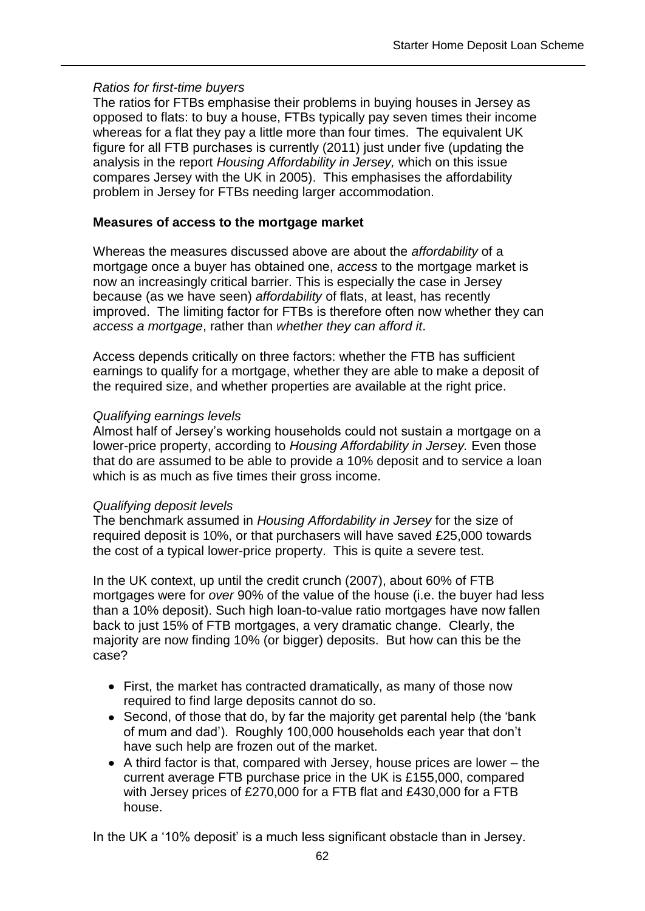*Ratios for first-time buyers*

The ratios for FTBs emphasise their problems in buying houses in Jersey as opposed to flats: to buy a house, FTBs typically pay seven times their income whereas for a flat they pay a little more than four times. The equivalent UK figure for all FTB purchases is currently (2011) just under five (updating the analysis in the report *Housing Affordability in Jersey,* which on this issue compares Jersey with the UK in 2005). This emphasises the affordability problem in Jersey for FTBs needing larger accommodation.

**Measures of access to the mortgage market**

Whereas the measures discussed above are about the *affordability* of a mortgage once a buyer has obtained one, *access* to the mortgage market is now an increasingly critical barrier. This is especially the case in Jersey because (as we have seen) *affordability* of flats, at least, has recently improved. The limiting factor for FTBs is therefore often now whether they can *access a mortgage*, rather than *whether they can afford it*.

Access depends critically on three factors: whether the FTB has sufficient earnings to qualify for a mortgage, whether they are able to make a deposit of the required size, and whether properties are available at the right price.

*Qualifying earnings levels*

Almost half of Jersey's working households could not sustain a mortgage on a lower-price property, according to *Housing Affordability in Jersey.* Even those that do are assumed to be able to provide a 10% deposit and to service a loan which is as much as five times their gross income.

*Qualifying deposit levels*

The benchmark assumed in *Housing Affordability in Jersey* for the size of required deposit is 10%, or that purchasers will have saved £25,000 towards the cost of a typical lower-price property. This is quite a severe test.

In the UK context, up until the credit crunch (2007), about 60% of FTB mortgages were for *over* 90% of the value of the house (i.e. the buyer had less than a 10% deposit). Such high loan-to-value ratio mortgages have now fallen back to just 15% of FTB mortgages, a very dramatic change. Clearly, the majority are now finding 10% (or bigger) deposits. But how can this be the case?

- First, the market has contracted dramatically, as many of those now required to find large deposits cannot do so.
- Second, of those that do, by far the majority get parental help (the 'bank of mum and dad'). Roughly 100,000 households each year that don't have such help are frozen out of the market.
- A third factor is that, compared with Jersey, house prices are lower – the current average FTB purchase price in the UK is £155,000, compared with Jersey prices of £270,000 for a FTB flat and £430,000 for a FTB house.

In the UK a '10% deposit' is a much less significant obstacle than in Jersey.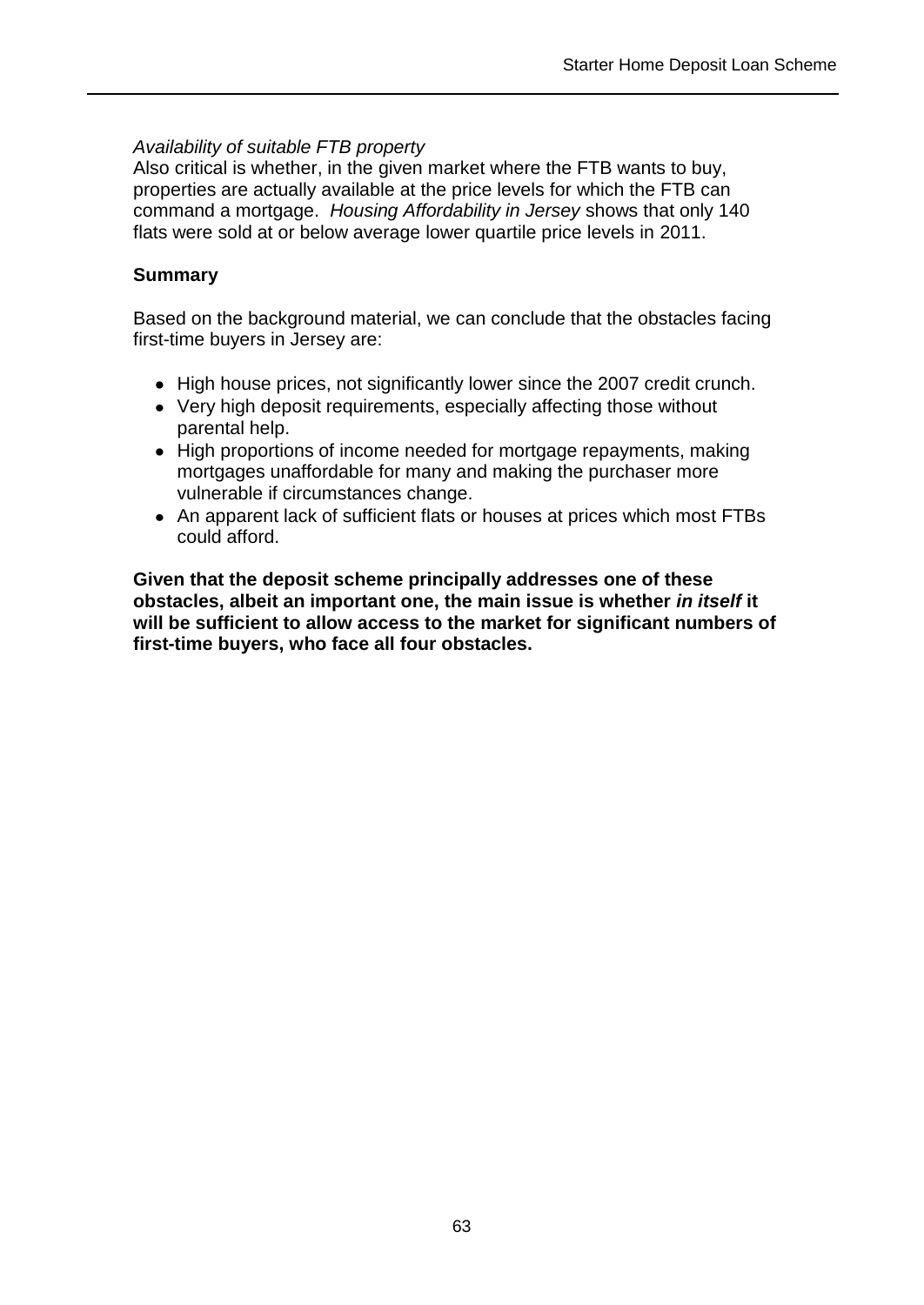*Availability of suitable FTB property*

Also critical is whether, in the given market where the FTB wants to buy, properties are actually available at the price levels for which the FTB can command a mortgage. *Housing Affordability in Jersey* shows that only 140 flats were sold at or below average lower quartile price levels in 2011.

**Summary**

Based on the background material, we can conclude that the obstacles facing first-time buyers in Jersey are:

- High house prices, not significantly lower since the 2007 credit crunch.
- Very high deposit requirements, especially affecting those without parental help.
- High proportions of income needed for mortgage repayments, making mortgages unaffordable for many and making the purchaser more vulnerable if circumstances change.
- An apparent lack of sufficient flats or houses at prices which most FTBs could afford.

**Given that the deposit scheme principally addresses one of these obstacles, albeit an important one, the main issue is whether *in itself* it will be sufficient to allow access to the market for significant numbers of first-time buyers, who face all four obstacles.**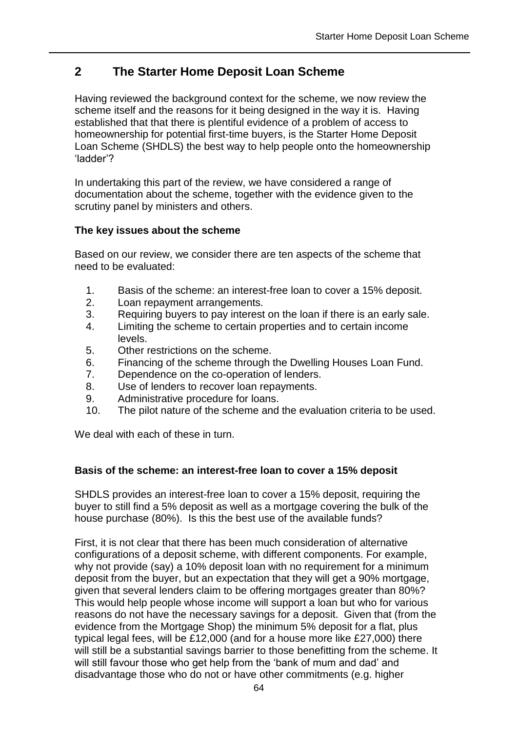## 2 The Starter Home Deposit Loan Scheme

Having reviewed the background context for the scheme, we now review the scheme itself and the reasons for it being designed in the way it is. Having established that that there is plentiful evidence of a problem of access to homeownership for potential first-time buyers, is the Starter Home Deposit Loan Scheme (SHDLS) the best way to help people onto the homeownership 'ladder'?

In undertaking this part of the review, we have considered a range of documentation about the scheme, together with the evidence given to the scrutiny panel by ministers and others.

**The key issues about the scheme**

Based on our review, we consider there are ten aspects of the scheme that need to be evaluated:

1. Basis of the scheme: an interest-free loan to cover a 15% deposit.
2. Loan repayment arrangements.
3. Requiring buyers to pay interest on the loan if there is an early sale.
4. Limiting the scheme to certain properties and to certain income levels.
5. Other restrictions on the scheme.
6. Financing of the scheme through the Dwelling Houses Loan Fund.
7. Dependence on the co-operation of lenders.
8. Use of lenders to recover loan repayments.
9. Administrative procedure for loans.
10. The pilot nature of the scheme and the evaluation criteria to be used.

We deal with each of these in turn.

**Basis of the scheme: an interest-free loan to cover a 15% deposit**

SHDLS provides an interest-free loan to cover a 15% deposit, requiring the buyer to still find a 5% deposit as well as a mortgage covering the bulk of the house purchase (80%). Is this the best use of the available funds?

First, it is not clear that there has been much consideration of alternative configurations of a deposit scheme, with different components. For example, why not provide (say) a 10% deposit loan with no requirement for a minimum deposit from the buyer, but an expectation that they will get a 90% mortgage, given that several lenders claim to be offering mortgages greater than 80%? This would help people whose income will support a loan but who for various reasons do not have the necessary savings for a deposit. Given that (from the evidence from the Mortgage Shop) the minimum 5% deposit for a flat, plus typical legal fees, will be £12,000 (and for a house more like £27,000) there will still be a substantial savings barrier to those benefitting from the scheme. It will still favour those who get help from the 'bank of mum and dad' and disadvantage those who do not or have other commitments (e.g. higher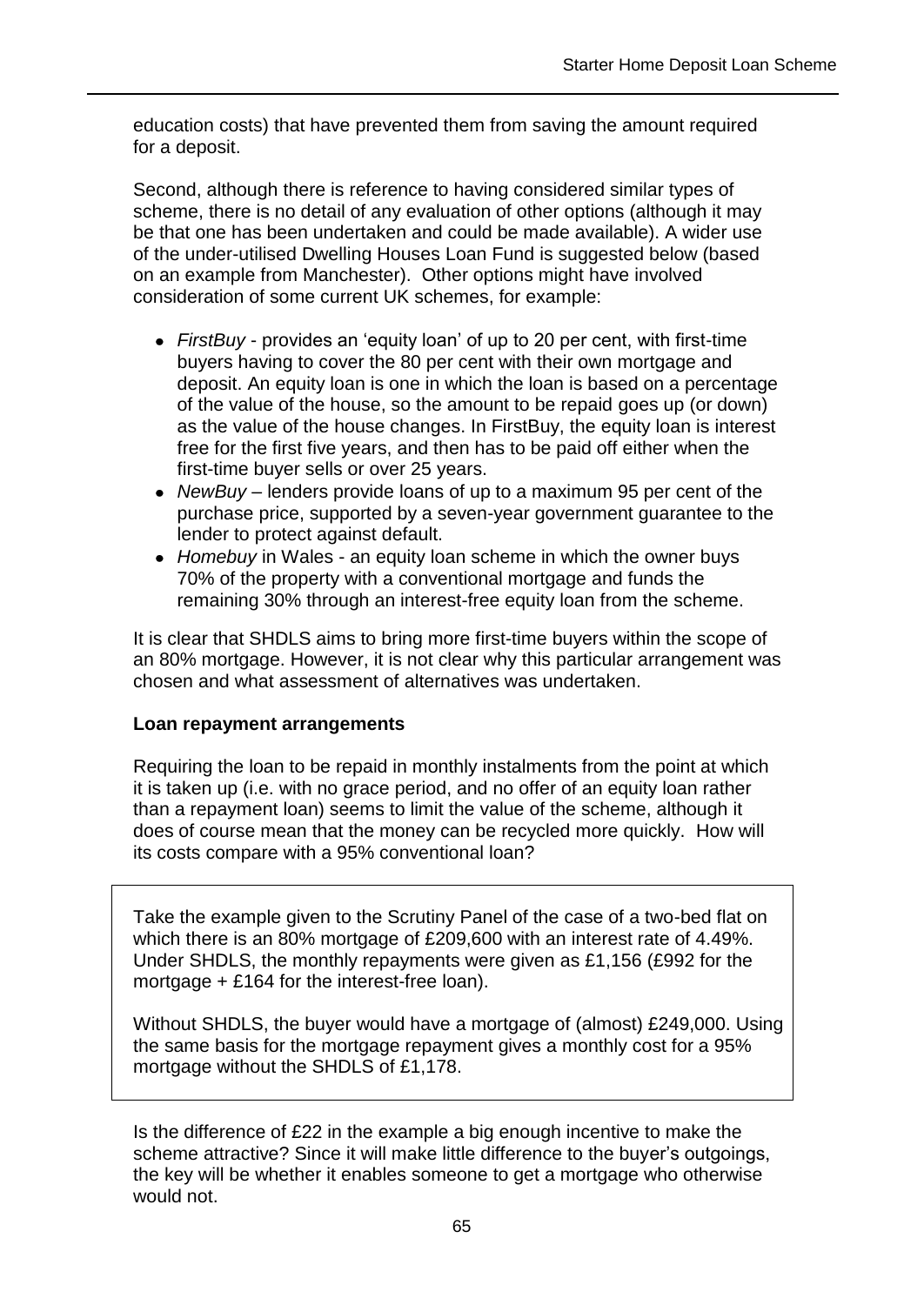education costs) that have prevented them from saving the amount required for a deposit.

Second, although there is reference to having considered similar types of scheme, there is no detail of any evaluation of other options (although it may be that one has been undertaken and could be made available). A wider use of the under-utilised Dwelling Houses Loan Fund is suggested below (based on an example from Manchester). Other options might have involved consideration of some current UK schemes, for example:

- *FirstBuy* - provides an 'equity loan' of up to 20 per cent, with first-time buyers having to cover the 80 per cent with their own mortgage and deposit. An equity loan is one in which the loan is based on a percentage of the value of the house, so the amount to be repaid goes up (or down) as the value of the house changes. In FirstBuy, the equity loan is interest free for the first five years, and then has to be paid off either when the first-time buyer sells or over 25 years.
- *NewBuy* – lenders provide loans of up to a maximum 95 per cent of the purchase price, supported by a seven-year government guarantee to the lender to protect against default.
- *Homebuy* in Wales - an equity loan scheme in which the owner buys 70% of the property with a conventional mortgage and funds the remaining 30% through an interest-free equity loan from the scheme.

It is clear that SHDLS aims to bring more first-time buyers within the scope of an 80% mortgage. However, it is not clear why this particular arrangement was chosen and what assessment of alternatives was undertaken.

**Loan repayment arrangements**

Requiring the loan to be repaid in monthly instalments from the point at which it is taken up (i.e. with no grace period, and no offer of an equity loan rather than a repayment loan) seems to limit the value of the scheme, although it does of course mean that the money can be recycled more quickly. How will its costs compare with a 95% conventional loan?

> Take the example given to the Scrutiny Panel of the case of a two-bed flat on which there is an 80% mortgage of £209,600 with an interest rate of 4.49%. Under SHDLS, the monthly repayments were given as £1,156 (£992 for the mortgage + £164 for the interest-free loan).
>
> Without SHDLS, the buyer would have a mortgage of (almost) £249,000. Using the same basis for the mortgage repayment gives a monthly cost for a 95% mortgage without the SHDLS of £1,178.

Is the difference of £22 in the example a big enough incentive to make the scheme attractive? Since it will make little difference to the buyer's outgoings, the key will be whether it enables someone to get a mortgage who otherwise would not.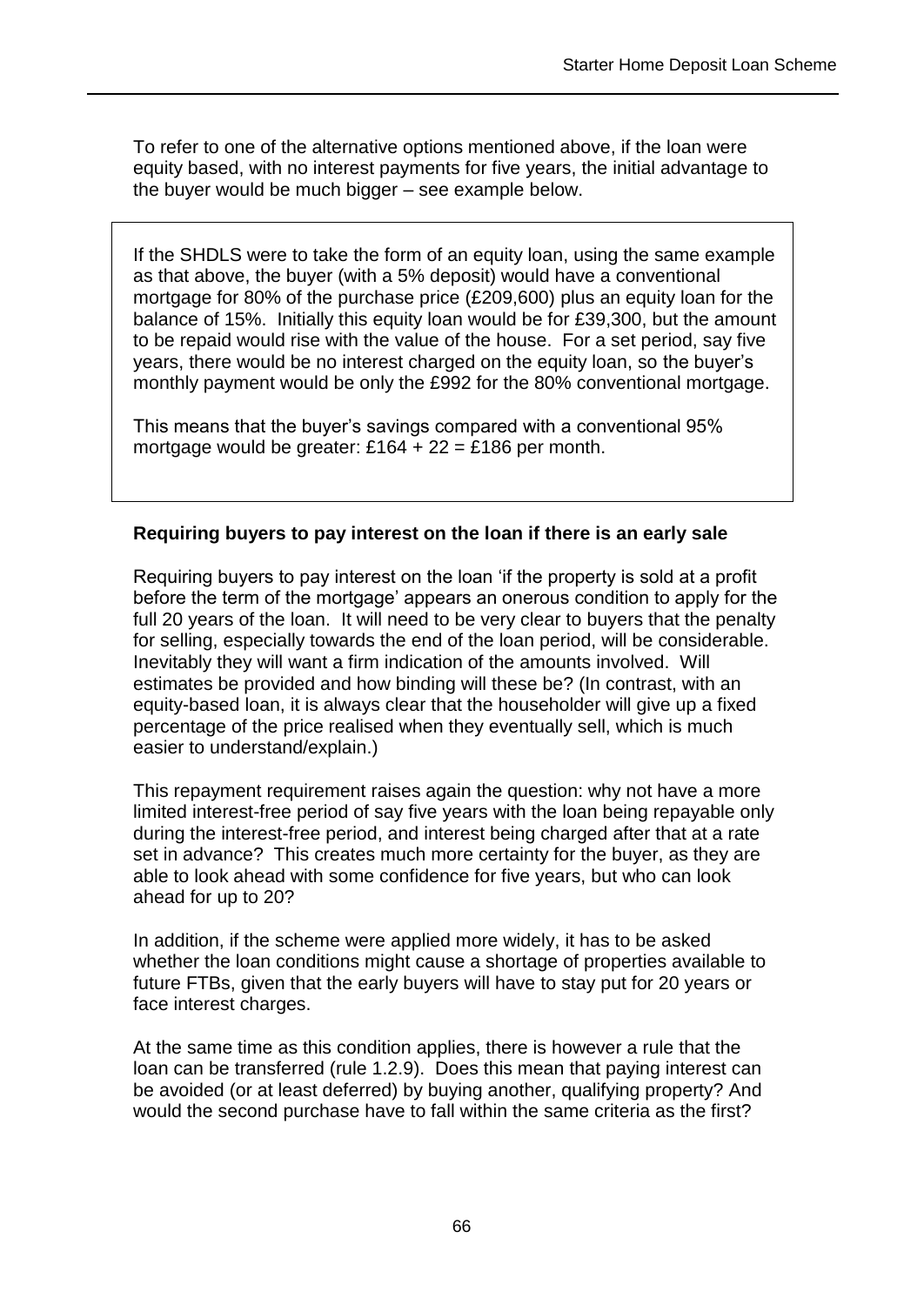To refer to one of the alternative options mentioned above, if the loan were equity based, with no interest payments for five years, the initial advantage to the buyer would be much bigger – see example below.

> If the SHDLS were to take the form of an equity loan, using the same example as that above, the buyer (with a 5% deposit) would have a conventional mortgage for 80% of the purchase price (£209,600) plus an equity loan for the balance of 15%. Initially this equity loan would be for £39,300, but the amount to be repaid would rise with the value of the house. For a set period, say five years, there would be no interest charged on the equity loan, so the buyer's monthly payment would be only the £992 for the 80% conventional mortgage.
>
> This means that the buyer's savings compared with a conventional 95% mortgage would be greater: £164 + 22 = £186 per month.

**Requiring buyers to pay interest on the loan if there is an early sale**

Requiring buyers to pay interest on the loan 'if the property is sold at a profit before the term of the mortgage' appears an onerous condition to apply for the full 20 years of the loan. It will need to be very clear to buyers that the penalty for selling, especially towards the end of the loan period, will be considerable. Inevitably they will want a firm indication of the amounts involved. Will estimates be provided and how binding will these be? (In contrast, with an equity-based loan, it is always clear that the householder will give up a fixed percentage of the price realised when they eventually sell, which is much easier to understand/explain.)

This repayment requirement raises again the question: why not have a more limited interest-free period of say five years with the loan being repayable only during the interest-free period, and interest being charged after that at a rate set in advance? This creates much more certainty for the buyer, as they are able to look ahead with some confidence for five years, but who can look ahead for up to 20?

In addition, if the scheme were applied more widely, it has to be asked whether the loan conditions might cause a shortage of properties available to future FTBs, given that the early buyers will have to stay put for 20 years or face interest charges.

At the same time as this condition applies, there is however a rule that the loan can be transferred (rule 1.2.9). Does this mean that paying interest can be avoided (or at least deferred) by buying another, qualifying property? And would the second purchase have to fall within the same criteria as the first?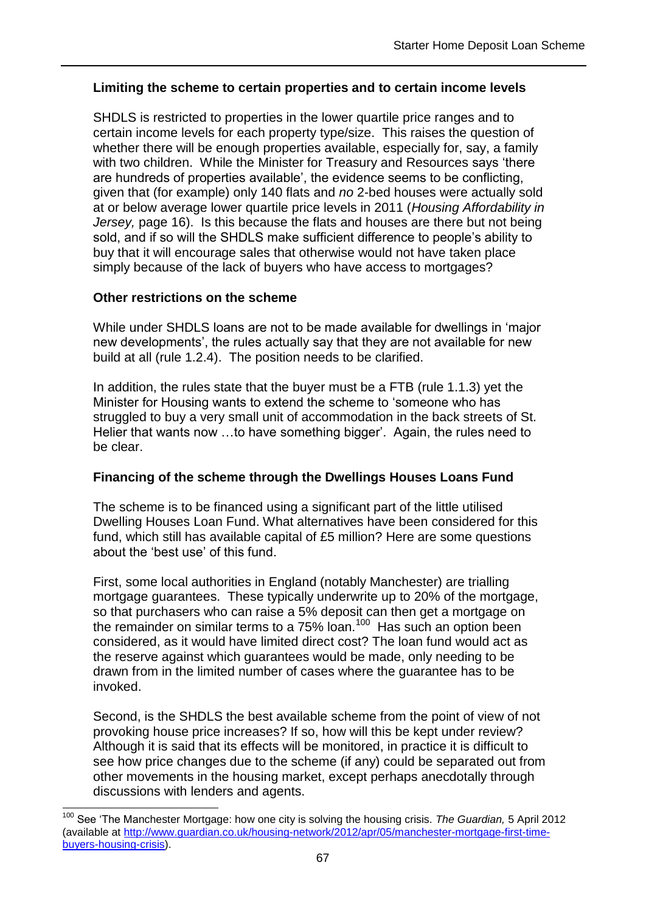**Limiting the scheme to certain properties and to certain income levels**

SHDLS is restricted to properties in the lower quartile price ranges and to certain income levels for each property type/size. This raises the question of whether there will be enough properties available, especially for, say, a family with two children. While the Minister for Treasury and Resources says 'there are hundreds of properties available', the evidence seems to be conflicting, given that (for example) only 140 flats and *no* 2-bed houses were actually sold at or below average lower quartile price levels in 2011 (*Housing Affordability in Jersey,* page 16). Is this because the flats and houses are there but not being sold, and if so will the SHDLS make sufficient difference to people's ability to buy that it will encourage sales that otherwise would not have taken place simply because of the lack of buyers who have access to mortgages?

**Other restrictions on the scheme**

While under SHDLS loans are not to be made available for dwellings in 'major new developments', the rules actually say that they are not available for new build at all (rule 1.2.4). The position needs to be clarified.

In addition, the rules state that the buyer must be a FTB (rule 1.1.3) yet the Minister for Housing wants to extend the scheme to 'someone who has struggled to buy a very small unit of accommodation in the back streets of St. Helier that wants now …to have something bigger'. Again, the rules need to be clear.

**Financing of the scheme through the Dwellings Houses Loans Fund**

The scheme is to be financed using a significant part of the little utilised Dwelling Houses Loan Fund. What alternatives have been considered for this fund, which still has available capital of £5 million? Here are some questions about the 'best use' of this fund.

First, some local authorities in England (notably Manchester) are trialling mortgage guarantees. These typically underwrite up to 20% of the mortgage, so that purchasers who can raise a 5% deposit can then get a mortgage on the remainder on similar terms to a 75% loan.[100] Has such an option been considered, as it would have limited direct cost? The loan fund would act as the reserve against which guarantees would be made, only needing to be drawn from in the limited number of cases where the guarantee has to be invoked.

Second, is the SHDLS the best available scheme from the point of view of not provoking house price increases? If so, how will this be kept under review? Although it is said that its effects will be monitored, in practice it is difficult to see how price changes due to the scheme (if any) could be separated out from other movements in the housing market, except perhaps anecdotally through discussions with lenders and agents.

---

[100] See 'The Manchester Mortgage: how one city is solving the housing crisis. *The Guardian,* 5 April 2012 (available at http://www.guardian.co.uk/housing-network/2012/apr/05/manchester-mortgage-first-time-buyers-housing-crisis).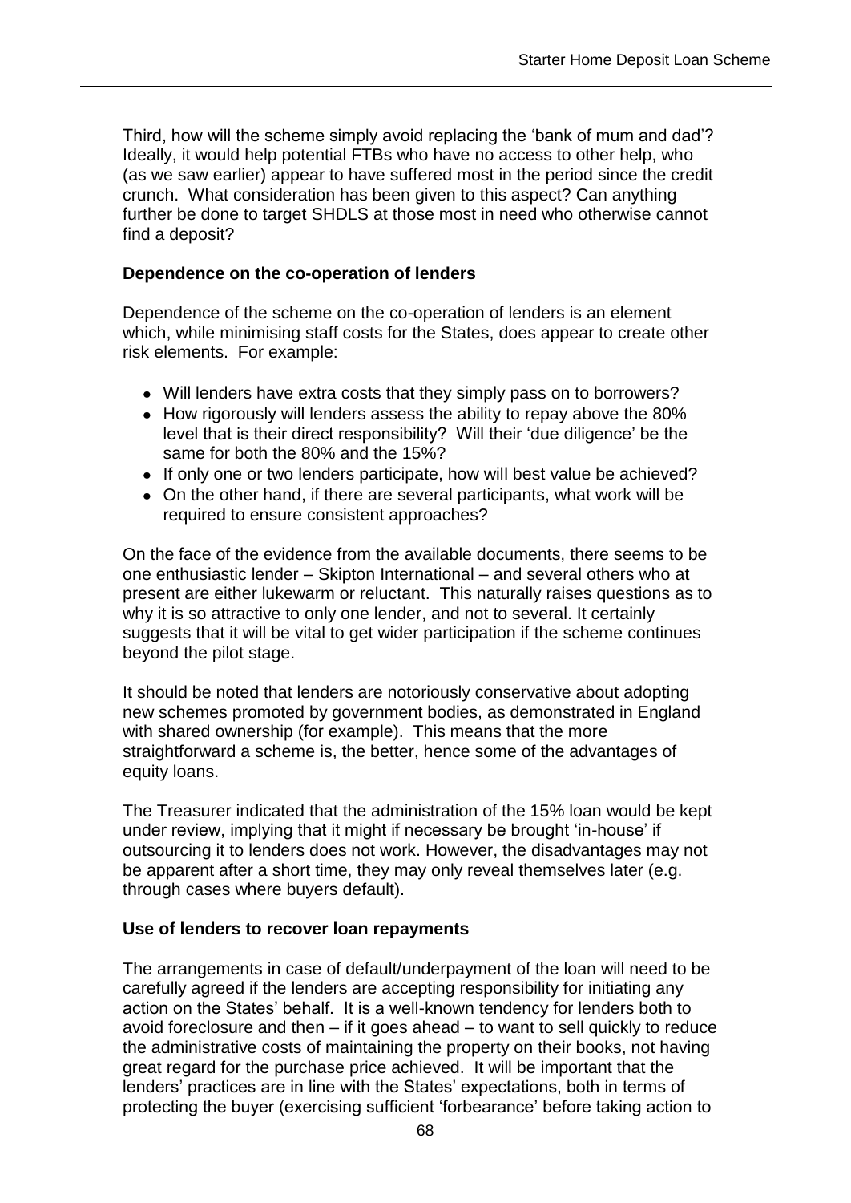Third, how will the scheme simply avoid replacing the 'bank of mum and dad'? Ideally, it would help potential FTBs who have no access to other help, who (as we saw earlier) appear to have suffered most in the period since the credit crunch. What consideration has been given to this aspect? Can anything further be done to target SHDLS at those most in need who otherwise cannot find a deposit?

**Dependence on the co-operation of lenders**

Dependence of the scheme on the co-operation of lenders is an element which, while minimising staff costs for the States, does appear to create other risk elements. For example:

- Will lenders have extra costs that they simply pass on to borrowers?
- How rigorously will lenders assess the ability to repay above the 80% level that is their direct responsibility? Will their 'due diligence' be the same for both the 80% and the 15%?
- If only one or two lenders participate, how will best value be achieved?
- On the other hand, if there are several participants, what work will be required to ensure consistent approaches?

On the face of the evidence from the available documents, there seems to be one enthusiastic lender – Skipton International – and several others who at present are either lukewarm or reluctant. This naturally raises questions as to why it is so attractive to only one lender, and not to several. It certainly suggests that it will be vital to get wider participation if the scheme continues beyond the pilot stage.

It should be noted that lenders are notoriously conservative about adopting new schemes promoted by government bodies, as demonstrated in England with shared ownership (for example). This means that the more straightforward a scheme is, the better, hence some of the advantages of equity loans.

The Treasurer indicated that the administration of the 15% loan would be kept under review, implying that it might if necessary be brought 'in-house' if outsourcing it to lenders does not work. However, the disadvantages may not be apparent after a short time, they may only reveal themselves later (e.g. through cases where buyers default).

**Use of lenders to recover loan repayments**

The arrangements in case of default/underpayment of the loan will need to be carefully agreed if the lenders are accepting responsibility for initiating any action on the States' behalf. It is a well-known tendency for lenders both to avoid foreclosure and then – if it goes ahead – to want to sell quickly to reduce the administrative costs of maintaining the property on their books, not having great regard for the purchase price achieved. It will be important that the lenders' practices are in line with the States' expectations, both in terms of protecting the buyer (exercising sufficient 'forbearance' before taking action to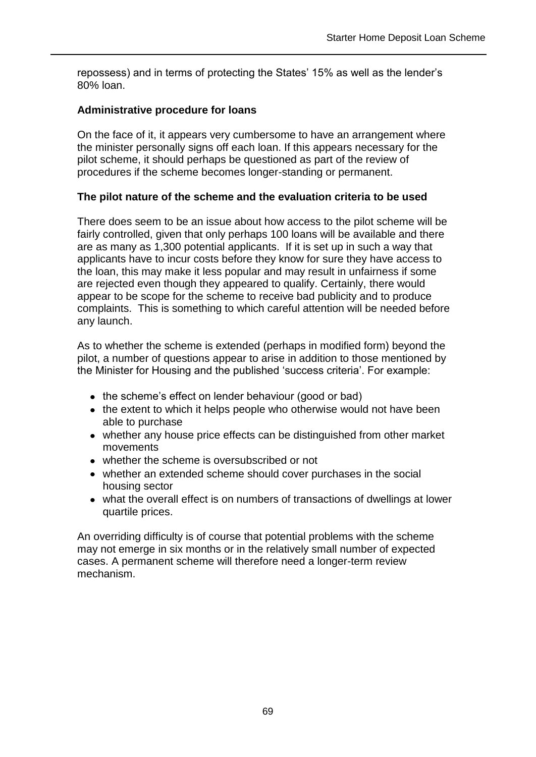repossess) and in terms of protecting the States' 15% as well as the lender's 80% loan.

**Administrative procedure for loans**

On the face of it, it appears very cumbersome to have an arrangement where the minister personally signs off each loan. If this appears necessary for the pilot scheme, it should perhaps be questioned as part of the review of procedures if the scheme becomes longer-standing or permanent.

**The pilot nature of the scheme and the evaluation criteria to be used**

There does seem to be an issue about how access to the pilot scheme will be fairly controlled, given that only perhaps 100 loans will be available and there are as many as 1,300 potential applicants. If it is set up in such a way that applicants have to incur costs before they know for sure they have access to the loan, this may make it less popular and may result in unfairness if some are rejected even though they appeared to qualify. Certainly, there would appear to be scope for the scheme to receive bad publicity and to produce complaints. This is something to which careful attention will be needed before any launch.

As to whether the scheme is extended (perhaps in modified form) beyond the pilot, a number of questions appear to arise in addition to those mentioned by the Minister for Housing and the published 'success criteria'. For example:

- the scheme's effect on lender behaviour (good or bad)
- the extent to which it helps people who otherwise would not have been able to purchase
- whether any house price effects can be distinguished from other market movements
- whether the scheme is oversubscribed or not
- whether an extended scheme should cover purchases in the social housing sector
- what the overall effect is on numbers of transactions of dwellings at lower quartile prices.

An overriding difficulty is of course that potential problems with the scheme may not emerge in six months or in the relatively small number of expected cases. A permanent scheme will therefore need a longer-term review mechanism.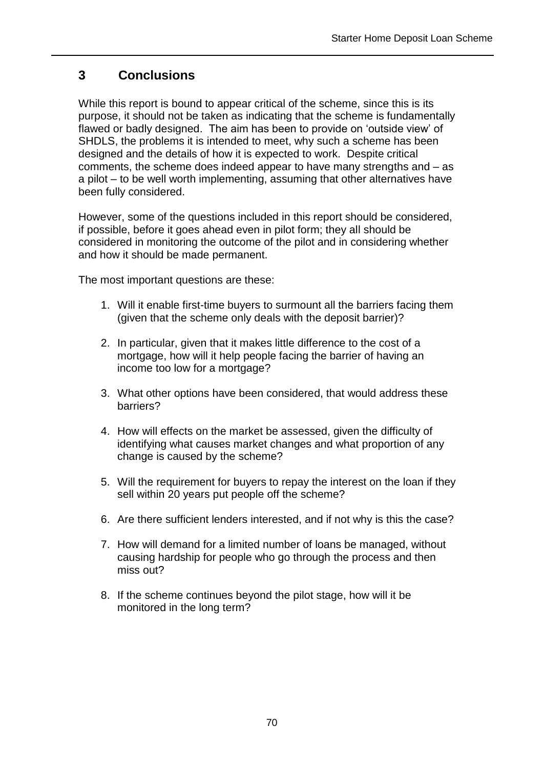## 3 Conclusions

While this report is bound to appear critical of the scheme, since this is its purpose, it should not be taken as indicating that the scheme is fundamentally flawed or badly designed. The aim has been to provide on 'outside view' of SHDLS, the problems it is intended to meet, why such a scheme has been designed and the details of how it is expected to work. Despite critical comments, the scheme does indeed appear to have many strengths and – as a pilot – to be well worth implementing, assuming that other alternatives have been fully considered.

However, some of the questions included in this report should be considered, if possible, before it goes ahead even in pilot form; they all should be considered in monitoring the outcome of the pilot and in considering whether and how it should be made permanent.

The most important questions are these:

1. Will it enable first-time buyers to surmount all the barriers facing them (given that the scheme only deals with the deposit barrier)?

2. In particular, given that it makes little difference to the cost of a mortgage, how will it help people facing the barrier of having an income too low for a mortgage?

3. What other options have been considered, that would address these barriers?

4. How will effects on the market be assessed, given the difficulty of identifying what causes market changes and what proportion of any change is caused by the scheme?

5. Will the requirement for buyers to repay the interest on the loan if they sell within 20 years put people off the scheme?

6. Are there sufficient lenders interested, and if not why is this the case?

7. How will demand for a limited number of loans be managed, without causing hardship for people who go through the process and then miss out?

8. If the scheme continues beyond the pilot stage, how will it be monitored in the long term?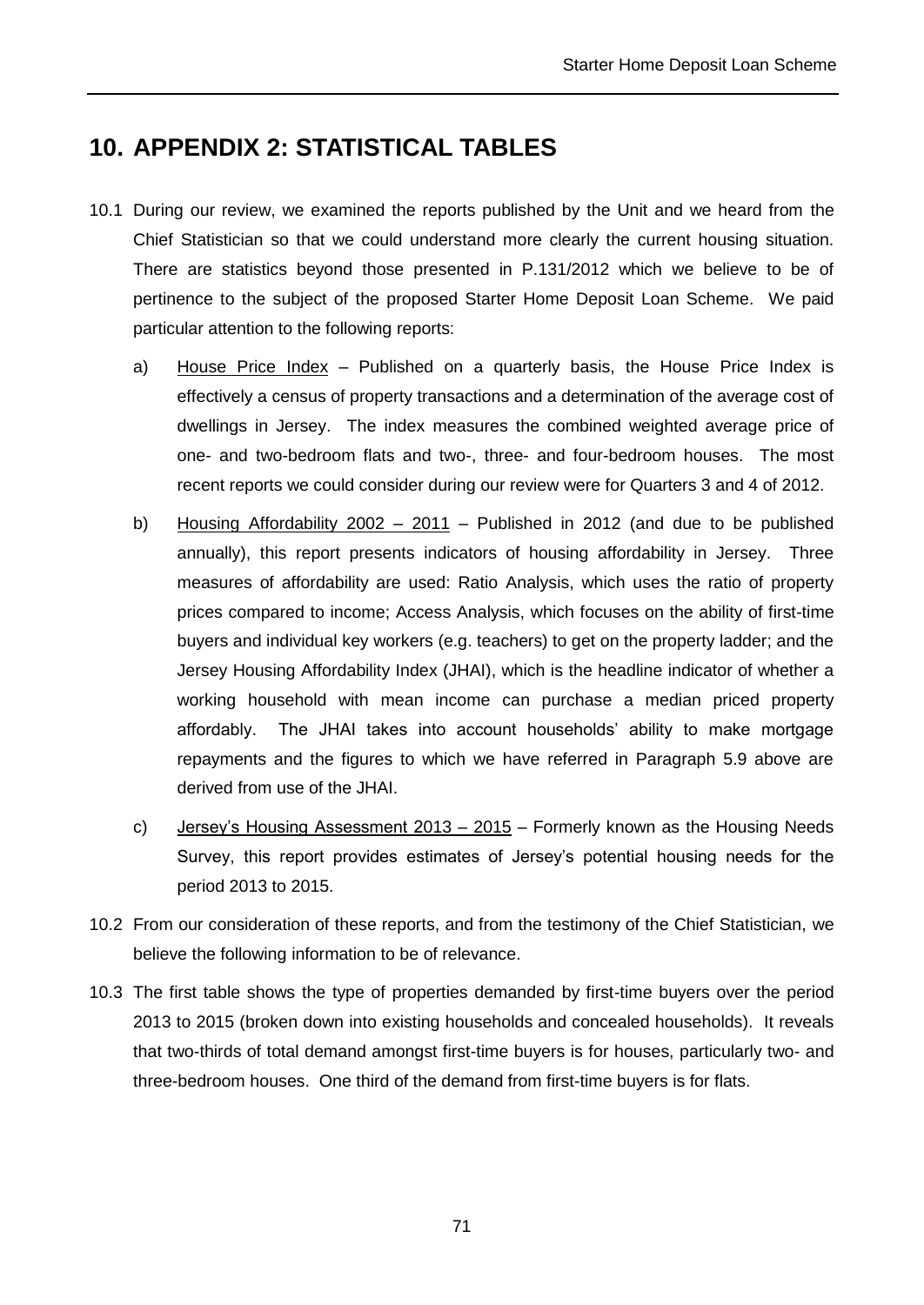# 10. APPENDIX 2: STATISTICAL TABLES

10.1 During our review, we examined the reports published by the Unit and we heard from the Chief Statistician so that we could understand more clearly the current housing situation. There are statistics beyond those presented in P.131/2012 which we believe to be of pertinence to the subject of the proposed Starter Home Deposit Loan Scheme. We paid particular attention to the following reports:

a) House Price Index – Published on a quarterly basis, the House Price Index is effectively a census of property transactions and a determination of the average cost of dwellings in Jersey. The index measures the combined weighted average price of one- and two-bedroom flats and two-, three- and four-bedroom houses. The most recent reports we could consider during our review were for Quarters 3 and 4 of 2012.

b) Housing Affordability 2002 – 2011 – Published in 2012 (and due to be published annually), this report presents indicators of housing affordability in Jersey. Three measures of affordability are used: Ratio Analysis, which uses the ratio of property prices compared to income; Access Analysis, which focuses on the ability of first-time buyers and individual key workers (e.g. teachers) to get on the property ladder; and the Jersey Housing Affordability Index (JHAI), which is the headline indicator of whether a working household with mean income can purchase a median priced property affordably. The JHAI takes into account households' ability to make mortgage repayments and the figures to which we have referred in Paragraph 5.9 above are derived from use of the JHAI.

c) Jersey's Housing Assessment 2013 – 2015 – Formerly known as the Housing Needs Survey, this report provides estimates of Jersey's potential housing needs for the period 2013 to 2015.

10.2 From our consideration of these reports, and from the testimony of the Chief Statistician, we believe the following information to be of relevance.

10.3 The first table shows the type of properties demanded by first-time buyers over the period 2013 to 2015 (broken down into existing households and concealed households). It reveals that two-thirds of total demand amongst first-time buyers is for houses, particularly two- and three-bedroom houses. One third of the demand from first-time buyers is for flats.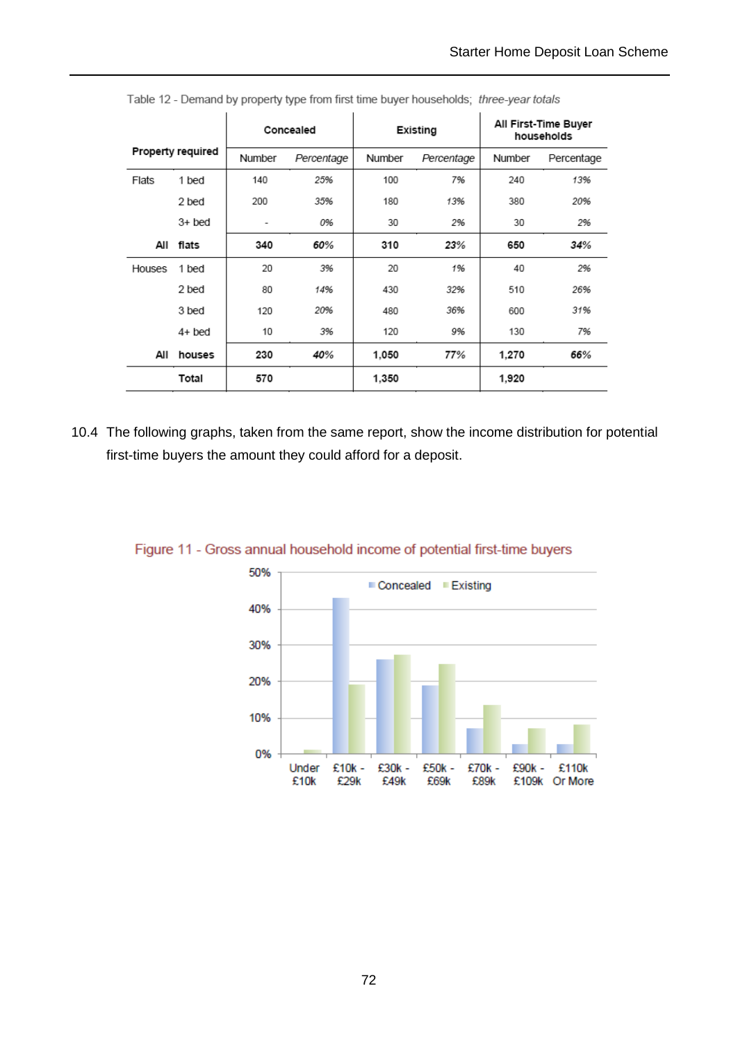Table 12 - Demand by property type from first time buyer households; *three-year totals*

| Property required | | Concealed | | Existing | | All First-Time Buyer households | |
|---|---|---|---|---|---|---|---|
| | | Number | *Percentage* | Number | *Percentage* | Number | Percentage |
| Flats | 1 bed | 140 | *25%* | 100 | *7%* | 240 | *13%* |
| | 2 bed | 200 | *35%* | 180 | *13%* | 380 | *20%* |
| | 3+ bed | - | *0%* | 30 | *2%* | 30 | *2%* |
| **All** | **flats** | **340** | ***60%*** | **310** | ***23%*** | **650** | ***34%*** |
| Houses | 1 bed | 20 | *3%* | 20 | *1%* | 40 | *2%* |
| | 2 bed | 80 | *14%* | 430 | *32%* | 510 | *26%* |
| | 3 bed | 120 | *20%* | 480 | *36%* | 600 | *31%* |
| | 4+ bed | 10 | *3%* | 120 | *9%* | 130 | *7%* |
| **All** | **houses** | **230** | ***40%*** | **1,050** | ***77%*** | **1,270** | ***66%*** |
| | **Total** | **570** | | **1,350** | | **1,920** | |

10.4 The following graphs, taken from the same report, show the income distribution for potential first-time buyers the amount they could afford for a deposit.

Figure 11 - Gross annual household income of potential first-time buyers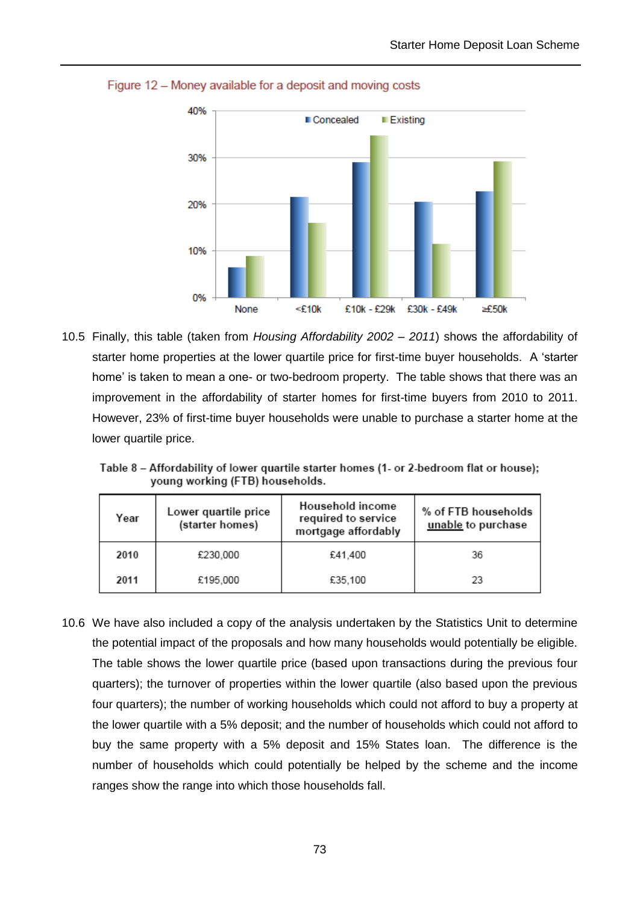Figure 12 – Money available for a deposit and moving costs

10.5 Finally, this table (taken from *Housing Affordability 2002 – 2011*) shows the affordability of starter home properties at the lower quartile price for first-time buyer households. A 'starter home' is taken to mean a one- or two-bedroom property. The table shows that there was an improvement in the affordability of starter homes for first-time buyers from 2010 to 2011. However, 23% of first-time buyer households were unable to purchase a starter home at the lower quartile price.

Table 8 – Affordability of lower quartile starter homes (1- or 2-bedroom flat or house); young working (FTB) households.

| Year | Lower quartile price (starter homes) | Household income required to service mortgage affordably | % of FTB households unable to purchase |
|---|---|---|---|
| **2010** | £230,000 | £41,400 | 36 |
| **2011** | £195,000 | £35,100 | 23 |

10.6 We have also included a copy of the analysis undertaken by the Statistics Unit to determine the potential impact of the proposals and how many households would potentially be eligible. The table shows the lower quartile price (based upon transactions during the previous four quarters); the turnover of properties within the lower quartile (also based upon the previous four quarters); the number of working households which could not afford to buy a property at the lower quartile with a 5% deposit; and the number of households which could not afford to buy the same property with a 5% deposit and 15% States loan. The difference is the number of households which could potentially be helped by the scheme and the income ranges show the range into which those households fall.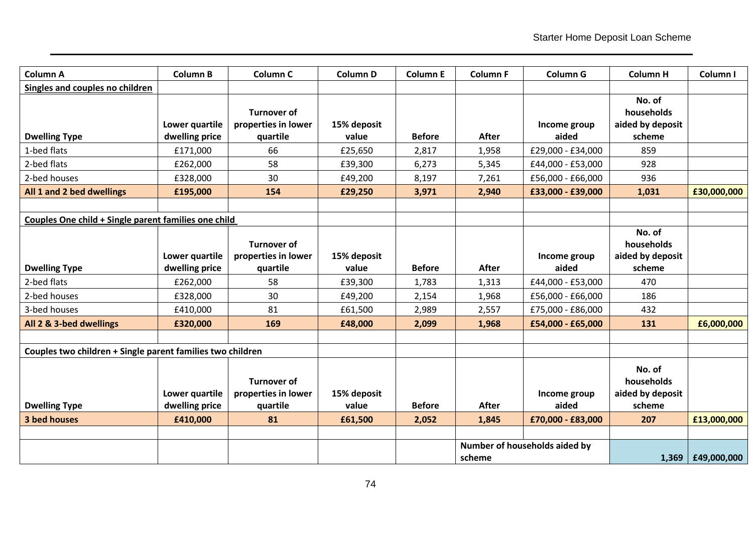| Column A | Column B | Column C | Column D | Column E | Column F | Column G | Column H | Column I |
|---|---|---|---|---|---|---|---|---|
| **Singles and couples no children** | | | | | | | | |
| **Dwelling Type** | **Lower quartile dwelling price** | **Turnover of properties in lower quartile** | **15% deposit value** | **Before** | **After** | **Income group aided** | **No. of households aided by deposit scheme** | |
| 1-bed flats | £171,000 | 66 | £25,650 | 2,817 | 1,958 | £29,000 - £34,000 | 859 | |
| 2-bed flats | £262,000 | 58 | £39,300 | 6,273 | 5,345 | £44,000 - £53,000 | 928 | |
| 2-bed houses | £328,000 | 30 | £49,200 | 8,197 | 7,261 | £56,000 - £66,000 | 936 | |
| **All 1 and 2 bed dwellings** | **£195,000** | **154** | **£29,250** | **3,971** | **2,940** | **£33,000 - £39,000** | **1,031** | **£30,000,000** |
| | | | | | | | | |
| **Couples One child + Single parent families one child** | | | | | | | | |
| **Dwelling Type** | **Lower quartile dwelling price** | **Turnover of properties in lower quartile** | **15% deposit value** | **Before** | **After** | **Income group aided** | **No. of households aided by deposit scheme** | |
| 2-bed flats | £262,000 | 58 | £39,300 | 1,783 | 1,313 | £44,000 - £53,000 | 470 | |
| 2-bed houses | £328,000 | 30 | £49,200 | 2,154 | 1,968 | £56,000 - £66,000 | 186 | |
| 3-bed houses | £410,000 | 81 | £61,500 | 2,989 | 2,557 | £75,000 - £86,000 | 432 | |
| **All 2 & 3-bed dwellings** | **£320,000** | **169** | **£48,000** | **2,099** | **1,968** | **£54,000 - £65,000** | **131** | **£6,000,000** |
| | | | | | | | | |
| **Couples two children + Single parent families two children** | | | | | | | | |
| **Dwelling Type** | **Lower quartile dwelling price** | **Turnover of properties in lower quartile** | **15% deposit value** | **Before** | **After** | **Income group aided** | **No. of households aided by deposit scheme** | |
| **3 bed houses** | **£410,000** | **81** | **£61,500** | **2,052** | **1,845** | **£70,000 - £83,000** | **207** | **£13,000,000** |
| | | | | | | | | |
| | | | | | **Number of households aided by scheme** | | **1,369** | **£49,000,000** |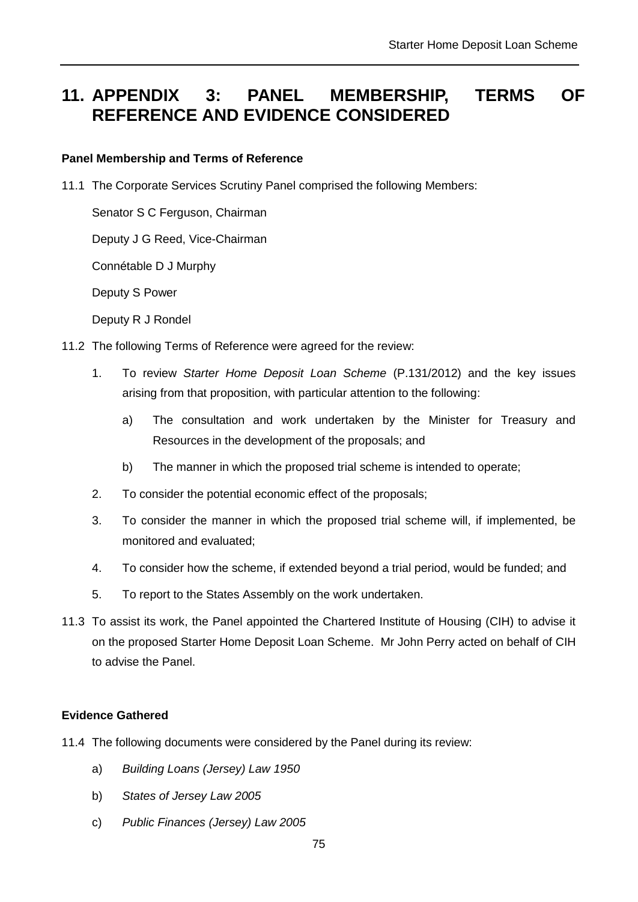# 11. APPENDIX 3: PANEL MEMBERSHIP, TERMS OF REFERENCE AND EVIDENCE CONSIDERED

**Panel Membership and Terms of Reference**

11.1 The Corporate Services Scrutiny Panel comprised the following Members:

Senator S C Ferguson, Chairman

Deputy J G Reed, Vice-Chairman

Connétable D J Murphy

Deputy S Power

Deputy R J Rondel

11.2 The following Terms of Reference were agreed for the review:

1. To review *Starter Home Deposit Loan Scheme* (P.131/2012) and the key issues arising from that proposition, with particular attention to the following:
   a) The consultation and work undertaken by the Minister for Treasury and Resources in the development of the proposals; and
   b) The manner in which the proposed trial scheme is intended to operate;
2. To consider the potential economic effect of the proposals;
3. To consider the manner in which the proposed trial scheme will, if implemented, be monitored and evaluated;
4. To consider how the scheme, if extended beyond a trial period, would be funded; and
5. To report to the States Assembly on the work undertaken.

11.3 To assist its work, the Panel appointed the Chartered Institute of Housing (CIH) to advise it on the proposed Starter Home Deposit Loan Scheme. Mr John Perry acted on behalf of CIH to advise the Panel.

**Evidence Gathered**

11.4 The following documents were considered by the Panel during its review:

a) *Building Loans (Jersey) Law 1950*

b) *States of Jersey Law 2005*

c) *Public Finances (Jersey) Law 2005*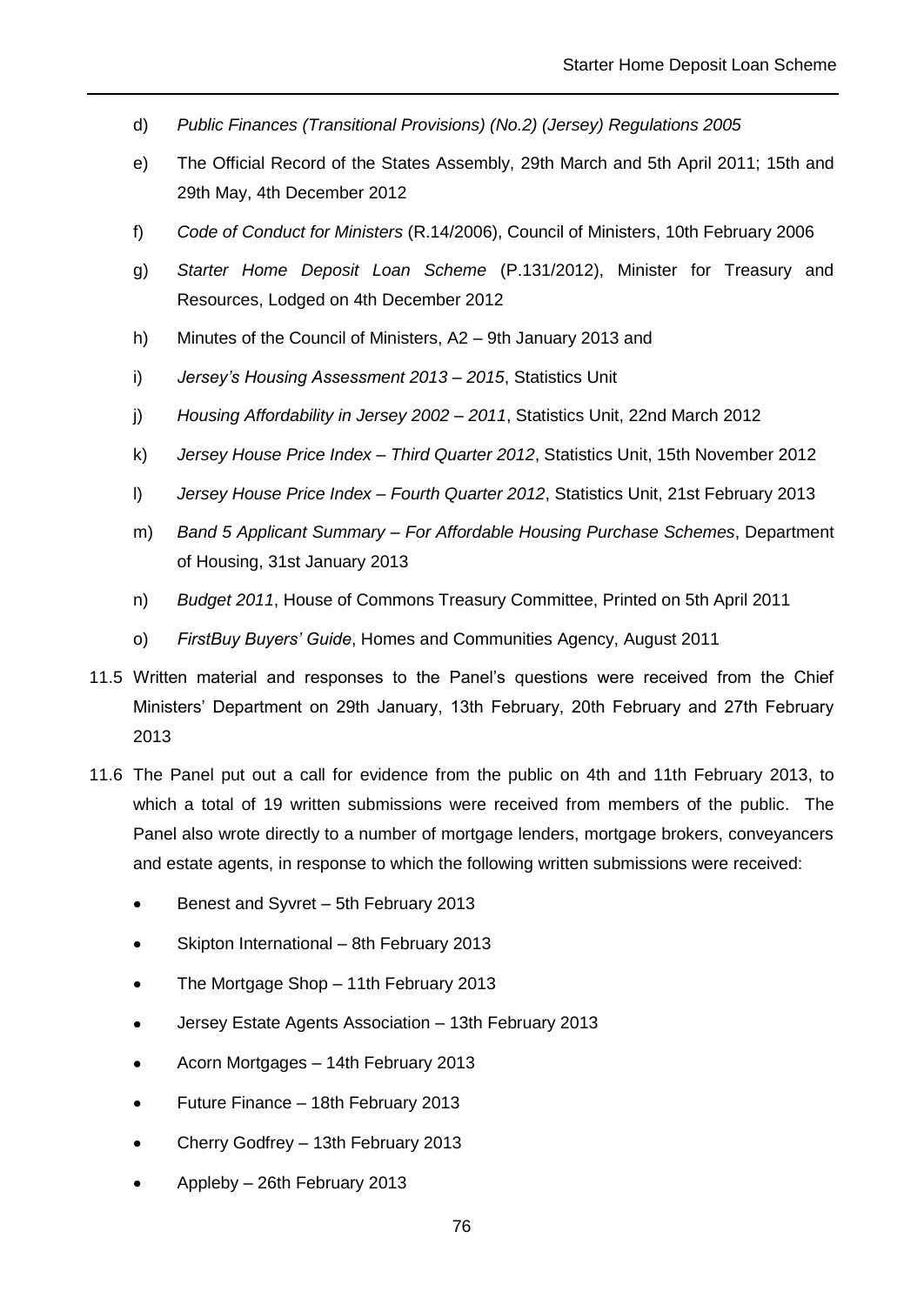d) *Public Finances (Transitional Provisions) (No.2) (Jersey) Regulations 2005*

e) The Official Record of the States Assembly, 29th March and 5th April 2011; 15th and 29th May, 4th December 2012

f) *Code of Conduct for Ministers* (R.14/2006), Council of Ministers, 10th February 2006

g) *Starter Home Deposit Loan Scheme* (P.131/2012), Minister for Treasury and Resources, Lodged on 4th December 2012

h) Minutes of the Council of Ministers, A2 – 9th January 2013 and

i) *Jersey's Housing Assessment 2013 – 2015*, Statistics Unit

j) *Housing Affordability in Jersey 2002 – 2011*, Statistics Unit, 22nd March 2012

k) *Jersey House Price Index – Third Quarter 2012*, Statistics Unit, 15th November 2012

l) *Jersey House Price Index – Fourth Quarter 2012*, Statistics Unit, 21st February 2013

m) *Band 5 Applicant Summary – For Affordable Housing Purchase Schemes*, Department of Housing, 31st January 2013

n) *Budget 2011*, House of Commons Treasury Committee, Printed on 5th April 2011

o) *FirstBuy Buyers' Guide*, Homes and Communities Agency, August 2011

11.5 Written material and responses to the Panel's questions were received from the Chief Ministers' Department on 29th January, 13th February, 20th February and 27th February 2013

11.6 The Panel put out a call for evidence from the public on 4th and 11th February 2013, to which a total of 19 written submissions were received from members of the public. The Panel also wrote directly to a number of mortgage lenders, mortgage brokers, conveyancers and estate agents, in response to which the following written submissions were received:

- Benest and Syvret – 5th February 2013
- Skipton International – 8th February 2013
- The Mortgage Shop – 11th February 2013
- Jersey Estate Agents Association – 13th February 2013
- Acorn Mortgages – 14th February 2013
- Future Finance – 18th February 2013
- Cherry Godfrey – 13th February 2013
- Appleby – 26th February 2013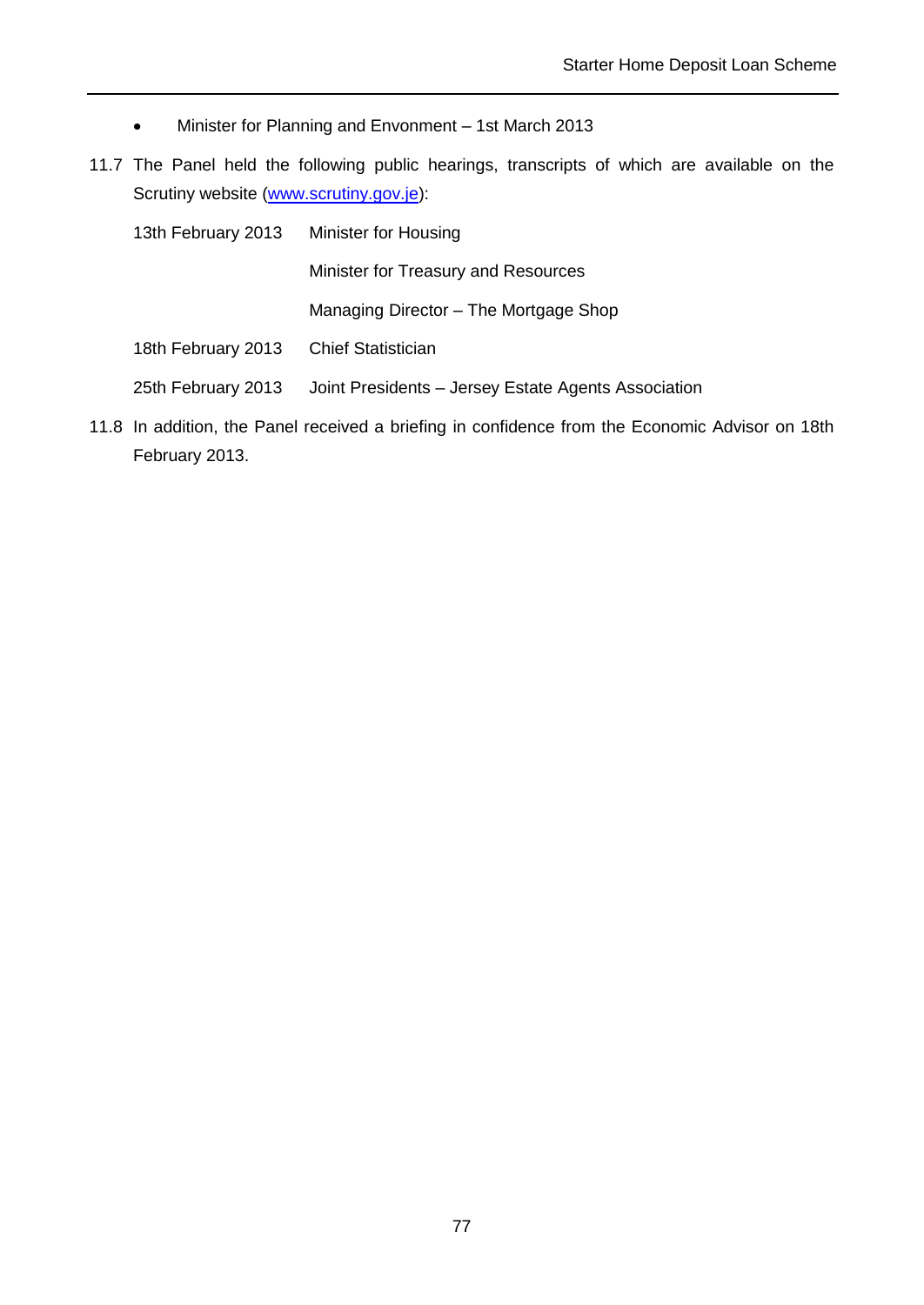- Minister for Planning and Envonment – 1st March 2013

11.7 The Panel held the following public hearings, transcripts of which are available on the Scrutiny website (www.scrutiny.gov.je):

| | |
|---|---|
| 13th February 2013 | Minister for Housing |
| | Minister for Treasury and Resources |
| | Managing Director – The Mortgage Shop |
| 18th February 2013 | Chief Statistician |
| 25th February 2013 | Joint Presidents – Jersey Estate Agents Association |

11.8 In addition, the Panel received a briefing in confidence from the Economic Advisor on 18th February 2013.